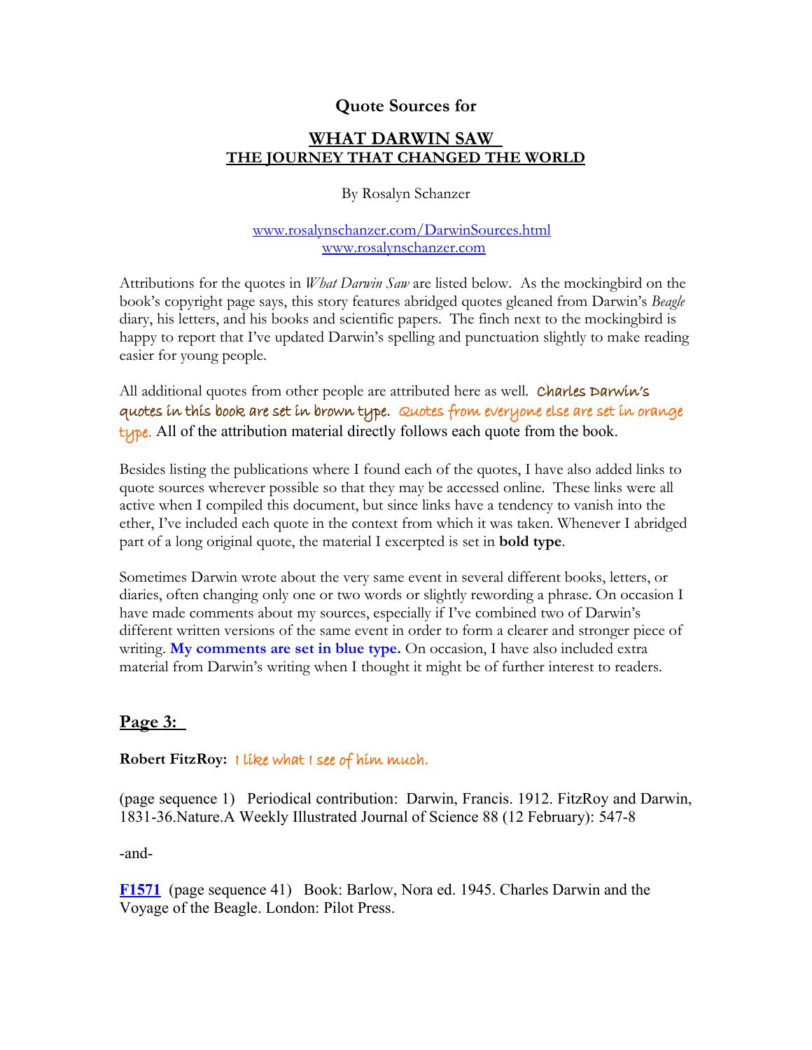## Quote Sources for

## WHAT DARWIN SAW
## THE JOURNEY THAT CHANGED THE WORLD

By Rosalyn Schanzer

www.rosalynschanzer.com/DarwinSources.html
www.rosalynschanzer.com

Attributions for the quotes in *What Darwin Saw* are listed below. As the mockingbird on the book's copyright page says, this story features abridged quotes gleaned from Darwin's *Beagle* diary, his letters, and his books and scientific papers. The finch next to the mockingbird is happy to report that I've updated Darwin's spelling and punctuation slightly to make reading easier for young people.

All additional quotes from other people are attributed here as well. Charles Darwin's quotes in this book are set in brown type. Quotes from everyone else are set in orange type. All of the attribution material directly follows each quote from the book.

Besides listing the publications where I found each of the quotes, I have also added links to quote sources wherever possible so that they may be accessed online. These links were all active when I compiled this document, but since links have a tendency to vanish into the ether, I've included each quote in the context from which it was taken. Whenever I abridged part of a long original quote, the material I excerpted is set in **bold type**.

Sometimes Darwin wrote about the very same event in several different books, letters, or diaries, often changing only one or two words or slightly rewording a phrase. On occasion I have made comments about my sources, especially if I've combined two of Darwin's different written versions of the same event in order to form a clearer and stronger piece of writing. **My comments are set in blue type.** On occasion, I have also included extra material from Darwin's writing when I thought it might be of further interest to readers.

## Page 3:

**Robert FitzRoy:** I like what I see of him much.

(page sequence 1) Periodical contribution: Darwin, Francis. 1912. FitzRoy and Darwin, 1831-36.Nature.A Weekly Illustrated Journal of Science 88 (12 February): 547-8

-and-

**F1571** (page sequence 41) Book: Barlow, Nora ed. 1945. Charles Darwin and the Voyage of the Beagle. London: Pilot Press.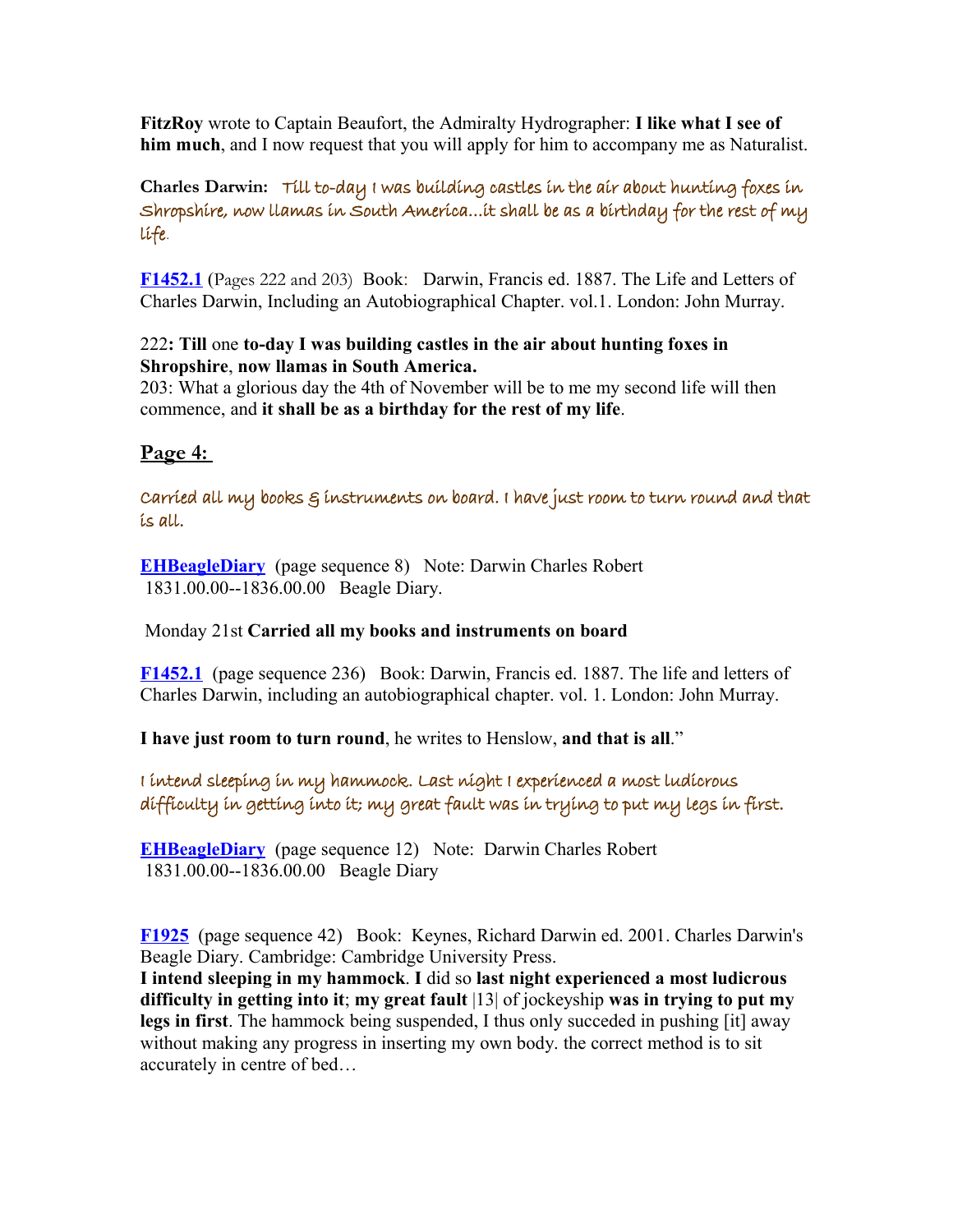**FitzRoy** wrote to Captain Beaufort, the Admiralty Hydrographer: **I like what I see of him much**, and I now request that you will apply for him to accompany me as Naturalist.

**Charles Darwin:** *Till to-day I was building castles in the air about hunting foxes in Shropshire, now llamas in South America…it shall be as a birthday for the rest of my life.*

**F1452.1** (Pages 222 and 203) Book: Darwin, Francis ed. 1887. The Life and Letters of Charles Darwin, Including an Autobiographical Chapter. vol.1. London: John Murray.

222**: Till** one **to-day I was building castles in the air about hunting foxes in Shropshire**, **now llamas in South America.**
203: What a glorious day the 4th of November will be to me my second life will then commence, and **it shall be as a birthday for the rest of my life**.

## Page 4:

*Carried all my books & instruments on board. I have just room to turn round and that is all.*

**EHBeagleDiary** (page sequence 8) Note: Darwin Charles Robert 1831.00.00--1836.00.00 Beagle Diary.

Monday 21st **Carried all my books and instruments on board**

**F1452.1** (page sequence 236) Book: Darwin, Francis ed. 1887. The life and letters of Charles Darwin, including an autobiographical chapter. vol. 1. London: John Murray.

**I have just room to turn round**, he writes to Henslow, **and that is all**."

*I intend sleeping in my hammock. Last night I experienced a most ludicrous difficulty in getting into it; my great fault was in trying to put my legs in first.*

**EHBeagleDiary** (page sequence 12) Note: Darwin Charles Robert 1831.00.00--1836.00.00 Beagle Diary

**F1925** (page sequence 42) Book: Keynes, Richard Darwin ed. 2001. Charles Darwin's Beagle Diary. Cambridge: Cambridge University Press.
**I intend sleeping in my hammock**. **I** did so **last night experienced a most ludicrous difficulty in getting into it**; **my great fault** |13| of jockeyship **was in trying to put my legs in first**. The hammock being suspended, I thus only succeded in pushing [it] away without making any progress in inserting my own body. the correct method is to sit accurately in centre of bed…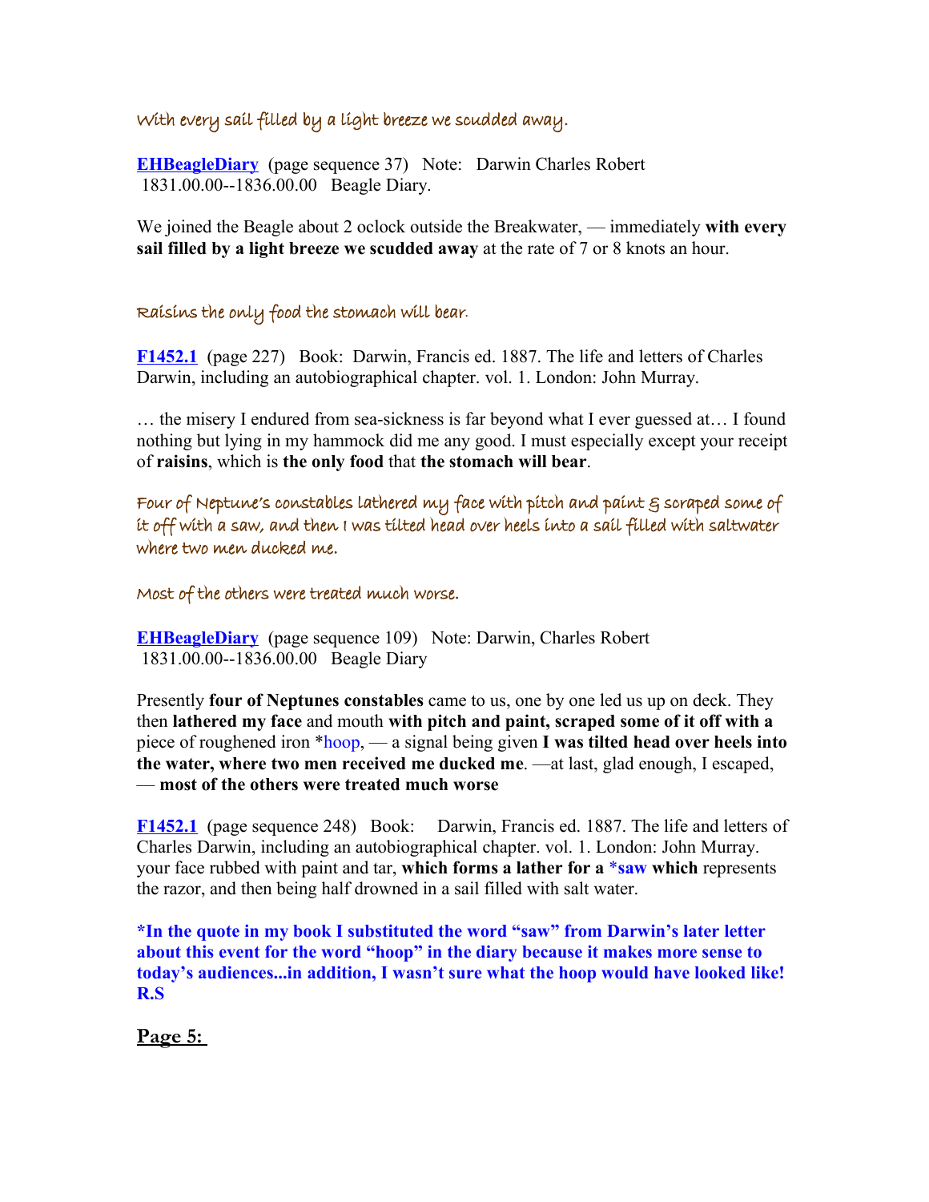*With every sail filled by a light breeze we scudded away.*

**EHBeagleDiary** (page sequence 37) Note: Darwin Charles Robert 1831.00.00--1836.00.00 Beagle Diary.

We joined the Beagle about 2 oclock outside the Breakwater, — immediately **with every sail filled by a light breeze we scudded away** at the rate of 7 or 8 knots an hour.

*Raisins the only food the stomach will bear.*

**F1452.1** (page 227) Book: Darwin, Francis ed. 1887. The life and letters of Charles Darwin, including an autobiographical chapter. vol. 1. London: John Murray.

… the misery I endured from sea-sickness is far beyond what I ever guessed at… I found nothing but lying in my hammock did me any good. I must especially except your receipt of **raisins**, which is **the only food** that **the stomach will bear**.

*Four of Neptune's constables lathered my face with pitch and paint & scraped some of it off with a saw, and then I was tilted head over heels into a sail filled with saltwater where two men ducked me.*

*Most of the others were treated much worse.*

**EHBeagleDiary** (page sequence 109) Note: Darwin, Charles Robert 1831.00.00--1836.00.00 Beagle Diary

Presently **four of Neptunes constables** came to us, one by one led us up on deck. They then **lathered my face** and mouth **with pitch and paint, scraped some of it off with a** piece of roughened iron *hoop, — a signal being given **I was tilted head over heels into the water, where two men received me ducked me**. —at last, glad enough, I escaped, — **most of the others were treated much worse**

**F1452.1** (page sequence 248) Book: Darwin, Francis ed. 1887. The life and letters of Charles Darwin, including an autobiographical chapter. vol. 1. London: John Murray. your face rubbed with paint and tar, **which forms a lather for a** *saw **which** represents the razor, and then being half drowned in a sail filled with salt water.

**\*In the quote in my book I substituted the word "saw" from Darwin's later letter about this event for the word "hoop" in the diary because it makes more sense to today's audiences...in addition, I wasn't sure what the hoop would have looked like! R.S**

## Page 5: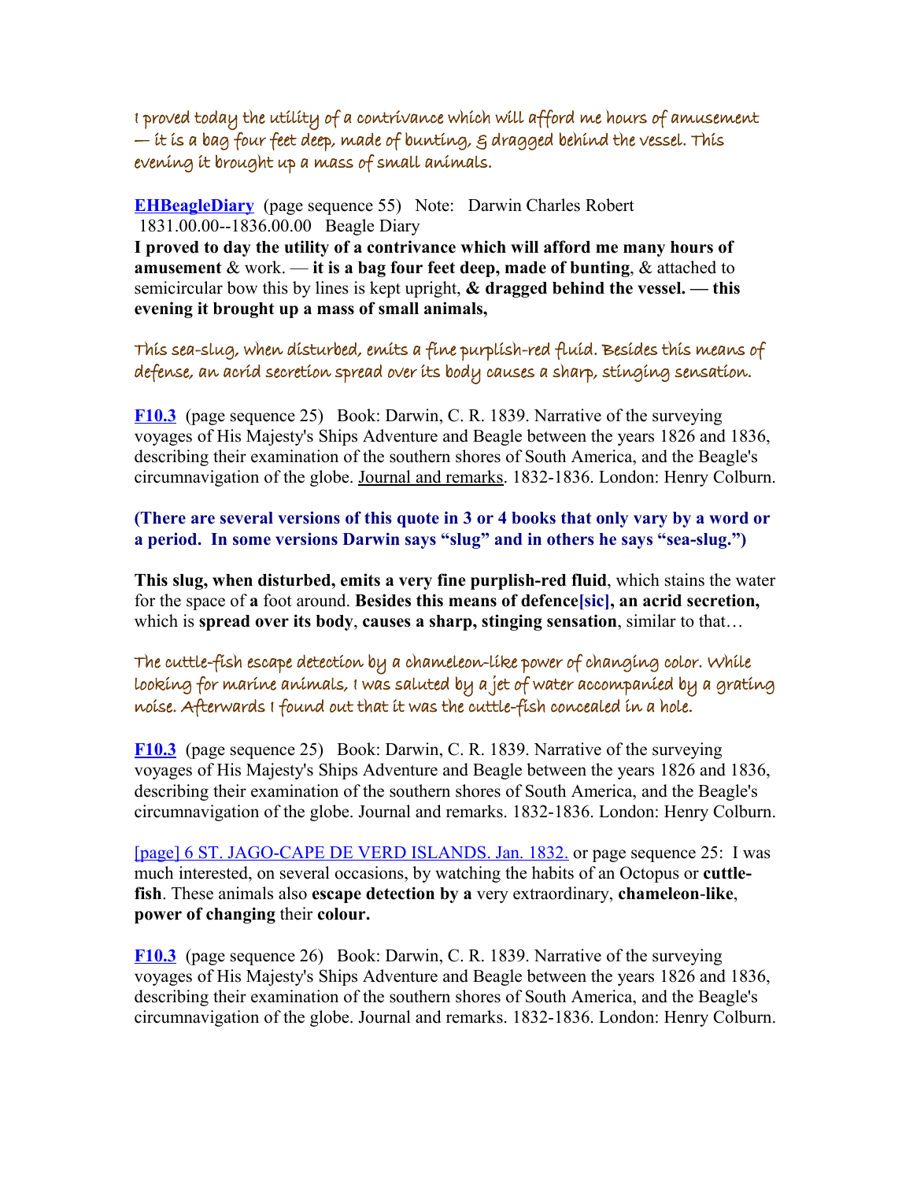*I proved today the utility of a contrivance which will afford me hours of amusement — it is a bag four feet deep, made of bunting, & dragged behind the vessel. This evening it brought up a mass of small animals.*

**EHBeagleDiary** (page sequence 55) Note: Darwin Charles Robert 1831.00.00--1836.00.00 Beagle Diary
**I proved to day the utility of a contrivance which will afford me many hours of amusement** & work. — **it is a bag four feet deep, made of bunting**, & attached to semicircular bow this by lines is kept upright, **& dragged behind the vessel. — this evening it brought up a mass of small animals,**

*This sea-slug, when disturbed, emits a fine purplish-red fluid. Besides this means of defense, an acrid secretion spread over its body causes a sharp, stinging sensation.*

**F10.3** (page sequence 25) Book: Darwin, C. R. 1839. Narrative of the surveying voyages of His Majesty's Ships Adventure and Beagle between the years 1826 and 1836, describing their examination of the southern shores of South America, and the Beagle's circumnavigation of the globe. Journal and remarks. 1832-1836. London: Henry Colburn.

**(There are several versions of this quote in 3 or 4 books that only vary by a word or a period. In some versions Darwin says "slug" and in others he says "sea-slug.")**

**This slug, when disturbed, emits a very fine purplish-red fluid**, which stains the water for the space of **a** foot around. **Besides this means of defence[sic], an acrid secretion,** which is **spread over its body**, **causes a sharp, stinging sensation**, similar to that…

*The cuttle-fish escape detection by a chameleon-like power of changing color. While looking for marine animals, I was saluted by a jet of water accompanied by a grating noise. Afterwards I found out that it was the cuttle-fish concealed in a hole.*

**F10.3** (page sequence 25) Book: Darwin, C. R. 1839. Narrative of the surveying voyages of His Majesty's Ships Adventure and Beagle between the years 1826 and 1836, describing their examination of the southern shores of South America, and the Beagle's circumnavigation of the globe. Journal and remarks. 1832-1836. London: Henry Colburn.

[page] 6 ST. JAGO-CAPE DE VERD ISLANDS. Jan. 1832. or page sequence 25: I was much interested, on several occasions, by watching the habits of an Octopus or **cuttle-fish**. These animals also **escape detection by a** very extraordinary, **chameleon**-**like**, **power of changing** their **colour.**

**F10.3** (page sequence 26) Book: Darwin, C. R. 1839. Narrative of the surveying voyages of His Majesty's Ships Adventure and Beagle between the years 1826 and 1836, describing their examination of the southern shores of South America, and the Beagle's circumnavigation of the globe. Journal and remarks. 1832-1836. London: Henry Colburn.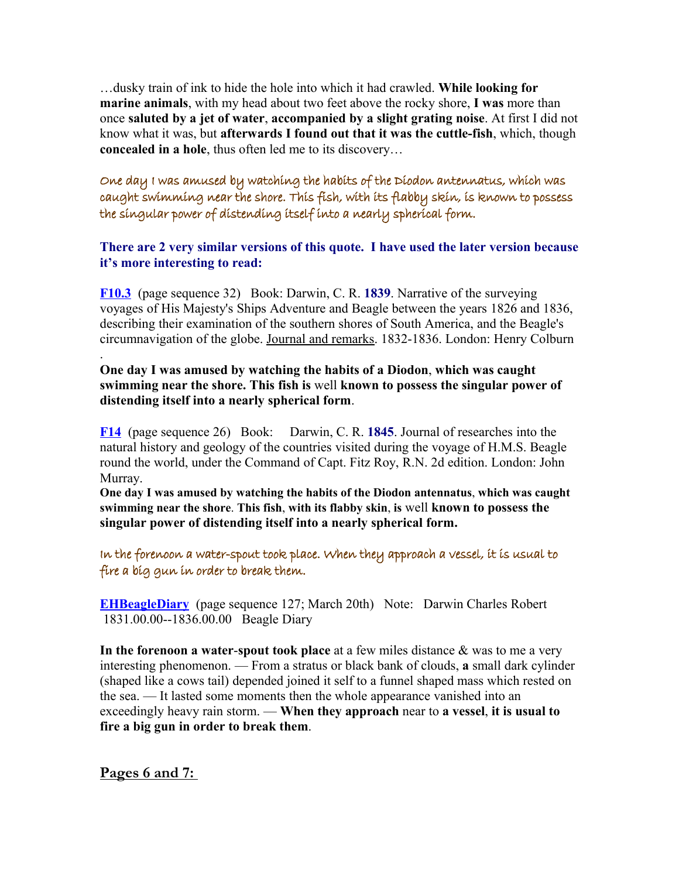…dusky train of ink to hide the hole into which it had crawled. **While looking for marine animals**, with my head about two feet above the rocky shore, **I was** more than once **saluted by a jet of water**, **accompanied by a slight grating noise**. At first I did not know what it was, but **afterwards I found out that it was the cuttle-fish**, which, though **concealed in a hole**, thus often led me to its discovery…

*One day I was amused by watching the habits of the Diodon antennatus, which was caught swimming near the shore. This fish, with its flabby skin, is known to possess the singular power of distending itself into a nearly spherical form.*

**There are 2 very similar versions of this quote. I have used the later version because it's more interesting to read:**

**F10.3** (page sequence 32) Book: Darwin, C. R. **1839**. Narrative of the surveying voyages of His Majesty's Ships Adventure and Beagle between the years 1826 and 1836, describing their examination of the southern shores of South America, and the Beagle's circumnavigation of the globe. Journal and remarks. 1832-1836. London: Henry Colburn .

**One day I was amused by watching the habits of a Diodon**, **which was caught swimming near the shore. This fish is** well **known to possess the singular power of distending itself into a nearly spherical form**.

**F14** (page sequence 26) Book: Darwin, C. R. **1845**. Journal of researches into the natural history and geology of the countries visited during the voyage of H.M.S. Beagle round the world, under the Command of Capt. Fitz Roy, R.N. 2d edition. London: John Murray.

**One day I was amused by watching the habits of the Diodon antennatus**, **which was caught swimming near the shore**. **This fish**, **with its flabby skin**, **is** well **known to possess the singular power of distending itself into a nearly spherical form.**

*In the forenoon a water-spout took place. When they approach a vessel, it is usual to fire a big gun in order to break them.*

**EHBeagleDiary** (page sequence 127; March 20th) Note: Darwin Charles Robert 1831.00.00--1836.00.00 Beagle Diary

**In the forenoon a water-spout took place** at a few miles distance & was to me a very interesting phenomenon. — From a stratus or black bank of clouds, **a** small dark cylinder (shaped like a cows tail) depended joined it self to a funnel shaped mass which rested on the sea. — It lasted some moments then the whole appearance vanished into an exceedingly heavy rain storm. — **When they approach** near to **a vessel**, **it is usual to fire a big gun in order to break them**.

## Pages 6 and 7: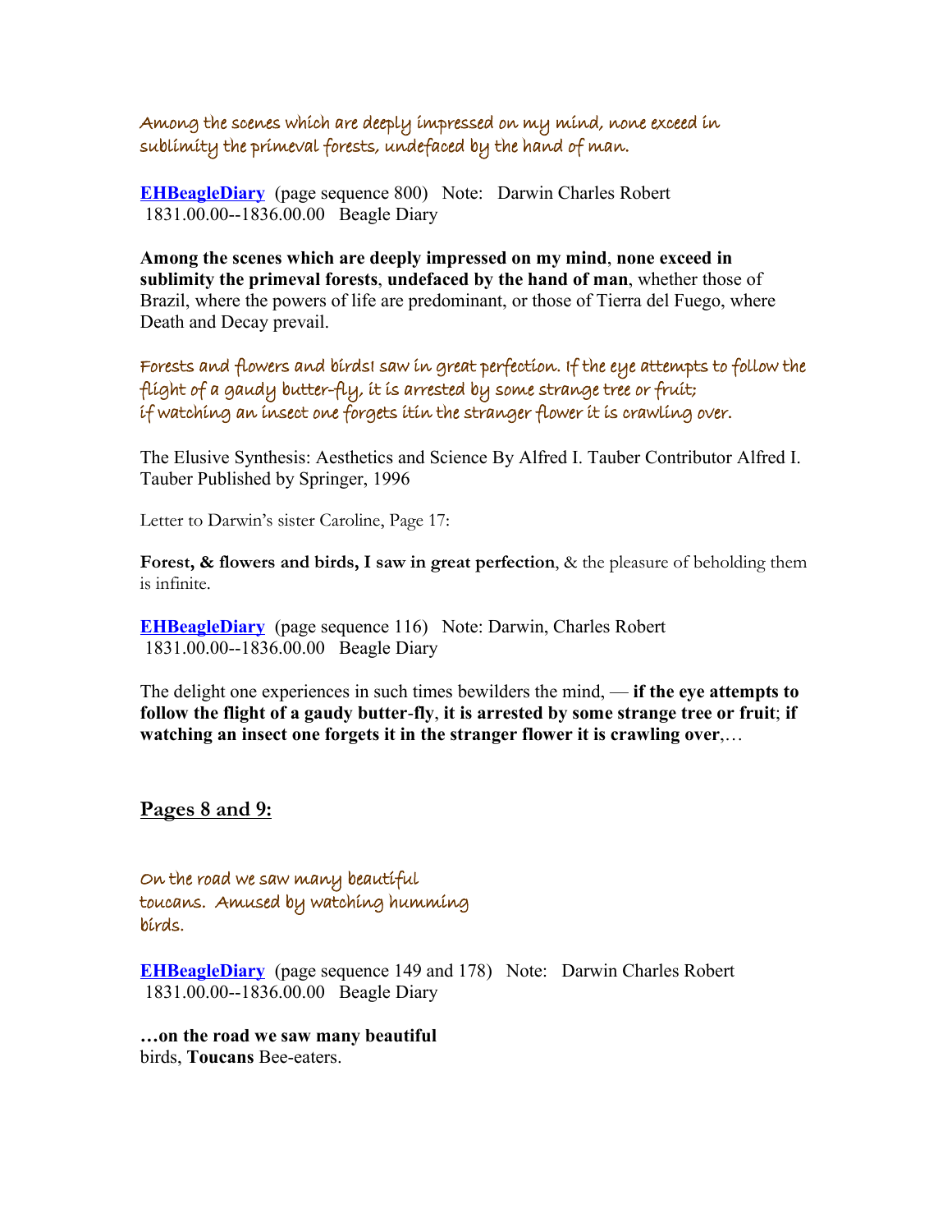Among the scenes which are deeply impressed on my mind, none exceed in sublimity the primeval forests, undefaced by the hand of man.

**EHBeagleDiary** (page sequence 800) Note: Darwin Charles Robert 1831.00.00--1836.00.00 Beagle Diary

**Among the scenes which are deeply impressed on my mind**, **none exceed in sublimity the primeval forests**, **undefaced by the hand of man**, whether those of Brazil, where the powers of life are predominant, or those of Tierra del Fuego, where Death and Decay prevail.

Forests and flowers and birdsI saw in great perfection. If the eye attempts to follow the flight of a gaudy butter-fly, it is arrested by some strange tree or fruit; if watching an insect one forgets itin the stranger flower it is crawling over.

The Elusive Synthesis: Aesthetics and Science By Alfred I. Tauber Contributor Alfred I. Tauber Published by Springer, 1996

Letter to Darwin's sister Caroline, Page 17:

**Forest, & flowers and birds, I saw in great perfection**, & the pleasure of beholding them is infinite.

**EHBeagleDiary** (page sequence 116) Note: Darwin, Charles Robert 1831.00.00--1836.00.00 Beagle Diary

The delight one experiences in such times bewilders the mind, — **if the eye attempts to follow the flight of a gaudy butter-fly**, **it is arrested by some strange tree or fruit**; **if watching an insect one forgets it in the stranger flower it is crawling over**,…

## Pages 8 and 9:

On the road we saw many beautiful toucans. Amused by watching humming birds.

**EHBeagleDiary** (page sequence 149 and 178) Note: Darwin Charles Robert 1831.00.00--1836.00.00 Beagle Diary

**…on the road we saw many beautiful** birds, **Toucans** Bee-eaters.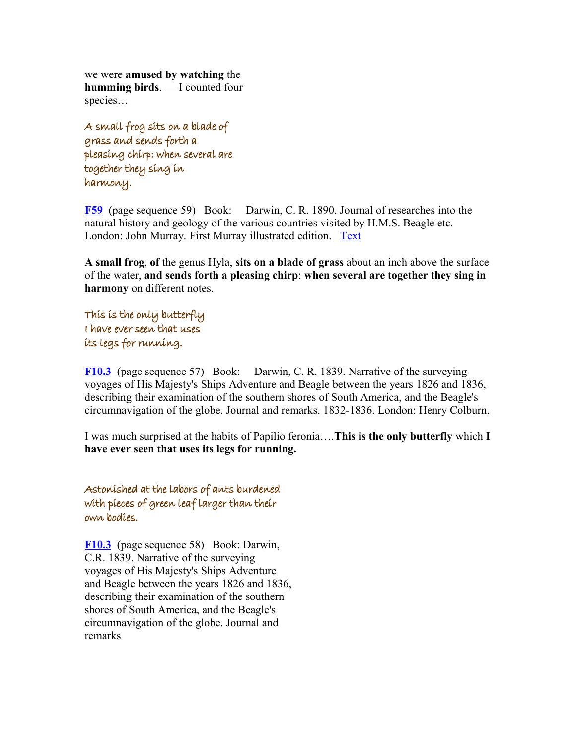we were **amused by watching** the **humming birds**. — I counted four species…

*A small frog sits on a blade of grass and sends forth a pleasing chirp: when several are together they sing in harmony.*

**F59** (page sequence 59) Book: Darwin, C. R. 1890. Journal of researches into the natural history and geology of the various countries visited by H.M.S. Beagle etc. London: John Murray. First Murray illustrated edition. Text

**A small frog**, **of** the genus Hyla, **sits on a blade of grass** about an inch above the surface of the water, **and sends forth a pleasing chirp**: **when several are together they sing in harmony** on different notes.

*This is the only butterfly I have ever seen that uses its legs for running.*

**F10.3** (page sequence 57) Book: Darwin, C. R. 1839. Narrative of the surveying voyages of His Majesty's Ships Adventure and Beagle between the years 1826 and 1836, describing their examination of the southern shores of South America, and the Beagle's circumnavigation of the globe. Journal and remarks. 1832-1836. London: Henry Colburn.

I was much surprised at the habits of Papilio feronia….**This is the only butterfly** which **I have ever seen that uses its legs for running.**

*Astonished at the labors of ants burdened with pieces of green leaf larger than their own bodies.*

**F10.3** (page sequence 58) Book: Darwin, C.R. 1839. Narrative of the surveying voyages of His Majesty's Ships Adventure and Beagle between the years 1826 and 1836, describing their examination of the southern shores of South America, and the Beagle's circumnavigation of the globe. Journal and remarks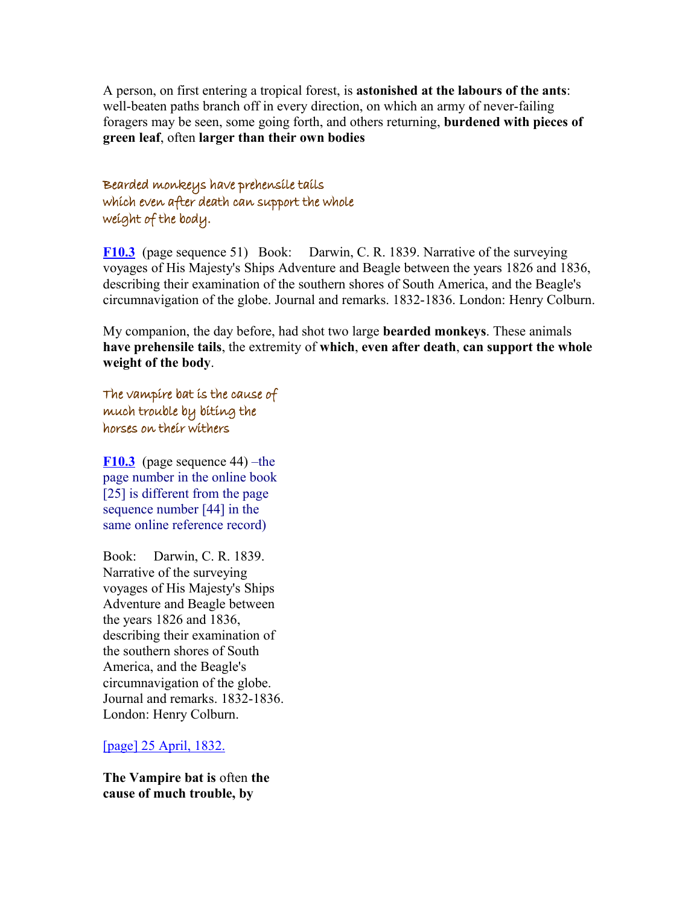A person, on first entering a tropical forest, is **astonished at the labours of the ants**: well-beaten paths branch off in every direction, on which an army of never-failing foragers may be seen, some going forth, and others returning, **burdened with pieces of green leaf**, often **larger than their own bodies**

Bearded monkeys have prehensile tails which even after death can support the whole weight of the body.

**F10.3** (page sequence 51) Book: Darwin, C. R. 1839. Narrative of the surveying voyages of His Majesty's Ships Adventure and Beagle between the years 1826 and 1836, describing their examination of the southern shores of South America, and the Beagle's circumnavigation of the globe. Journal and remarks. 1832-1836. London: Henry Colburn.

My companion, the day before, had shot two large **bearded monkeys**. These animals **have prehensile tails**, the extremity of **which**, **even after death**, **can support the whole weight of the body**.

The vampire bat is the cause of much trouble by biting the horses on their withers

**F10.3** (page sequence 44) –the page number in the online book [25] is different from the page sequence number [44] in the same online reference record)

Book: Darwin, C. R. 1839. Narrative of the surveying voyages of His Majesty's Ships Adventure and Beagle between the years 1826 and 1836, describing their examination of the southern shores of South America, and the Beagle's circumnavigation of the globe. Journal and remarks. 1832-1836. London: Henry Colburn.

[page] 25 April, 1832.

**The Vampire bat is** often **the cause of much trouble, by**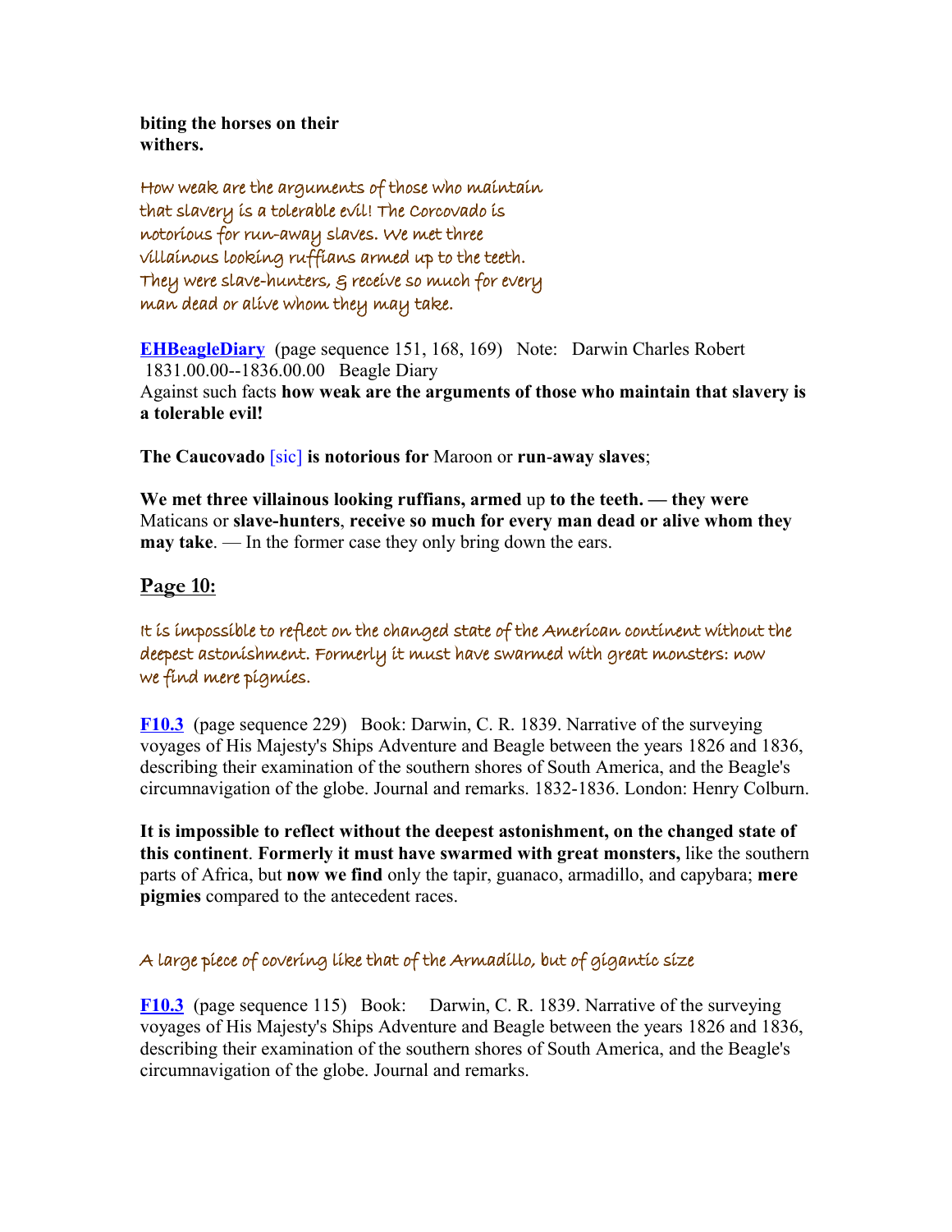**biting the horses on their withers.**

How weak are the arguments of those who maintain that slavery is a tolerable evil! The Corcovado is notorious for run-away slaves. We met three villainous looking ruffians armed up to the teeth. They were slave-hunters, & receive so much for every man dead or alive whom they may take.

**EHBeagleDiary** (page sequence 151, 168, 169) Note: Darwin Charles Robert 1831.00.00--1836.00.00 Beagle Diary
Against such facts **how weak are the arguments of those who maintain that slavery is a tolerable evil!**

**The Caucovado** [sic] **is notorious for** Maroon or **run-away slaves**;

**We met three villainous looking ruffians, armed** up **to the teeth. — they were** Maticans or **slave-hunters**, **receive so much for every man dead or alive whom they may take**. — In the former case they only bring down the ears.

## Page 10:

It is impossible to reflect on the changed state of the American continent without the deepest astonishment. Formerly it must have swarmed with great monsters: now we find mere pigmies.

**F10.3** (page sequence 229) Book: Darwin, C. R. 1839. Narrative of the surveying voyages of His Majesty's Ships Adventure and Beagle between the years 1826 and 1836, describing their examination of the southern shores of South America, and the Beagle's circumnavigation of the globe. Journal and remarks. 1832-1836. London: Henry Colburn.

**It is impossible to reflect without the deepest astonishment, on the changed state of this continent**. **Formerly it must have swarmed with great monsters,** like the southern parts of Africa, but **now we find** only the tapir, guanaco, armadillo, and capybara; **mere pigmies** compared to the antecedent races.

A large piece of covering like that of the Armadillo, but of gigantic size

**F10.3** (page sequence 115) Book: Darwin, C. R. 1839. Narrative of the surveying voyages of His Majesty's Ships Adventure and Beagle between the years 1826 and 1836, describing their examination of the southern shores of South America, and the Beagle's circumnavigation of the globe. Journal and remarks.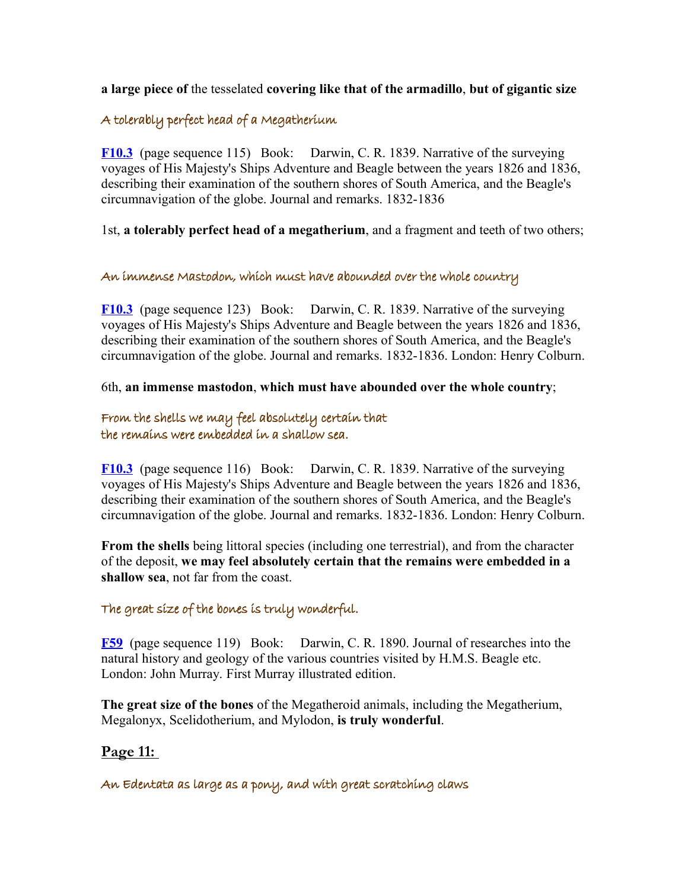**a large piece of** the tesselated **covering like that of the armadillo**, **but of gigantic size**

A tolerably perfect head of a Megatherium

**F10.3** (page sequence 115) Book: Darwin, C. R. 1839. Narrative of the surveying voyages of His Majesty's Ships Adventure and Beagle between the years 1826 and 1836, describing their examination of the southern shores of South America, and the Beagle's circumnavigation of the globe. Journal and remarks. 1832-1836

1st, **a tolerably perfect head of a megatherium**, and a fragment and teeth of two others;

An immense Mastodon, which must have abounded over the whole country

**F10.3** (page sequence 123) Book: Darwin, C. R. 1839. Narrative of the surveying voyages of His Majesty's Ships Adventure and Beagle between the years 1826 and 1836, describing their examination of the southern shores of South America, and the Beagle's circumnavigation of the globe. Journal and remarks. 1832-1836. London: Henry Colburn.

6th, **an immense mastodon**, **which must have abounded over the whole country**;

From the shells we may feel absolutely certain that
the remains were embedded in a shallow sea.

**F10.3** (page sequence 116) Book: Darwin, C. R. 1839. Narrative of the surveying voyages of His Majesty's Ships Adventure and Beagle between the years 1826 and 1836, describing their examination of the southern shores of South America, and the Beagle's circumnavigation of the globe. Journal and remarks. 1832-1836. London: Henry Colburn.

**From the shells** being littoral species (including one terrestrial), and from the character of the deposit, **we may feel absolutely certain that the remains were embedded in a shallow sea**, not far from the coast.

The great size of the bones is truly wonderful.

**F59** (page sequence 119) Book: Darwin, C. R. 1890. Journal of researches into the natural history and geology of the various countries visited by H.M.S. Beagle etc. London: John Murray. First Murray illustrated edition.

**The great size of the bones** of the Megatheroid animals, including the Megatherium, Megalonyx, Scelidotherium, and Mylodon, **is truly wonderful**.

## Page 11:

An Edentata as large as a pony, and with great scratching claws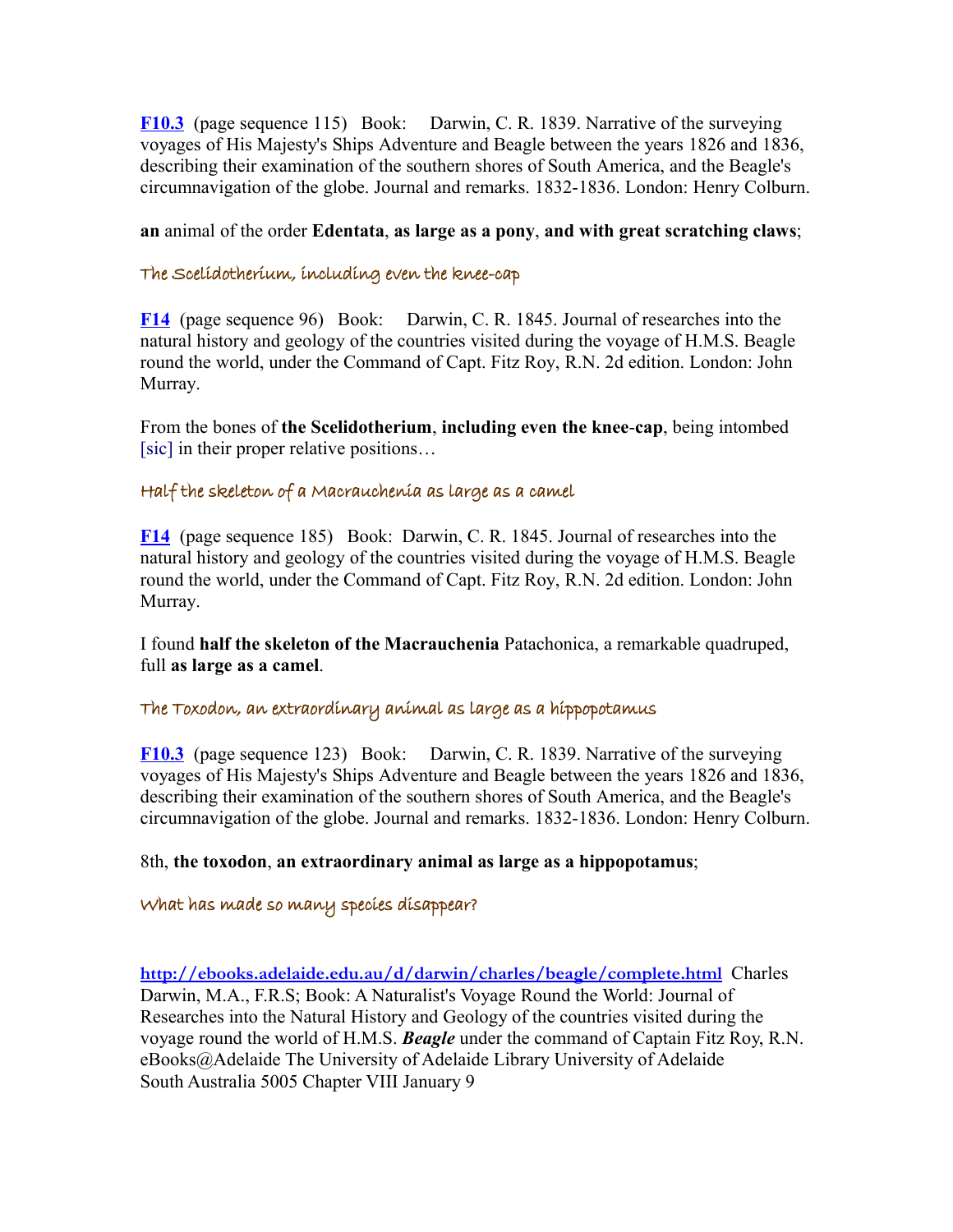**F10.3** (page sequence 115) Book: Darwin, C. R. 1839. Narrative of the surveying voyages of His Majesty's Ships Adventure and Beagle between the years 1826 and 1836, describing their examination of the southern shores of South America, and the Beagle's circumnavigation of the globe. Journal and remarks. 1832-1836. London: Henry Colburn.

**an** animal of the order **Edentata**, **as large as a pony**, **and with great scratching claws**;

### The Scelidotherium, including even the knee-cap

**F14** (page sequence 96) Book: Darwin, C. R. 1845. Journal of researches into the natural history and geology of the countries visited during the voyage of H.M.S. Beagle round the world, under the Command of Capt. Fitz Roy, R.N. 2d edition. London: John Murray.

From the bones of **the Scelidotherium**, **including even the knee-cap**, being intombed [sic] in their proper relative positions…

### Half the skeleton of a Macrauchenia as large as a camel

**F14** (page sequence 185) Book: Darwin, C. R. 1845. Journal of researches into the natural history and geology of the countries visited during the voyage of H.M.S. Beagle round the world, under the Command of Capt. Fitz Roy, R.N. 2d edition. London: John Murray.

I found **half the skeleton of the Macrauchenia** Patachonica, a remarkable quadruped, full **as large as a camel**.

### The Toxodon, an extraordinary animal as large as a hippopotamus

**F10.3** (page sequence 123) Book: Darwin, C. R. 1839. Narrative of the surveying voyages of His Majesty's Ships Adventure and Beagle between the years 1826 and 1836, describing their examination of the southern shores of South America, and the Beagle's circumnavigation of the globe. Journal and remarks. 1832-1836. London: Henry Colburn.

8th, **the toxodon**, **an extraordinary animal as large as a hippopotamus**;

### What has made so many species disappear?

**http://ebooks.adelaide.edu.au/d/darwin/charles/beagle/complete.html** Charles Darwin, M.A., F.R.S; Book: A Naturalist's Voyage Round the World: Journal of Researches into the Natural History and Geology of the countries visited during the voyage round the world of H.M.S. ***Beagle*** under the command of Captain Fitz Roy, R.N. eBooks@Adelaide The University of Adelaide Library University of Adelaide South Australia 5005 Chapter VIII January 9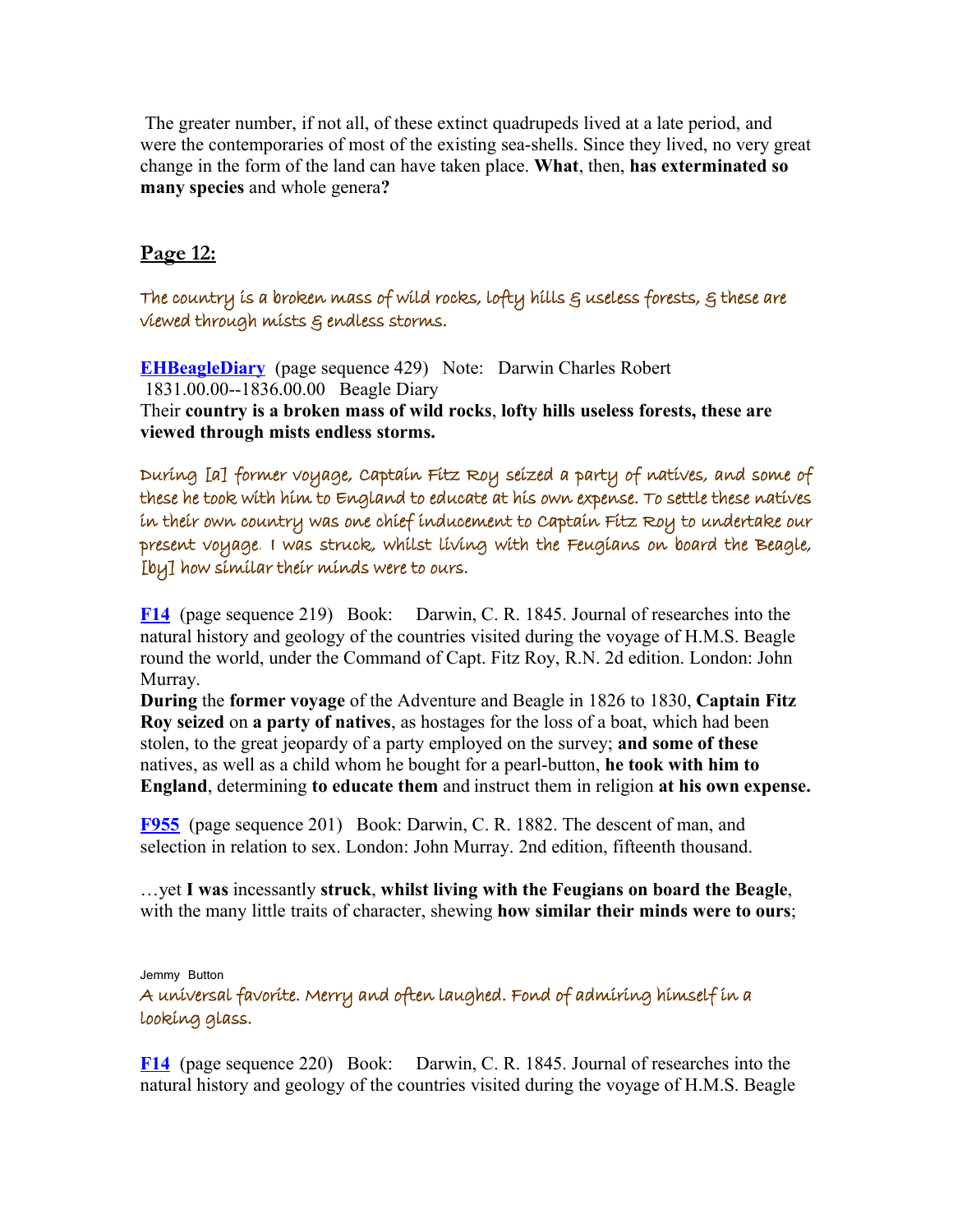The greater number, if not all, of these extinct quadrupeds lived at a late period, and were the contemporaries of most of the existing sea-shells. Since they lived, no very great change in the form of the land can have taken place. **What**, then, **has exterminated so many species** and whole genera**?**

## Page 12:

*The country is a broken mass of wild rocks, lofty hills & useless forests, & these are viewed through mists & endless storms.*

**EHBeagleDiary** (page sequence 429) Note: Darwin Charles Robert 1831.00.00--1836.00.00 Beagle Diary
Their **country is a broken mass of wild rocks**, **lofty hills useless forests, these are viewed through mists endless storms.**

*During [a] former voyage, Captain Fitz Roy seized a party of natives, and some of these he took with him to England to educate at his own expense. To settle these natives in their own country was one chief inducement to Captain Fitz Roy to undertake our present voyage. I was struck, whilst living with the Feugians on board the Beagle, [by] how similar their minds were to ours.*

**F14** (page sequence 219) Book: Darwin, C. R. 1845. Journal of researches into the natural history and geology of the countries visited during the voyage of H.M.S. Beagle round the world, under the Command of Capt. Fitz Roy, R.N. 2d edition. London: John Murray.
**During** the **former voyage** of the Adventure and Beagle in 1826 to 1830, **Captain Fitz Roy seized** on **a party of natives**, as hostages for the loss of a boat, which had been stolen, to the great jeopardy of a party employed on the survey; **and some of these** natives, as well as a child whom he bought for a pearl-button, **he took with him to England**, determining **to educate them** and instruct them in religion **at his own expense.**

**F955** (page sequence 201) Book: Darwin, C. R. 1882. The descent of man, and selection in relation to sex. London: John Murray. 2nd edition, fifteenth thousand.

…yet **I was** incessantly **struck**, **whilst living with the Feugians on board the Beagle**, with the many little traits of character, shewing **how similar their minds were to ours**;

Jemmy Button

*A universal favorite. Merry and often laughed. Fond of admiring himself in a looking glass.*

**F14** (page sequence 220) Book: Darwin, C. R. 1845. Journal of researches into the natural history and geology of the countries visited during the voyage of H.M.S. Beagle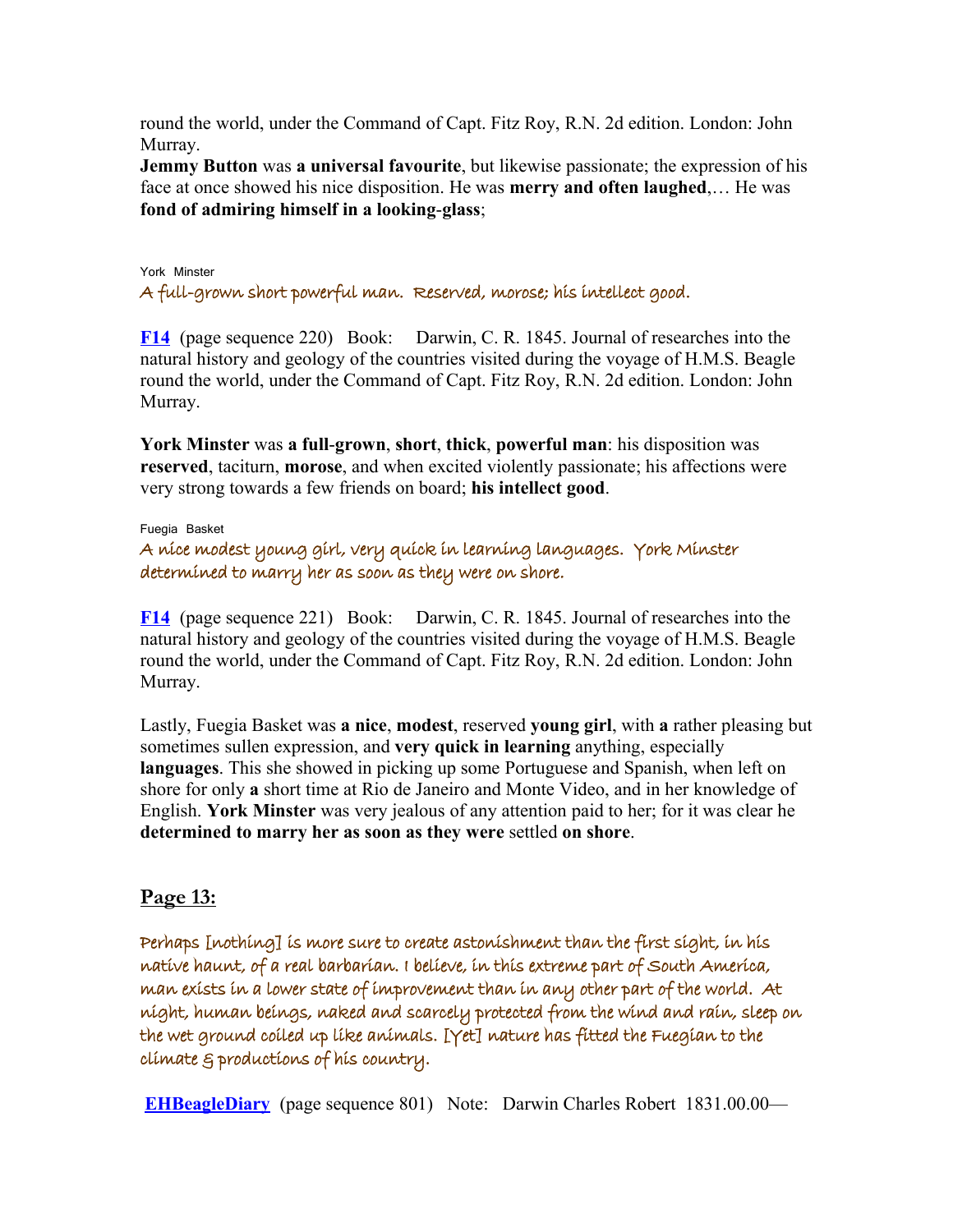round the world, under the Command of Capt. Fitz Roy, R.N. 2d edition. London: John Murray.

**Jemmy Button** was **a universal favourite**, but likewise passionate; the expression of his face at once showed his nice disposition. He was **merry and often laughed**,… He was **fond of admiring himself in a looking-glass**;

York Minster

A full-grown short powerful man. Reserved, morose; his intellect good.

**F14** (page sequence 220) Book: Darwin, C. R. 1845. Journal of researches into the natural history and geology of the countries visited during the voyage of H.M.S. Beagle round the world, under the Command of Capt. Fitz Roy, R.N. 2d edition. London: John Murray.

**York Minster** was **a full-grown**, **short**, **thick**, **powerful man**: his disposition was **reserved**, taciturn, **morose**, and when excited violently passionate; his affections were very strong towards a few friends on board; **his intellect good**.

Fuegia Basket

A nice modest young girl, very quick in learning languages. York Minster determined to marry her as soon as they were on shore.

**F14** (page sequence 221) Book: Darwin, C. R. 1845. Journal of researches into the natural history and geology of the countries visited during the voyage of H.M.S. Beagle round the world, under the Command of Capt. Fitz Roy, R.N. 2d edition. London: John Murray.

Lastly, Fuegia Basket was **a nice**, **modest**, reserved **young girl**, with **a** rather pleasing but sometimes sullen expression, and **very quick in learning** anything, especially **languages**. This she showed in picking up some Portuguese and Spanish, when left on shore for only **a** short time at Rio de Janeiro and Monte Video, and in her knowledge of English. **York Minster** was very jealous of any attention paid to her; for it was clear he **determined to marry her as soon as they were** settled **on shore**.

## Page 13:

Perhaps [nothing] is more sure to create astonishment than the first sight, in his native haunt, of a real barbarian. I believe, in this extreme part of South America, man exists in a lower state of improvement than in any other part of the world. At night, human beings, naked and scarcely protected from the wind and rain, sleep on the wet ground coiled up like animals. [Yet] nature has fitted the Fuegian to the climate & productions of his country.

**EHBeagleDiary** (page sequence 801) Note: Darwin Charles Robert 1831.00.00—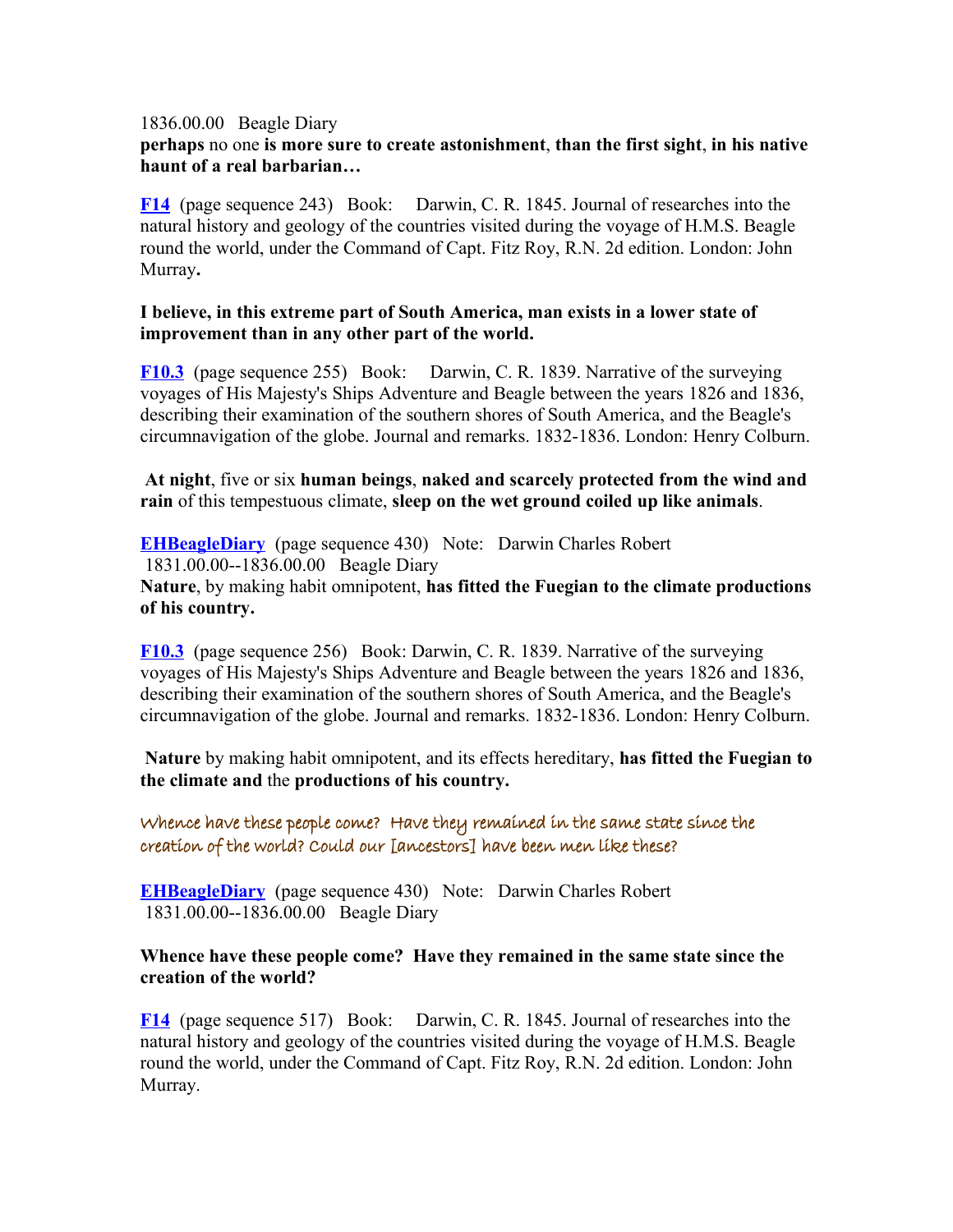1836.00.00   Beagle Diary
**perhaps** no one **is more sure to create astonishment**, **than the first sight**, **in his native haunt of a real barbarian…**

**F14** (page sequence 243)   Book:    Darwin, C. R. 1845. Journal of researches into the natural history and geology of the countries visited during the voyage of H.M.S. Beagle round the world, under the Command of Capt. Fitz Roy, R.N. 2d edition. London: John Murray**.**

**I believe, in this extreme part of South America, man exists in a lower state of improvement than in any other part of the world.**

**F10.3** (page sequence 255)   Book:    Darwin, C. R. 1839. Narrative of the surveying voyages of His Majesty's Ships Adventure and Beagle between the years 1826 and 1836, describing their examination of the southern shores of South America, and the Beagle's circumnavigation of the globe. Journal and remarks. 1832-1836. London: Henry Colburn.

**At night**, five or six **human beings**, **naked and scarcely protected from the wind and rain** of this tempestuous climate, **sleep on the wet ground coiled up like animals**.

**EHBeagleDiary** (page sequence 430)   Note:   Darwin Charles Robert
1831.00.00--1836.00.00   Beagle Diary
**Nature**, by making habit omnipotent, **has fitted the Fuegian to the climate productions of his country.**

**F10.3** (page sequence 256)   Book: Darwin, C. R. 1839. Narrative of the surveying voyages of His Majesty's Ships Adventure and Beagle between the years 1826 and 1836, describing their examination of the southern shores of South America, and the Beagle's circumnavigation of the globe. Journal and remarks. 1832-1836. London: Henry Colburn.

**Nature** by making habit omnipotent, and its effects hereditary, **has fitted the Fuegian to the climate and** the **productions of his country.**

*Whence have these people come? Have they remained in the same state since the creation of the world? Could our [ancestors] have been men like these?*

**EHBeagleDiary** (page sequence 430)   Note:   Darwin Charles Robert
1831.00.00--1836.00.00   Beagle Diary

**Whence have these people come? Have they remained in the same state since the creation of the world?**

**F14** (page sequence 517)   Book:    Darwin, C. R. 1845. Journal of researches into the natural history and geology of the countries visited during the voyage of H.M.S. Beagle round the world, under the Command of Capt. Fitz Roy, R.N. 2d edition. London: John Murray.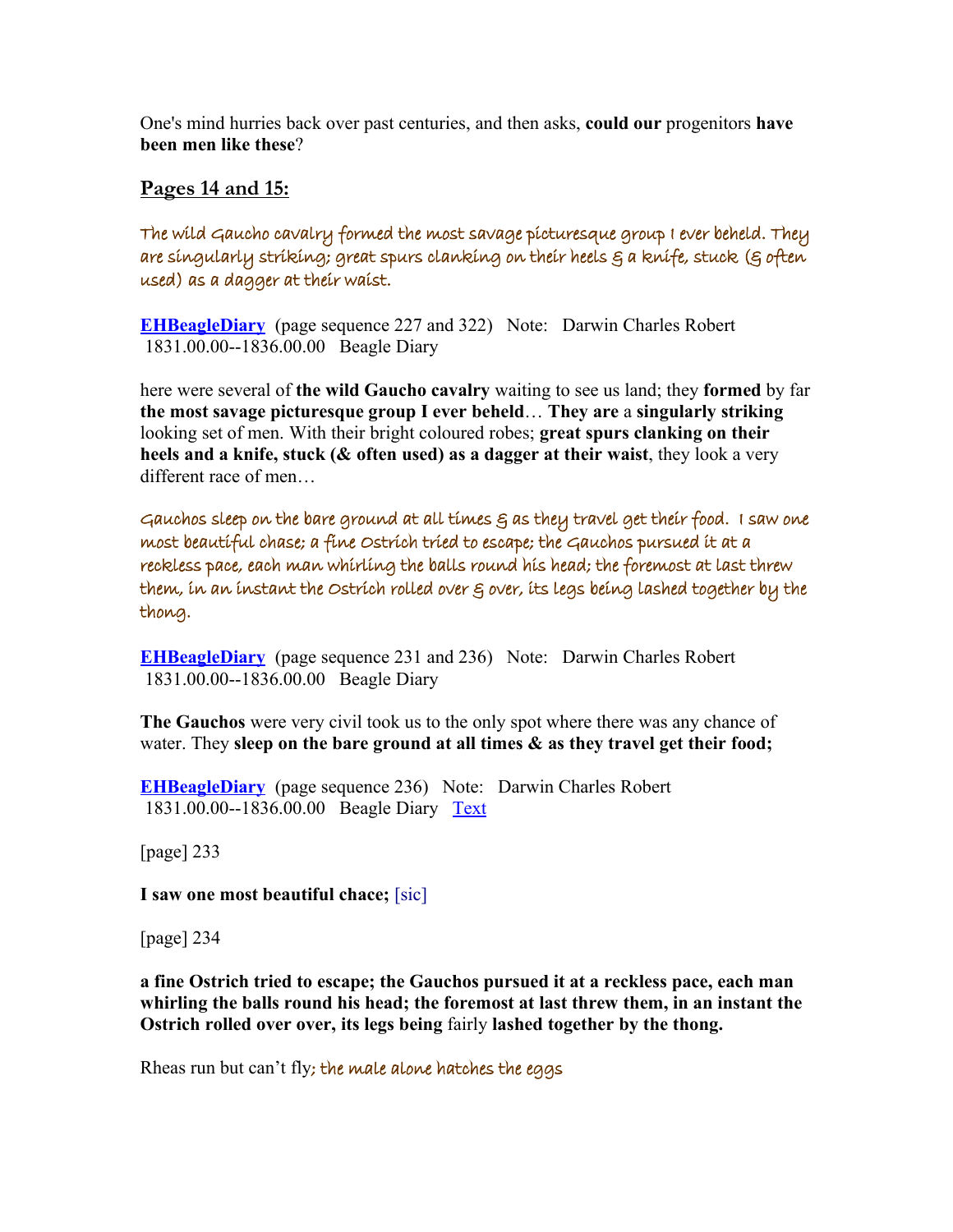One's mind hurries back over past centuries, and then asks, **could our** progenitors **have been men like these**?

## Pages 14 and 15:

The wild Gaucho cavalry formed the most savage picturesque group I ever beheld. They are singularly striking; great spurs clanking on their heels & a knife, stuck (& often used) as a dagger at their waist.

**EHBeagleDiary** (page sequence 227 and 322) Note: Darwin Charles Robert 1831.00.00--1836.00.00 Beagle Diary

here were several of **the wild Gaucho cavalry** waiting to see us land; they **formed** by far **the most savage picturesque group I ever beheld**… **They are** a **singularly striking** looking set of men. With their bright coloured robes; **great spurs clanking on their heels and a knife, stuck (& often used) as a dagger at their waist**, they look a very different race of men…

Gauchos sleep on the bare ground at all times & as they travel get their food. I saw one most beautiful chase; a fine Ostrich tried to escape; the Gauchos pursued it at a reckless pace, each man whirling the balls round his head; the foremost at last threw them, in an instant the Ostrich rolled over & over, its legs being lashed together by the thong.

**EHBeagleDiary** (page sequence 231 and 236) Note: Darwin Charles Robert 1831.00.00--1836.00.00 Beagle Diary

**The Gauchos** were very civil took us to the only spot where there was any chance of water. They **sleep on the bare ground at all times & as they travel get their food;**

**EHBeagleDiary** (page sequence 236) Note: Darwin Charles Robert 1831.00.00--1836.00.00 Beagle Diary Text

[page] 233

**I saw one most beautiful chace;** [sic]

[page] 234

**a fine Ostrich tried to escape; the Gauchos pursued it at a reckless pace, each man whirling the balls round his head; the foremost at last threw them, in an instant the Ostrich rolled over over, its legs being** fairly **lashed together by the thong.**

Rheas run but can't fly; the male alone hatches the eggs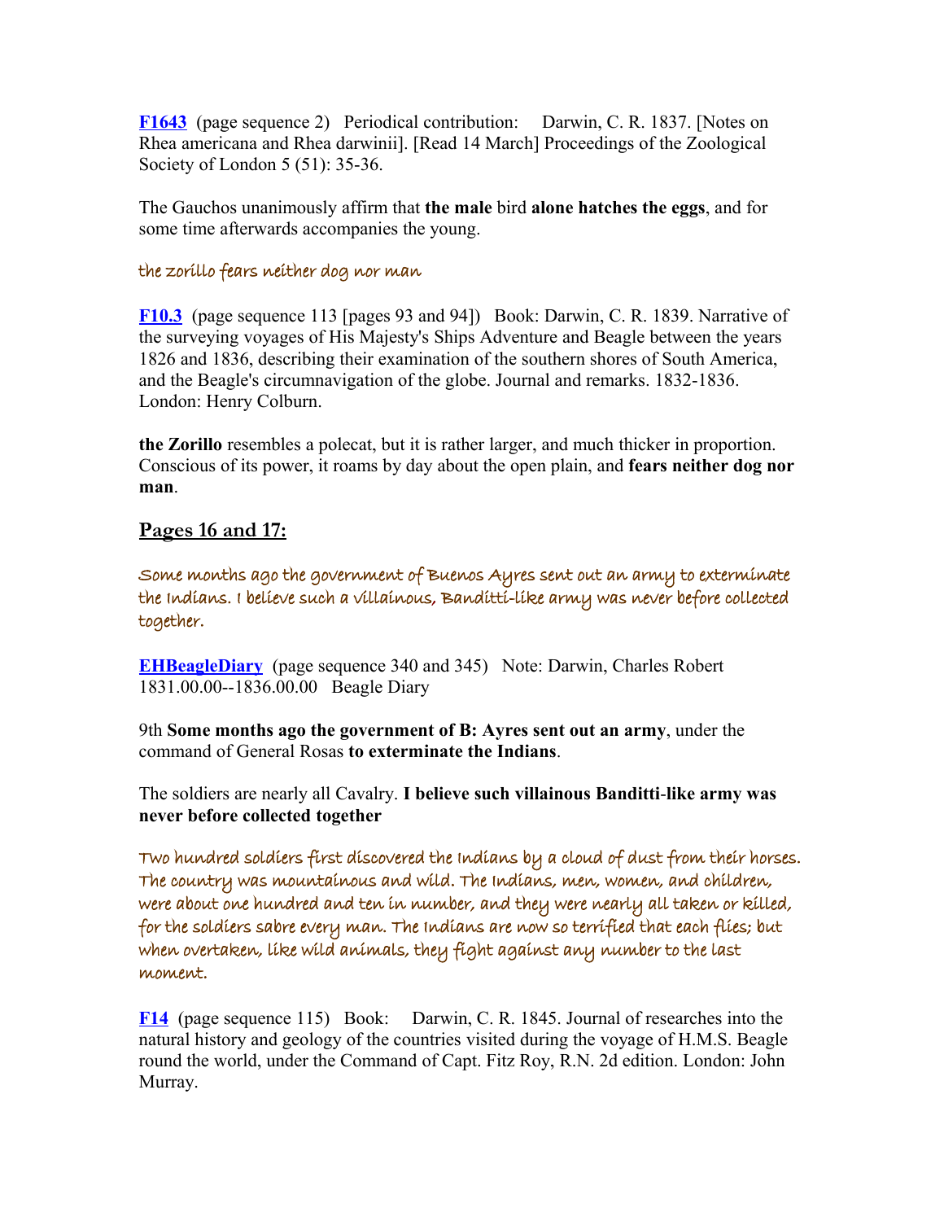**[F1643](#)** (page sequence 2) Periodical contribution: Darwin, C. R. 1837. [Notes on Rhea americana and Rhea darwinii]. [Read 14 March] Proceedings of the Zoological Society of London 5 (51): 35-36.

The Gauchos unanimously affirm that **the male** bird **alone hatches the eggs**, and for some time afterwards accompanies the young.

the zorillo fears neither dog nor man

**[F10.3](#)** (page sequence 113 [pages 93 and 94]) Book: Darwin, C. R. 1839. Narrative of the surveying voyages of His Majesty's Ships Adventure and Beagle between the years 1826 and 1836, describing their examination of the southern shores of South America, and the Beagle's circumnavigation of the globe. Journal and remarks. 1832-1836. London: Henry Colburn.

**the Zorillo** resembles a polecat, but it is rather larger, and much thicker in proportion. Conscious of its power, it roams by day about the open plain, and **fears neither dog nor man**.

## Pages 16 and 17:

Some months ago the government of Buenos Ayres sent out an army to exterminate the Indians. I believe such a villainous, Banditti-like army was never before collected together.

**[EHBeagleDiary](#)** (page sequence 340 and 345) Note: Darwin, Charles Robert 1831.00.00--1836.00.00 Beagle Diary

9th **Some months ago the government of B: Ayres sent out an army**, under the command of General Rosas **to exterminate the Indians**.

The soldiers are nearly all Cavalry. **I believe such villainous Banditti-like army was never before collected together**

Two hundred soldiers first discovered the Indians by a cloud of dust from their horses. The country was mountainous and wild. The Indians, men, women, and children, were about one hundred and ten in number, and they were nearly all taken or killed, for the soldiers sabre every man. The Indians are now so terrified that each flies; but when overtaken, like wild animals, they fight against any number to the last moment.

**[F14](#)** (page sequence 115) Book: Darwin, C. R. 1845. Journal of researches into the natural history and geology of the countries visited during the voyage of H.M.S. Beagle round the world, under the Command of Capt. Fitz Roy, R.N. 2d edition. London: John Murray.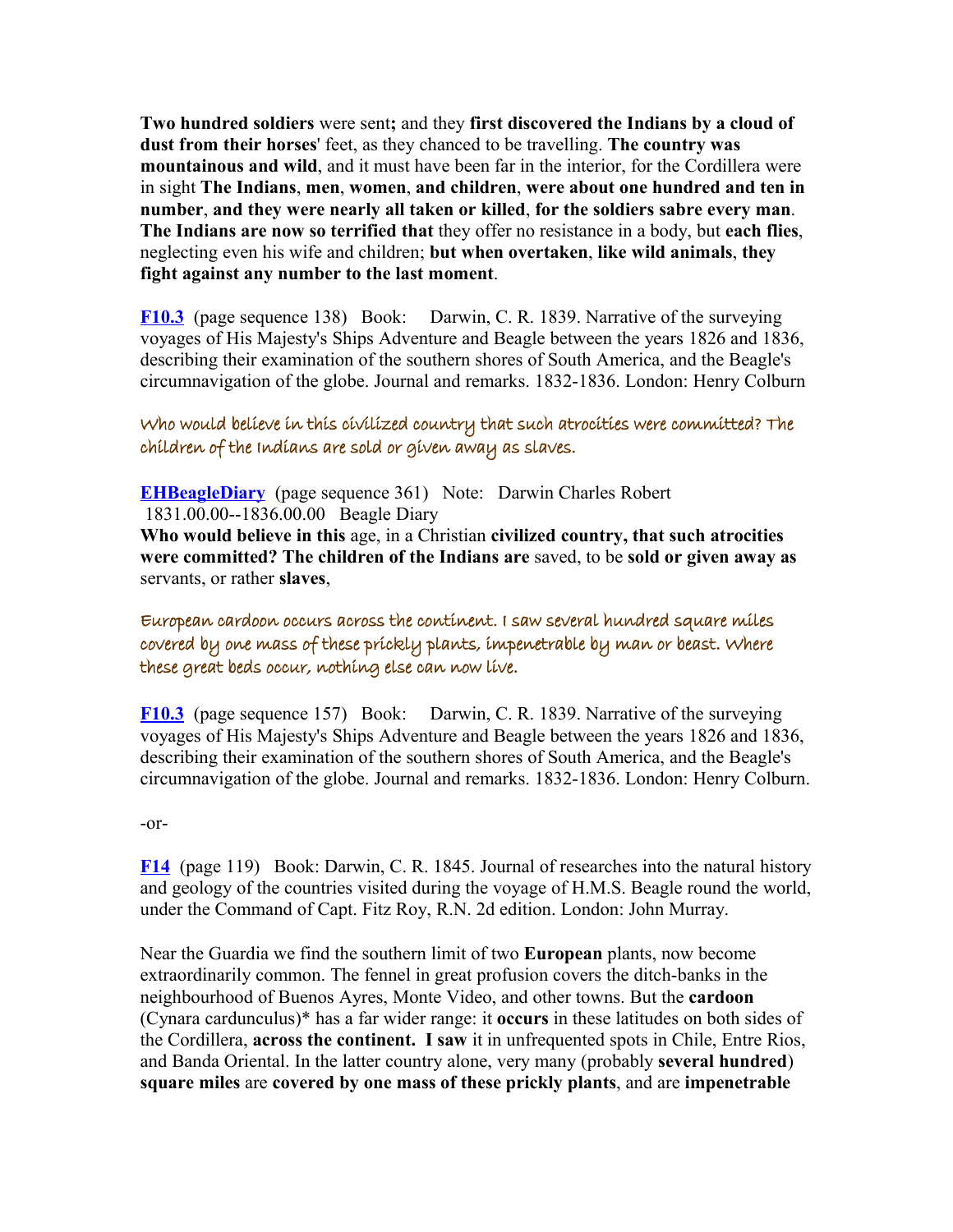**Two hundred soldiers** were sent**;** and they **first discovered the Indians by a cloud of dust from their horses**' feet, as they chanced to be travelling. **The country was mountainous and wild**, and it must have been far in the interior, for the Cordillera were in sight **The Indians**, **men**, **women**, **and children**, **were about one hundred and ten in number**, **and they were nearly all taken or killed**, **for the soldiers sabre every man**. **The Indians are now so terrified that** they offer no resistance in a body, but **each flies**, neglecting even his wife and children; **but when overtaken**, **like wild animals**, **they fight against any number to the last moment**.

**F10.3** (page sequence 138) Book: Darwin, C. R. 1839. Narrative of the surveying voyages of His Majesty's Ships Adventure and Beagle between the years 1826 and 1836, describing their examination of the southern shores of South America, and the Beagle's circumnavigation of the globe. Journal and remarks. 1832-1836. London: Henry Colburn

Who would believe in this civilized country that such atrocities were committed? The children of the Indians are sold or given away as slaves.

**EHBeagleDiary** (page sequence 361) Note: Darwin Charles Robert 1831.00.00--1836.00.00 Beagle Diary
**Who would believe in this** age, in a Christian **civilized country, that such atrocities were committed? The children of the Indians are** saved, to be **sold or given away as** servants, or rather **slaves**,

European cardoon occurs across the continent. I saw several hundred square miles covered by one mass of these prickly plants, impenetrable by man or beast. Where these great beds occur, nothing else can now live.

**F10.3** (page sequence 157) Book: Darwin, C. R. 1839. Narrative of the surveying voyages of His Majesty's Ships Adventure and Beagle between the years 1826 and 1836, describing their examination of the southern shores of South America, and the Beagle's circumnavigation of the globe. Journal and remarks. 1832-1836. London: Henry Colburn.

-or-

**F14** (page 119) Book: Darwin, C. R. 1845. Journal of researches into the natural history and geology of the countries visited during the voyage of H.M.S. Beagle round the world, under the Command of Capt. Fitz Roy, R.N. 2d edition. London: John Murray.

Near the Guardia we find the southern limit of two **European** plants, now become extraordinarily common. The fennel in great profusion covers the ditch-banks in the neighbourhood of Buenos Ayres, Monte Video, and other towns. But the **cardoon** (Cynara cardunculus)* has a far wider range: it **occurs** in these latitudes on both sides of the Cordillera, **across the continent. I saw** it in unfrequented spots in Chile, Entre Rios, and Banda Oriental. In the latter country alone, very many (probably **several hundred**) **square miles** are **covered by one mass of these prickly plants**, and are **impenetrable**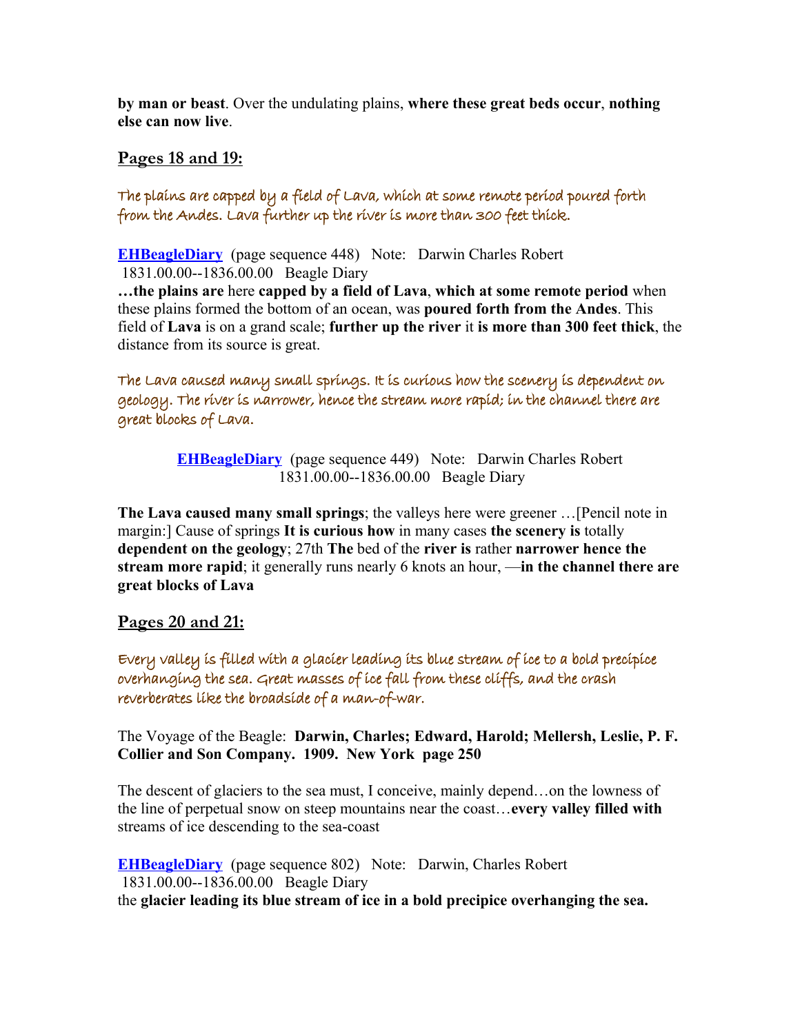**by man or beast**. Over the undulating plains, **where these great beds occur**, **nothing else can now live**.

## Pages 18 and 19:

*The plains are capped by a field of Lava, which at some remote period poured forth from the Andes. Lava further up the river is more than 300 feet thick.*

**EHBeagleDiary** (page sequence 448) Note: Darwin Charles Robert 1831.00.00--1836.00.00 Beagle Diary
**…the plains are** here **capped by a field of Lava**, **which at some remote period** when these plains formed the bottom of an ocean, was **poured forth from the Andes**. This field of **Lava** is on a grand scale; **further up the river** it **is more than 300 feet thick**, the distance from its source is great.

*The Lava caused many small springs. It is curious how the scenery is dependent on geology. The river is narrower, hence the stream more rapid; in the channel there are great blocks of Lava.*

**EHBeagleDiary** (page sequence 449) Note: Darwin Charles Robert 1831.00.00--1836.00.00 Beagle Diary

**The Lava caused many small springs**; the valleys here were greener …[Pencil note in margin:] Cause of springs **It is curious how** in many cases **the scenery is** totally **dependent on the geology**; 27th **The** bed of the **river is** rather **narrower hence the stream more rapid**; it generally runs nearly 6 knots an hour, —**in the channel there are great blocks of Lava**

## Pages 20 and 21:

*Every valley is filled with a glacier leading its blue stream of ice to a bold precipice overhanging the sea. Great masses of ice fall from these cliffs, and the crash reverberates like the broadside of a man-of-war.*

The Voyage of the Beagle: **Darwin, Charles; Edward, Harold; Mellersh, Leslie, P. F. Collier and Son Company. 1909. New York page 250**

The descent of glaciers to the sea must, I conceive, mainly depend…on the lowness of the line of perpetual snow on steep mountains near the coast…**every valley filled with** streams of ice descending to the sea-coast

**EHBeagleDiary** (page sequence 802) Note: Darwin, Charles Robert 1831.00.00--1836.00.00 Beagle Diary
the **glacier leading its blue stream of ice in a bold precipice overhanging the sea.**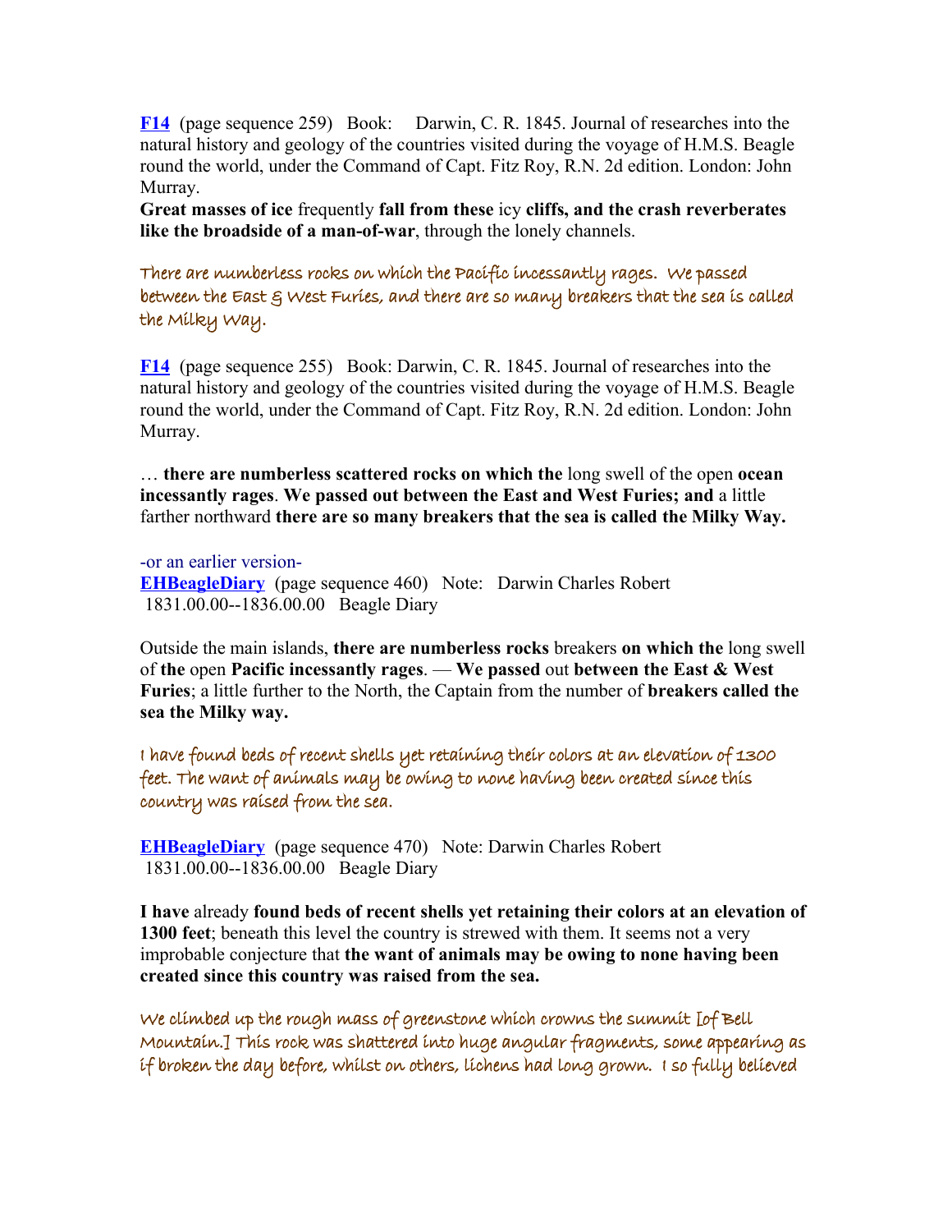**F14** (page sequence 259) Book: Darwin, C. R. 1845. Journal of researches into the natural history and geology of the countries visited during the voyage of H.M.S. Beagle round the world, under the Command of Capt. Fitz Roy, R.N. 2d edition. London: John Murray.

**Great masses of ice** frequently **fall from these** icy **cliffs, and the crash reverberates like the broadside of a man-of-war**, through the lonely channels.

*There are numberless rocks on which the Pacific incessantly rages. We passed between the East & West Furies, and there are so many breakers that the sea is called the Milky Way.*

**F14** (page sequence 255) Book: Darwin, C. R. 1845. Journal of researches into the natural history and geology of the countries visited during the voyage of H.M.S. Beagle round the world, under the Command of Capt. Fitz Roy, R.N. 2d edition. London: John Murray.

… **there are numberless scattered rocks on which the** long swell of the open **ocean incessantly rages**. **We passed out between the East and West Furies; and** a little farther northward **there are so many breakers that the sea is called the Milky Way.**

-or an earlier version-

**EHBeagleDiary** (page sequence 460) Note: Darwin Charles Robert 1831.00.00--1836.00.00 Beagle Diary

Outside the main islands, **there are numberless rocks** breakers **on which the** long swell of **the** open **Pacific incessantly rages**. — **We passed** out **between the East & West Furies**; a little further to the North, the Captain from the number of **breakers called the sea the Milky way.**

*I have found beds of recent shells yet retaining their colors at an elevation of 1300 feet. The want of animals may be owing to none having been created since this country was raised from the sea.*

**EHBeagleDiary** (page sequence 470) Note: Darwin Charles Robert 1831.00.00--1836.00.00 Beagle Diary

**I have** already **found beds of recent shells yet retaining their colors at an elevation of 1300 feet**; beneath this level the country is strewed with them. It seems not a very improbable conjecture that **the want of animals may be owing to none having been created since this country was raised from the sea.**

*We climbed up the rough mass of greenstone which crowns the summit [of Bell Mountain.] This rock was shattered into huge angular fragments, some appearing as if broken the day before, whilst on others, lichens had long grown. I so fully believed*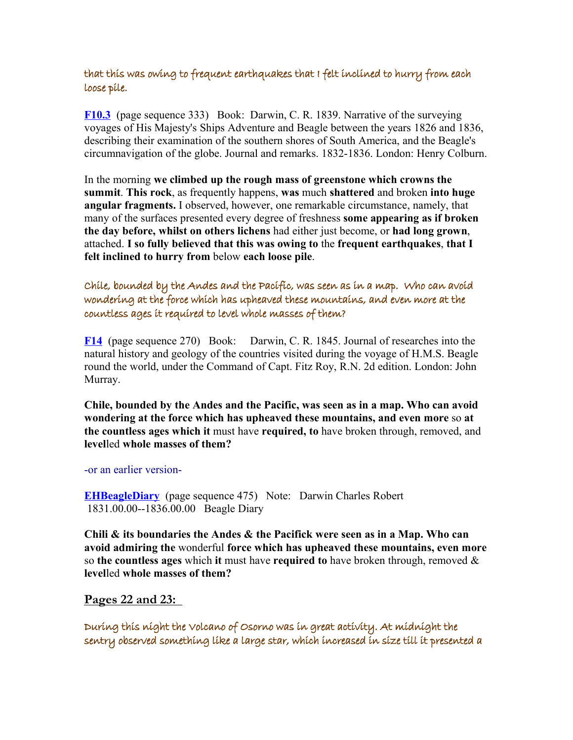that this was owing to frequent earthquakes that I felt inclined to hurry from each loose pile.

**F10.3** (page sequence 333) Book: Darwin, C. R. 1839. Narrative of the surveying voyages of His Majesty's Ships Adventure and Beagle between the years 1826 and 1836, describing their examination of the southern shores of South America, and the Beagle's circumnavigation of the globe. Journal and remarks. 1832-1836. London: Henry Colburn.

In the morning **we climbed up the rough mass of greenstone which crowns the summit**. **This rock**, as frequently happens, **was** much **shattered** and broken **into huge angular fragments.** I observed, however, one remarkable circumstance, namely, that many of the surfaces presented every degree of freshness **some appearing as if broken the day before, whilst on others lichens** had either just become, or **had long grown**, attached. **I so fully believed that this was owing to** the **frequent earthquakes**, **that I felt inclined to hurry from** below **each loose pile**.

Chile, bounded by the Andes and the Pacific, was seen as in a map. Who can avoid wondering at the force which has upheaved these mountains, and even more at the countless ages it required to level whole masses of them?

**F14** (page sequence 270) Book: Darwin, C. R. 1845. Journal of researches into the natural history and geology of the countries visited during the voyage of H.M.S. Beagle round the world, under the Command of Capt. Fitz Roy, R.N. 2d edition. London: John Murray.

**Chile, bounded by the Andes and the Pacific, was seen as in a map. Who can avoid wondering at the force which has upheaved these mountains, and even more** so **at the countless ages which it** must have **required, to** have broken through, removed, and **level**led **whole masses of them?**

-or an earlier version-

**EHBeagleDiary** (page sequence 475) Note: Darwin Charles Robert 1831.00.00--1836.00.00 Beagle Diary

**Chili & its boundaries the Andes & the Pacifick were seen as in a Map. Who can avoid admiring the** wonderful **force which has upheaved these mountains, even more** so **the countless ages** which **it** must have **required to** have broken through, removed & **level**led **whole masses of them?**

## Pages 22 and 23:

During this night the Volcano of Osorno was in great activity. At midnight the sentry observed something like a large star, which increased in size till it presented a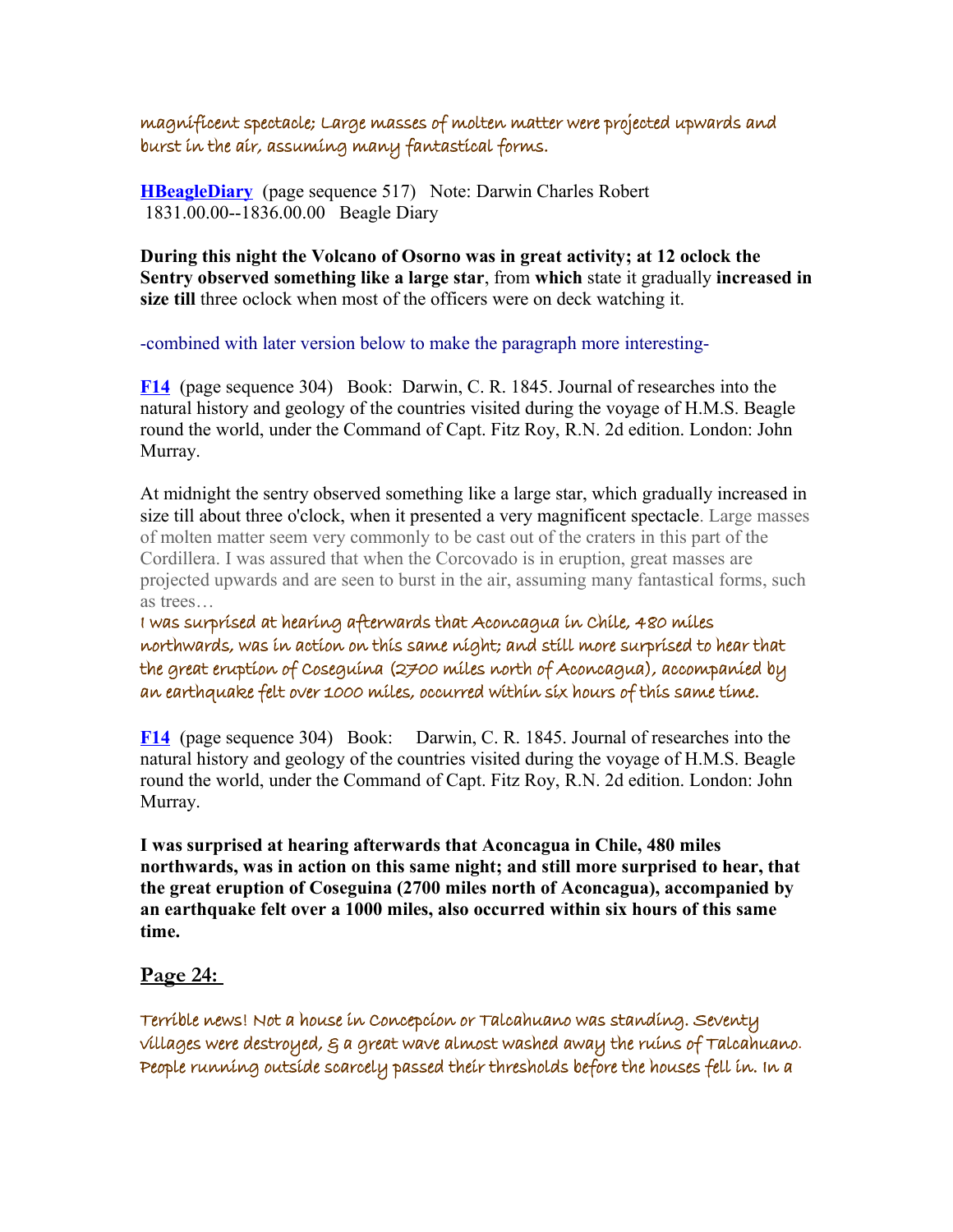*magnificent spectacle; Large masses of molten matter were projected upwards and burst in the air, assuming many fantastical forms.*

**HBeagleDiary** (page sequence 517) Note: Darwin Charles Robert 1831.00.00--1836.00.00 Beagle Diary

**During this night the Volcano of Osorno was in great activity; at 12 oclock the Sentry observed something like a large star**, from **which** state it gradually **increased in size till** three oclock when most of the officers were on deck watching it.

-combined with later version below to make the paragraph more interesting-

**F14** (page sequence 304) Book: Darwin, C. R. 1845. Journal of researches into the natural history and geology of the countries visited during the voyage of H.M.S. Beagle round the world, under the Command of Capt. Fitz Roy, R.N. 2d edition. London: John Murray.

At midnight the sentry observed something like a large star, which gradually increased in size till about three o'clock, when it presented a very magnificent spectacle. Large masses of molten matter seem very commonly to be cast out of the craters in this part of the Cordillera. I was assured that when the Corcovado is in eruption, great masses are projected upwards and are seen to burst in the air, assuming many fantastical forms, such as trees…

*I was surprised at hearing afterwards that Aconcagua in Chile, 480 miles northwards, was in action on this same night; and still more surprised to hear that the great eruption of Coseguina (2700 miles north of Aconcagua), accompanied by an earthquake felt over 1000 miles, occurred within six hours of this same time.*

**F14** (page sequence 304) Book: Darwin, C. R. 1845. Journal of researches into the natural history and geology of the countries visited during the voyage of H.M.S. Beagle round the world, under the Command of Capt. Fitz Roy, R.N. 2d edition. London: John Murray.

**I was surprised at hearing afterwards that Aconcagua in Chile, 480 miles northwards, was in action on this same night; and still more surprised to hear, that the great eruption of Coseguina (2700 miles north of Aconcagua), accompanied by an earthquake felt over a 1000 miles, also occurred within six hours of this same time.**

## Page 24:

*Terrible news! Not a house in Concepcion or Talcahuano was standing. Seventy villages were destroyed, & a great wave almost washed away the ruins of Talcahuano. People running outside scarcely passed their thresholds before the houses fell in. In a*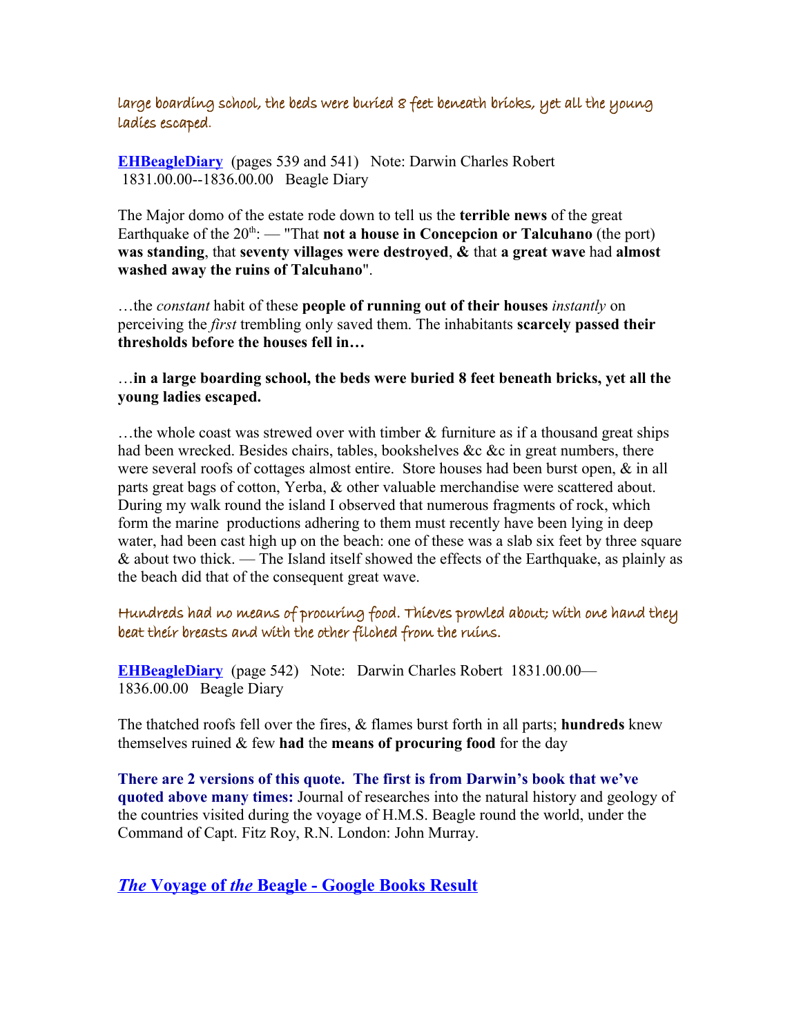large boarding school, the beds were buried 8 feet beneath bricks, yet all the young ladies escaped.

**EHBeagleDiary** (pages 539 and 541) Note: Darwin Charles Robert 1831.00.00--1836.00.00 Beagle Diary

The Major domo of the estate rode down to tell us the **terrible news** of the great Earthquake of the 20th: — "That **not a house in Concepcion or Talcuhano** (the port) **was standing**, that **seventy villages were destroyed**, **&** that **a great wave** had **almost washed away the ruins of Talcuhano**".

…the *constant* habit of these **people of running out of their houses** *instantly* on perceiving the *first* trembling only saved them. The inhabitants **scarcely passed their thresholds before the houses fell in…**

…**in a large boarding school, the beds were buried 8 feet beneath bricks, yet all the young ladies escaped.**

…the whole coast was strewed over with timber & furniture as if a thousand great ships had been wrecked. Besides chairs, tables, bookshelves &c &c in great numbers, there were several roofs of cottages almost entire. Store houses had been burst open, & in all parts great bags of cotton, Yerba, & other valuable merchandise were scattered about. During my walk round the island I observed that numerous fragments of rock, which form the marine productions adhering to them must recently have been lying in deep water, had been cast high up on the beach: one of these was a slab six feet by three square & about two thick. — The Island itself showed the effects of the Earthquake, as plainly as the beach did that of the consequent great wave.

Hundreds had no means of procuring food. Thieves prowled about; with one hand they beat their breasts and with the other filched from the ruins.

**EHBeagleDiary** (page 542) Note: Darwin Charles Robert 1831.00.00—1836.00.00 Beagle Diary

The thatched roofs fell over the fires, & flames burst forth in all parts; **hundreds** knew themselves ruined & few **had** the **means of procuring food** for the day

**There are 2 versions of this quote. The first is from Darwin's book that we've quoted above many times:** Journal of researches into the natural history and geology of the countries visited during the voyage of H.M.S. Beagle round the world, under the Command of Capt. Fitz Roy, R.N. London: John Murray.

## ***The* Voyage of *the* Beagle - Google Books Result**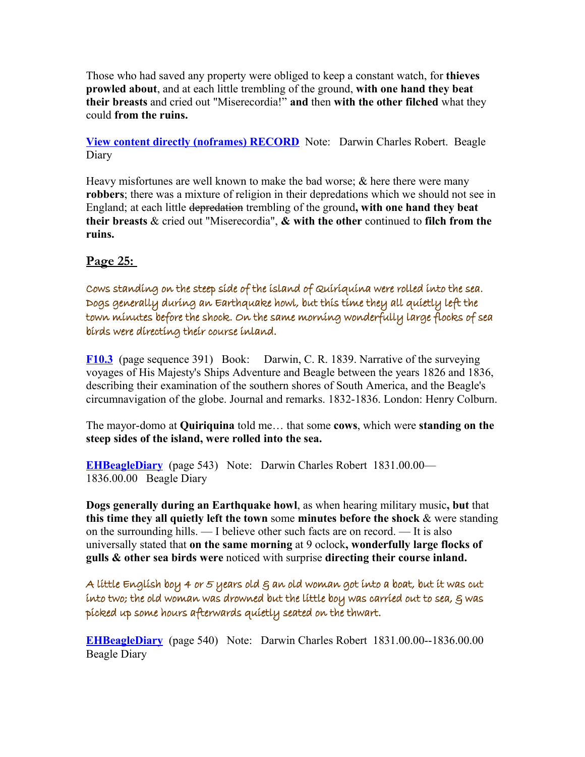Those who had saved any property were obliged to keep a constant watch, for **thieves prowled about**, and at each little trembling of the ground, **with one hand they beat their breasts** and cried out "Miserecordia!" **and** then **with the other filched** what they could **from the ruins.**

**View content directly (noframes) RECORD** Note: Darwin Charles Robert. Beagle Diary

Heavy misfortunes are well known to make the bad worse; & here there were many **robbers**; there was a mixture of religion in their depredations which we should not see in England; at each little ~~depredation~~ trembling of the ground**, with one hand they beat their breasts** & cried out "Miserecordia", **& with the other** continued to **filch from the ruins.**

## Page 25:

Cows standing on the steep side of the island of Quiriquina were rolled into the sea. Dogs generally during an Earthquake howl, but this time they all quietly left the town minutes before the shock. On the same morning wonderfully large flocks of sea birds were directing their course inland.

**F10.3** (page sequence 391) Book: Darwin, C. R. 1839. Narrative of the surveying voyages of His Majesty's Ships Adventure and Beagle between the years 1826 and 1836, describing their examination of the southern shores of South America, and the Beagle's circumnavigation of the globe. Journal and remarks. 1832-1836. London: Henry Colburn.

The mayor-domo at **Quiriquina** told me… that some **cows**, which were **standing on the steep sides of the island, were rolled into the sea.**

**EHBeagleDiary** (page 543) Note: Darwin Charles Robert 1831.00.00—1836.00.00 Beagle Diary

**Dogs generally during an Earthquake howl**, as when hearing military music**, but** that **this time they all quietly left the town** some **minutes before the shock** & were standing on the surrounding hills. — I believe other such facts are on record. — It is also universally stated that **on the same morning** at 9 oclock**, wonderfully large flocks of gulls & other sea birds were** noticed with surprise **directing their course inland.**

A little English boy 4 or 5 years old & an old woman got into a boat, but it was cut into two; the old woman was drowned but the little boy was carried out to sea, & was picked up some hours afterwards quietly seated on the thwart.

**EHBeagleDiary** (page 540) Note: Darwin Charles Robert 1831.00.00--1836.00.00 Beagle Diary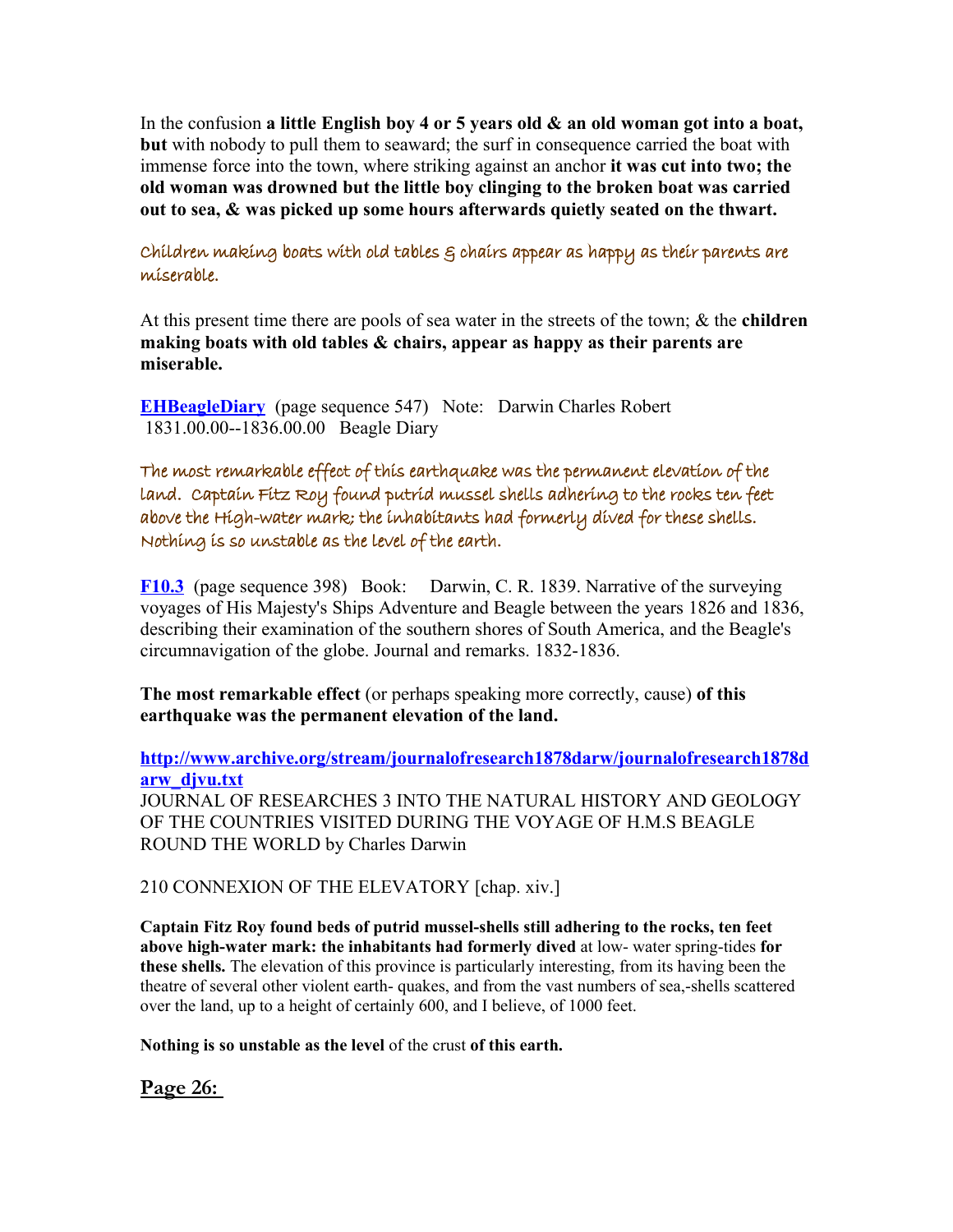In the confusion **a little English boy 4 or 5 years old & an old woman got into a boat, but** with nobody to pull them to seaward; the surf in consequence carried the boat with immense force into the town, where striking against an anchor **it was cut into two; the old woman was drowned but the little boy clinging to the broken boat was carried out to sea, & was picked up some hours afterwards quietly seated on the thwart.**

Children making boats with old tables & chairs appear as happy as their parents are miserable.

At this present time there are pools of sea water in the streets of the town; & the **children making boats with old tables & chairs, appear as happy as their parents are miserable.**

**EHBeagleDiary** (page sequence 547) Note: Darwin Charles Robert 1831.00.00--1836.00.00 Beagle Diary

The most remarkable effect of this earthquake was the permanent elevation of the land. Captain Fitz Roy found putrid mussel shells adhering to the rocks ten feet above the High-water mark; the inhabitants had formerly dived for these shells. Nothing is so unstable as the level of the earth.

**F10.3** (page sequence 398) Book: Darwin, C. R. 1839. Narrative of the surveying voyages of His Majesty's Ships Adventure and Beagle between the years 1826 and 1836, describing their examination of the southern shores of South America, and the Beagle's circumnavigation of the globe. Journal and remarks. 1832-1836.

**The most remarkable effect** (or perhaps speaking more correctly, cause) **of this earthquake was the permanent elevation of the land.**

**http://www.archive.org/stream/journalofresearch1878darw/journalofresearch1878darw_djvu.txt**
JOURNAL OF RESEARCHES 3 INTO THE NATURAL HISTORY AND GEOLOGY OF THE COUNTRIES VISITED DURING THE VOYAGE OF H.M.S BEAGLE ROUND THE WORLD by Charles Darwin

210 CONNEXION OF THE ELEVATORY [chap. xiv.]

**Captain Fitz Roy found beds of putrid mussel-shells still adhering to the rocks, ten feet above high-water mark: the inhabitants had formerly dived** at low- water spring-tides **for these shells.** The elevation of this province is particularly interesting, from its having been the theatre of several other violent earth- quakes, and from the vast numbers of sea,-shells scattered over the land, up to a height of certainly 600, and I believe, of 1000 feet.

**Nothing is so unstable as the level** of the crust **of this earth.**

## Page 26: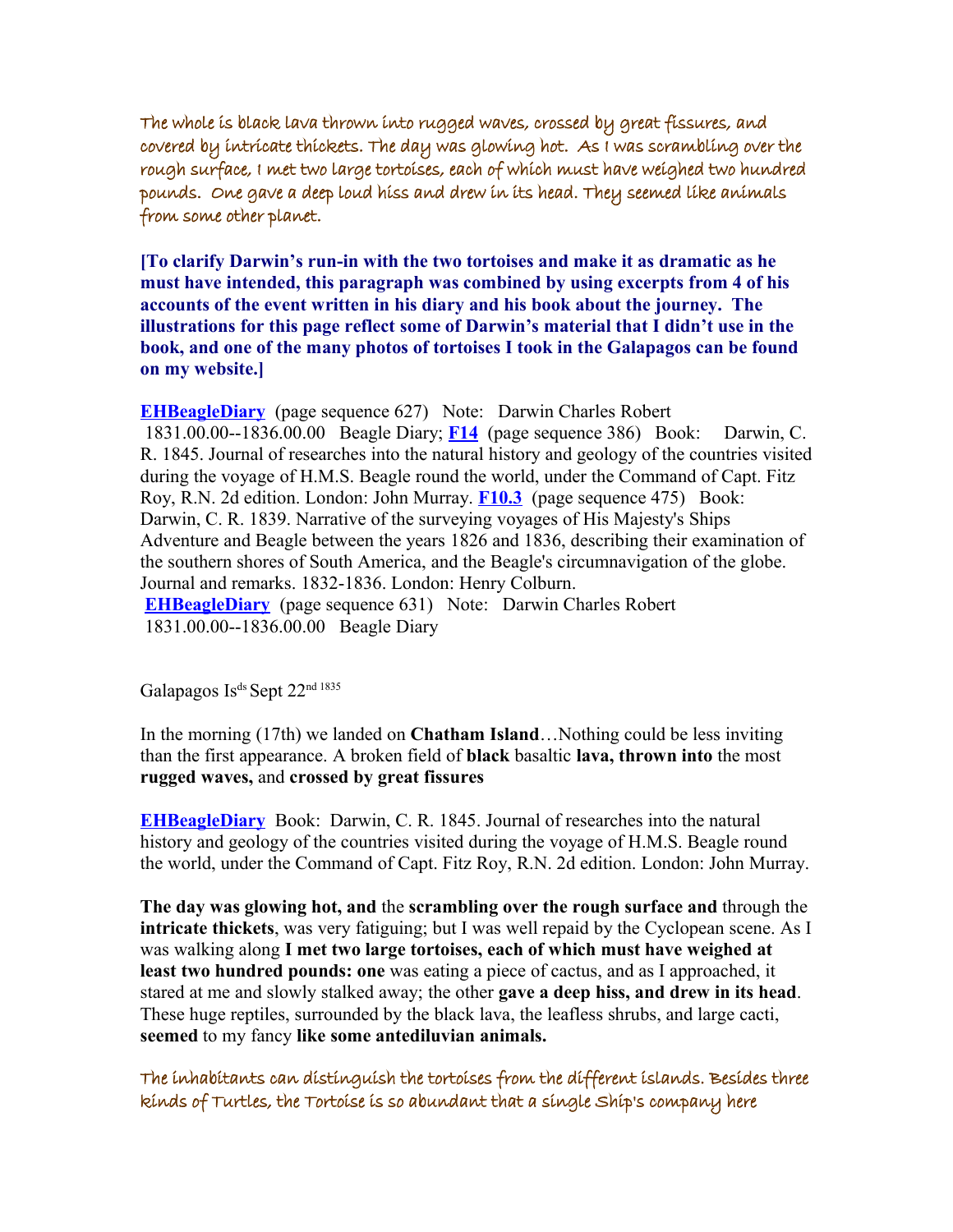The whole is black lava thrown into rugged waves, crossed by great fissures, and covered by intricate thickets. The day was glowing hot. As I was scrambling over the rough surface, I met two large tortoises, each of which must have weighed two hundred pounds. One gave a deep loud hiss and drew in its head. They seemed like animals from some other planet.

**[To clarify Darwin's run-in with the two tortoises and make it as dramatic as he must have intended, this paragraph was combined by using excerpts from 4 of his accounts of the event written in his diary and his book about the journey. The illustrations for this page reflect some of Darwin's material that I didn't use in the book, and one of the many photos of tortoises I took in the Galapagos can be found on my website.]**

**EHBeagleDiary** (page sequence 627) Note: Darwin Charles Robert 1831.00.00--1836.00.00 Beagle Diary; **F14** (page sequence 386) Book: Darwin, C. R. 1845. Journal of researches into the natural history and geology of the countries visited during the voyage of H.M.S. Beagle round the world, under the Command of Capt. Fitz Roy, R.N. 2d edition. London: John Murray. **F10.3** (page sequence 475) Book: Darwin, C. R. 1839. Narrative of the surveying voyages of His Majesty's Ships Adventure and Beagle between the years 1826 and 1836, describing their examination of the southern shores of South America, and the Beagle's circumnavigation of the globe. Journal and remarks. 1832-1836. London: Henry Colburn.
**EHBeagleDiary** (page sequence 631) Note: Darwin Charles Robert 1831.00.00--1836.00.00 Beagle Diary

Galapagos Is[ds] Sept 22[nd 1835]

In the morning (17th) we landed on **Chatham Island**…Nothing could be less inviting than the first appearance. A broken field of **black** basaltic **lava, thrown into** the most **rugged waves,** and **crossed by great fissures**

**EHBeagleDiary** Book: Darwin, C. R. 1845. Journal of researches into the natural history and geology of the countries visited during the voyage of H.M.S. Beagle round the world, under the Command of Capt. Fitz Roy, R.N. 2d edition. London: John Murray.

**The day was glowing hot, and** the **scrambling over the rough surface and** through the **intricate thickets**, was very fatiguing; but I was well repaid by the Cyclopean scene. As I was walking along **I met two large tortoises, each of which must have weighed at least two hundred pounds: one** was eating a piece of cactus, and as I approached, it stared at me and slowly stalked away; the other **gave a deep hiss, and drew in its head**. These huge reptiles, surrounded by the black lava, the leafless shrubs, and large cacti, **seemed** to my fancy **like some antediluvian animals.**

The inhabitants can distinguish the tortoises from the different islands. Besides three kinds of Turtles, the Tortoise is so abundant that a single Ship's company here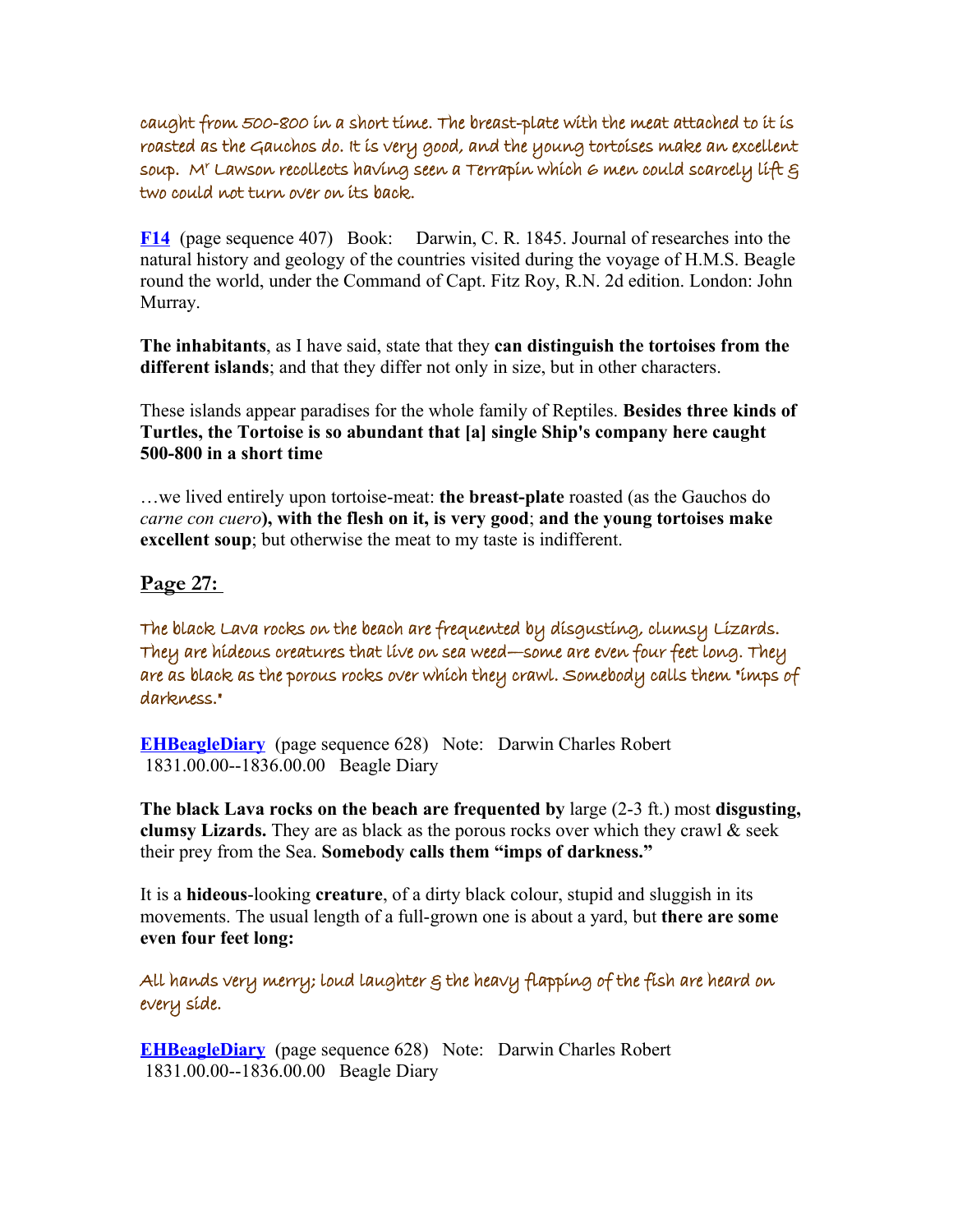caught from 500-800 in a short time. The breast-plate with the meat attached to it is roasted as the Gauchos do. It is very good, and the young tortoises make an excellent soup. Mr Lawson recollects having seen a Terrapin which 6 men could scarcely lift & two could not turn over on its back.

**F14** (page sequence 407) Book: Darwin, C. R. 1845. Journal of researches into the natural history and geology of the countries visited during the voyage of H.M.S. Beagle round the world, under the Command of Capt. Fitz Roy, R.N. 2d edition. London: John Murray.

**The inhabitants**, as I have said, state that they **can distinguish the tortoises from the different islands**; and that they differ not only in size, but in other characters.

These islands appear paradises for the whole family of Reptiles. **Besides three kinds of Turtles, the Tortoise is so abundant that [a] single Ship's company here caught 500-800 in a short time**

…we lived entirely upon tortoise-meat: **the breast-plate** roasted (as the Gauchos do *carne con cuero*)**, with the flesh on it, is very good**; **and the young tortoises make excellent soup**; but otherwise the meat to my taste is indifferent.

## Page 27:

The black Lava rocks on the beach are frequented by disgusting, clumsy Lizards. They are hideous creatures that live on sea weed—some are even four feet long. They are as black as the porous rocks over which they crawl. Somebody calls them "imps of darkness."

**EHBeagleDiary** (page sequence 628) Note: Darwin Charles Robert 1831.00.00--1836.00.00 Beagle Diary

**The black Lava rocks on the beach are frequented by** large (2-3 ft.) most **disgusting, clumsy Lizards.** They are as black as the porous rocks over which they crawl & seek their prey from the Sea. **Somebody calls them "imps of darkness."**

It is a **hideous**-looking **creature**, of a dirty black colour, stupid and sluggish in its movements. The usual length of a full-grown one is about a yard, but **there are some even four feet long:**

All hands very merry; loud laughter & the heavy flapping of the fish are heard on every side.

**EHBeagleDiary** (page sequence 628) Note: Darwin Charles Robert 1831.00.00--1836.00.00 Beagle Diary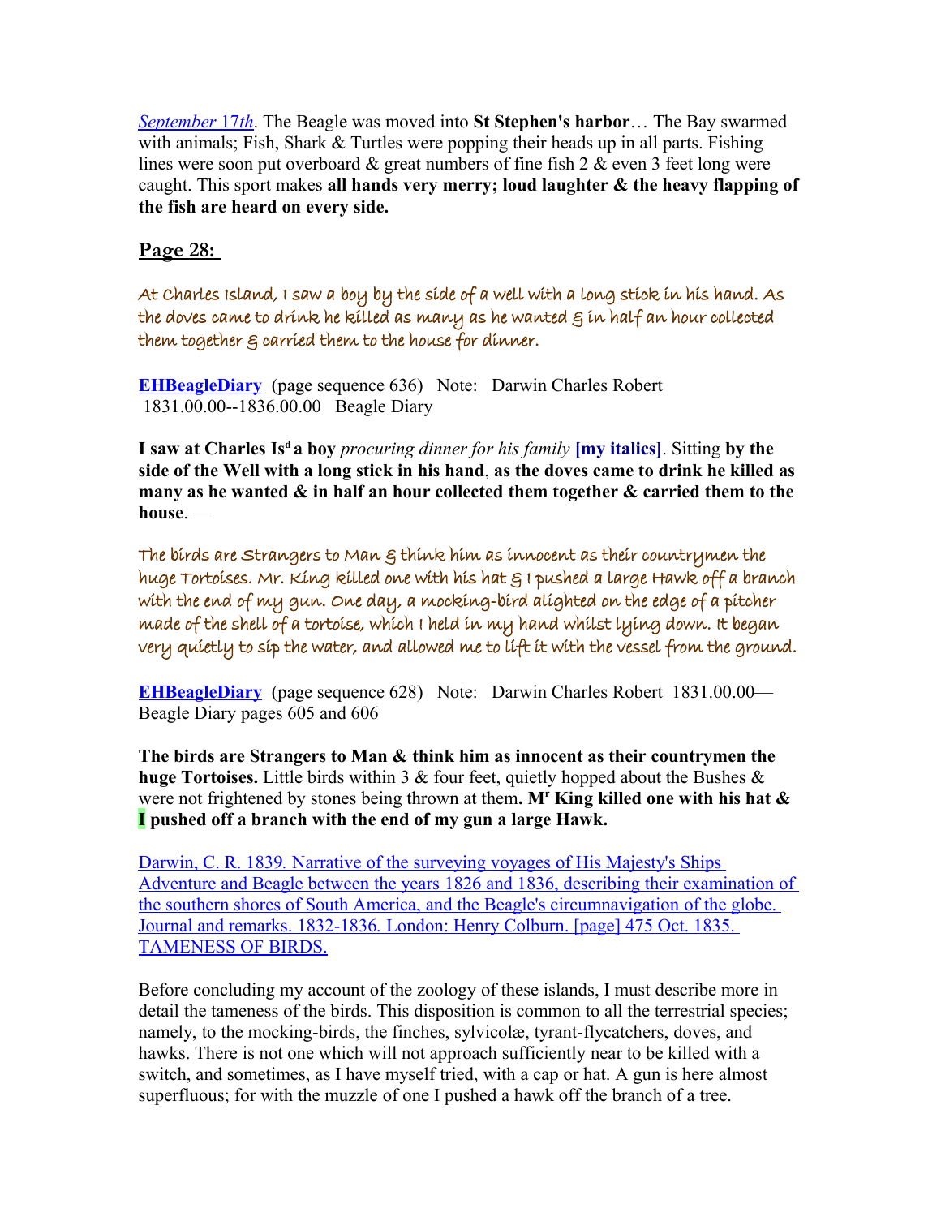*September 17th*. The Beagle was moved into **St Stephen's harbor**… The Bay swarmed with animals; Fish, Shark & Turtles were popping their heads up in all parts. Fishing lines were soon put overboard & great numbers of fine fish 2 & even 3 feet long were caught. This sport makes **all hands very merry; loud laughter & the heavy flapping of the fish are heard on every side.**

## Page 28:

At Charles Island, I saw a boy by the side of a well with a long stick in his hand. As the doves came to drink he killed as many as he wanted & in half an hour collected them together & carried them to the house for dinner.

**EHBeagleDiary** (page sequence 636) Note: Darwin Charles Robert 1831.00.00--1836.00.00 Beagle Diary

**I saw at Charles Is[d] a boy** *procuring dinner for his family* **[my italics]**. Sitting **by the side of the Well with a long stick in his hand**, **as the doves came to drink he killed as many as he wanted & in half an hour collected them together & carried them to the house**. —

The birds are Strangers to Man & think him as innocent as their countrymen the huge Tortoises. Mr. King killed one with his hat & I pushed a large Hawk off a branch with the end of my gun. One day, a mocking-bird alighted on the edge of a pitcher made of the shell of a tortoise, which I held in my hand whilst lying down. It began very quietly to sip the water, and allowed me to lift it with the vessel from the ground.

**EHBeagleDiary** (page sequence 628) Note: Darwin Charles Robert 1831.00.00— Beagle Diary pages 605 and 606

**The birds are Strangers to Man & think him as innocent as their countrymen the huge Tortoises.** Little birds within 3 & four feet, quietly hopped about the Bushes & were not frightened by stones being thrown at them**. M[r] King killed one with his hat & I pushed off a branch with the end of my gun a large Hawk.**

Darwin, C. R. 1839. Narrative of the surveying voyages of His Majesty's Ships Adventure and Beagle between the years 1826 and 1836, describing their examination of the southern shores of South America, and the Beagle's circumnavigation of the globe. Journal and remarks. 1832-1836. London: Henry Colburn. [page] 475 Oct. 1835. TAMENESS OF BIRDS.

Before concluding my account of the zoology of these islands, I must describe more in detail the tameness of the birds. This disposition is common to all the terrestrial species; namely, to the mocking-birds, the finches, sylvicolæ, tyrant-flycatchers, doves, and hawks. There is not one which will not approach sufficiently near to be killed with a switch, and sometimes, as I have myself tried, with a cap or hat. A gun is here almost superfluous; for with the muzzle of one I pushed a hawk off the branch of a tree.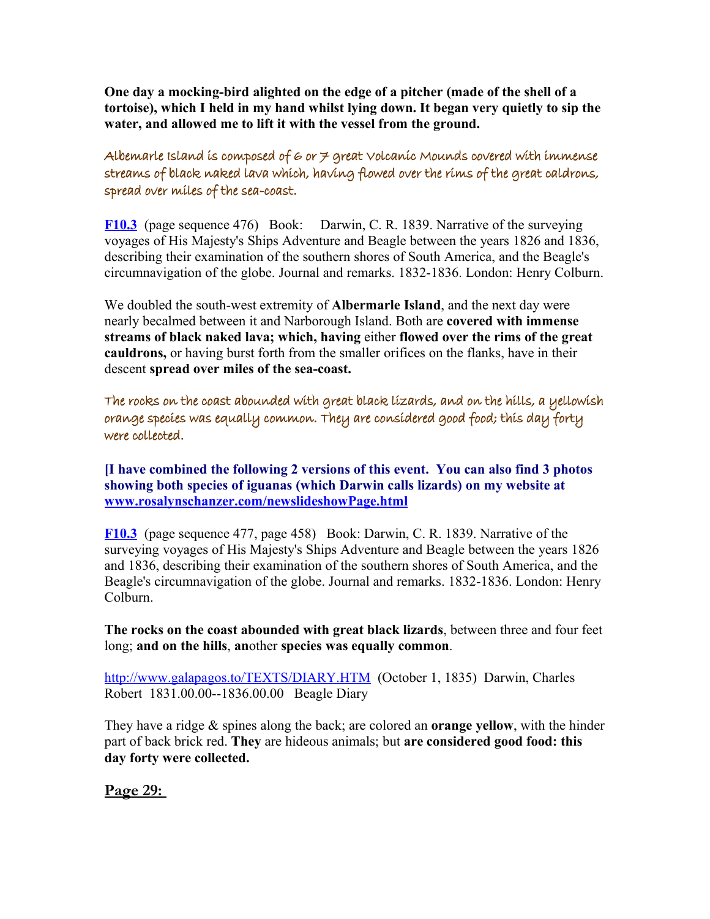**One day a mocking-bird alighted on the edge of a pitcher (made of the shell of a tortoise), which I held in my hand whilst lying down. It began very quietly to sip the water, and allowed me to lift it with the vessel from the ground.**

Albemarle Island is composed of 6 or 7 great Volcanic Mounds covered with immense streams of black naked lava which, having flowed over the rims of the great caldrons, spread over miles of the sea-coast.

**F10.3** (page sequence 476) Book: Darwin, C. R. 1839. Narrative of the surveying voyages of His Majesty's Ships Adventure and Beagle between the years 1826 and 1836, describing their examination of the southern shores of South America, and the Beagle's circumnavigation of the globe. Journal and remarks. 1832-1836. London: Henry Colburn.

We doubled the south-west extremity of **Albermarle Island**, and the next day were nearly becalmed between it and Narborough Island. Both are **covered with immense streams of black naked lava; which, having** either **flowed over the rims of the great cauldrons,** or having burst forth from the smaller orifices on the flanks, have in their descent **spread over miles of the sea-coast.**

The rocks on the coast abounded with great black lizards, and on the hills, a yellowish orange species was equally common. They are considered good food; this day forty were collected.

**[I have combined the following 2 versions of this event. You can also find 3 photos showing both species of iguanas (which Darwin calls lizards) on my website at www.rosalynschanzer.com/newslideshowPage.html**

**F10.3** (page sequence 477, page 458) Book: Darwin, C. R. 1839. Narrative of the surveying voyages of His Majesty's Ships Adventure and Beagle between the years 1826 and 1836, describing their examination of the southern shores of South America, and the Beagle's circumnavigation of the globe. Journal and remarks. 1832-1836. London: Henry Colburn.

**The rocks on the coast abounded with great black lizards**, between three and four feet long; **and on the hills**, **an**other **species was equally common**.

http://www.galapagos.to/TEXTS/DIARY.HTM (October 1, 1835) Darwin, Charles Robert 1831.00.00--1836.00.00 Beagle Diary

They have a ridge & spines along the back; are colored an **orange yellow**, with the hinder part of back brick red. **They** are hideous animals; but **are considered good food: this day forty were collected.**

**Page 29:**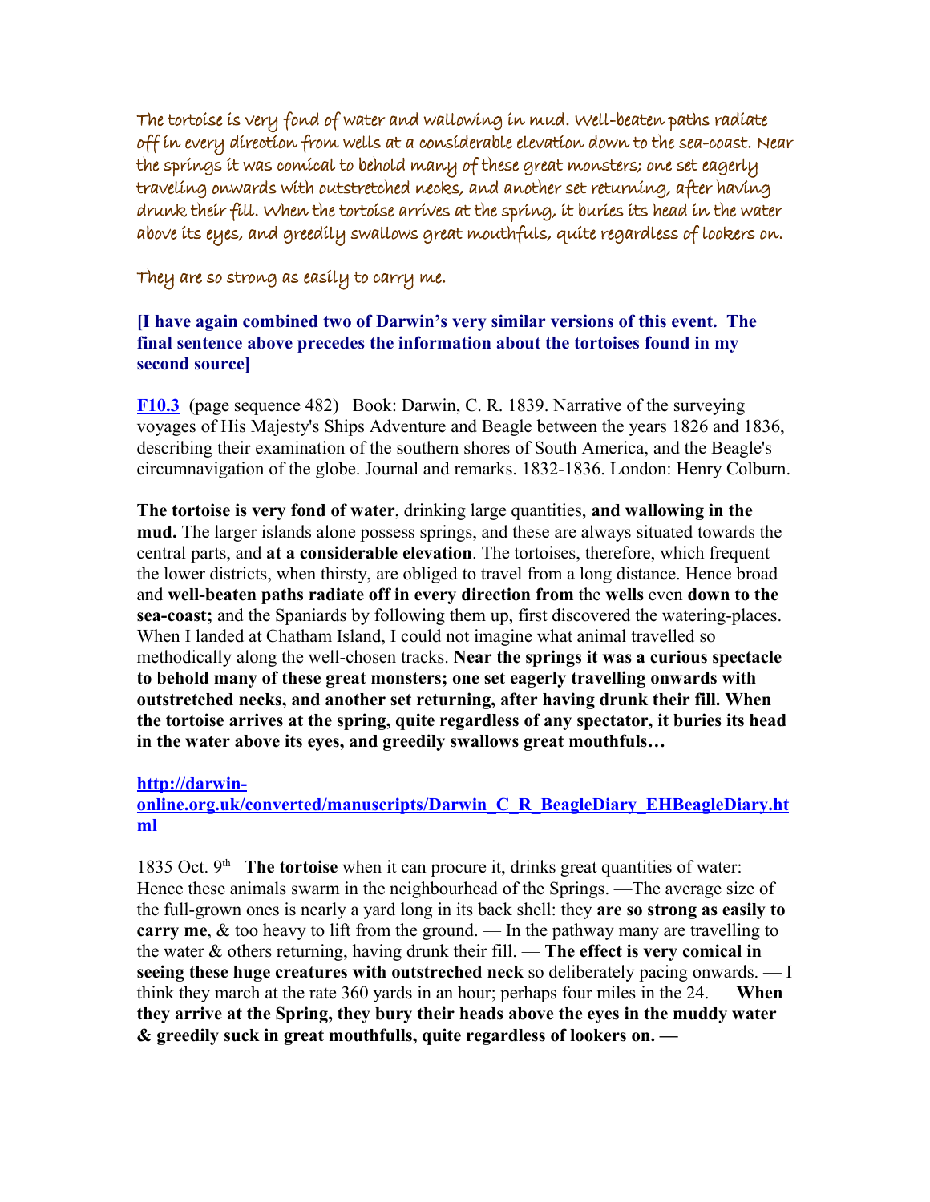The tortoise is very fond of water and wallowing in mud. Well-beaten paths radiate off in every direction from wells at a considerable elevation down to the sea-coast. Near the springs it was comical to behold many of these great monsters; one set eagerly traveling onwards with outstretched necks, and another set returning, after having drunk their fill. When the tortoise arrives at the spring, it buries its head in the water above its eyes, and greedily swallows great mouthfuls, quite regardless of lookers on.

They are so strong as easily to carry me.

**[I have again combined two of Darwin's very similar versions of this event. The final sentence above precedes the information about the tortoises found in my second source]**

**F10.3** (page sequence 482) Book: Darwin, C. R. 1839. Narrative of the surveying voyages of His Majesty's Ships Adventure and Beagle between the years 1826 and 1836, describing their examination of the southern shores of South America, and the Beagle's circumnavigation of the globe. Journal and remarks. 1832-1836. London: Henry Colburn.

**The tortoise is very fond of water**, drinking large quantities, **and wallowing in the mud.** The larger islands alone possess springs, and these are always situated towards the central parts, and **at a considerable elevation**. The tortoises, therefore, which frequent the lower districts, when thirsty, are obliged to travel from a long distance. Hence broad and **well-beaten paths radiate off in every direction from** the **wells** even **down to the sea-coast;** and the Spaniards by following them up, first discovered the watering-places. When I landed at Chatham Island, I could not imagine what animal travelled so methodically along the well-chosen tracks. **Near the springs it was a curious spectacle to behold many of these great monsters; one set eagerly travelling onwards with outstretched necks, and another set returning, after having drunk their fill. When the tortoise arrives at the spring, quite regardless of any spectator, it buries its head in the water above its eyes, and greedily swallows great mouthfuls…**

**http://darwin-online.org.uk/converted/manuscripts/Darwin_C_R_BeagleDiary_EHBeagleDiary.html**

1835 Oct. 9th **The tortoise** when it can procure it, drinks great quantities of water: Hence these animals swarm in the neighbourhead of the Springs. —The average size of the full-grown ones is nearly a yard long in its back shell: they **are so strong as easily to carry me**, & too heavy to lift from the ground. — In the pathway many are travelling to the water & others returning, having drunk their fill. — **The effect is very comical in seeing these huge creatures with outstreched neck** so deliberately pacing onwards. — I think they march at the rate 360 yards in an hour; perhaps four miles in the 24. — **When they arrive at the Spring, they bury their heads above the eyes in the muddy water & greedily suck in great mouthfulls, quite regardless of lookers on. —**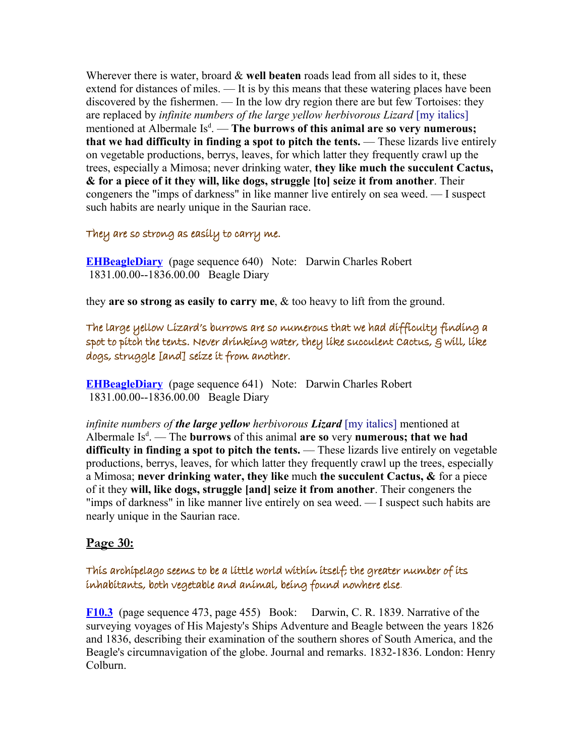Wherever there is water, broard & **well beaten** roads lead from all sides to it, these extend for distances of miles. — It is by this means that these watering places have been discovered by the fishermen. — In the low dry region there are but few Tortoises: they are replaced by *infinite numbers of the large yellow herbivorous Lizard* [my italics] mentioned at Albermale Is[d]. — **The burrows of this animal are so very numerous; that we had difficulty in finding a spot to pitch the tents.** — These lizards live entirely on vegetable productions, berrys, leaves, for which latter they frequently crawl up the trees, especially a Mimosa; never drinking water, **they like much the succulent Cactus, & for a piece of it they will, like dogs, struggle [to] seize it from another**. Their congeners the "imps of darkness" in like manner live entirely on sea weed. — I suspect such habits are nearly unique in the Saurian race.

They are so strong as easily to carry me.

**EHBeagleDiary** (page sequence 640) Note: Darwin Charles Robert 1831.00.00--1836.00.00 Beagle Diary

they **are so strong as easily to carry me**, & too heavy to lift from the ground.

The large yellow Lizard's burrows are so numerous that we had difficulty finding a spot to pitch the tents. Never drinking water, they like succulent Cactus, & will, like dogs, struggle [and] seize it from another.

**EHBeagleDiary** (page sequence 641) Note: Darwin Charles Robert 1831.00.00--1836.00.00 Beagle Diary

*infinite numbers of* ***the large yellow*** *herbivorous* ***Lizard*** [my italics] mentioned at Albermale Is[d]. — The **burrows** of this animal **are so** very **numerous; that we had difficulty in finding a spot to pitch the tents.** — These lizards live entirely on vegetable productions, berrys, leaves, for which latter they frequently crawl up the trees, especially a Mimosa; **never drinking water, they like** much **the succulent Cactus, &** for a piece of it they **will, like dogs, struggle [and] seize it from another**. Their congeners the "imps of darkness" in like manner live entirely on sea weed. — I suspect such habits are nearly unique in the Saurian race.

## Page 30:

This archipelago seems to be a little world within itself; the greater number of its inhabitants, both vegetable and animal, being found nowhere else.

**F10.3** (page sequence 473, page 455) Book: Darwin, C. R. 1839. Narrative of the surveying voyages of His Majesty's Ships Adventure and Beagle between the years 1826 and 1836, describing their examination of the southern shores of South America, and the Beagle's circumnavigation of the globe. Journal and remarks. 1832-1836. London: Henry Colburn.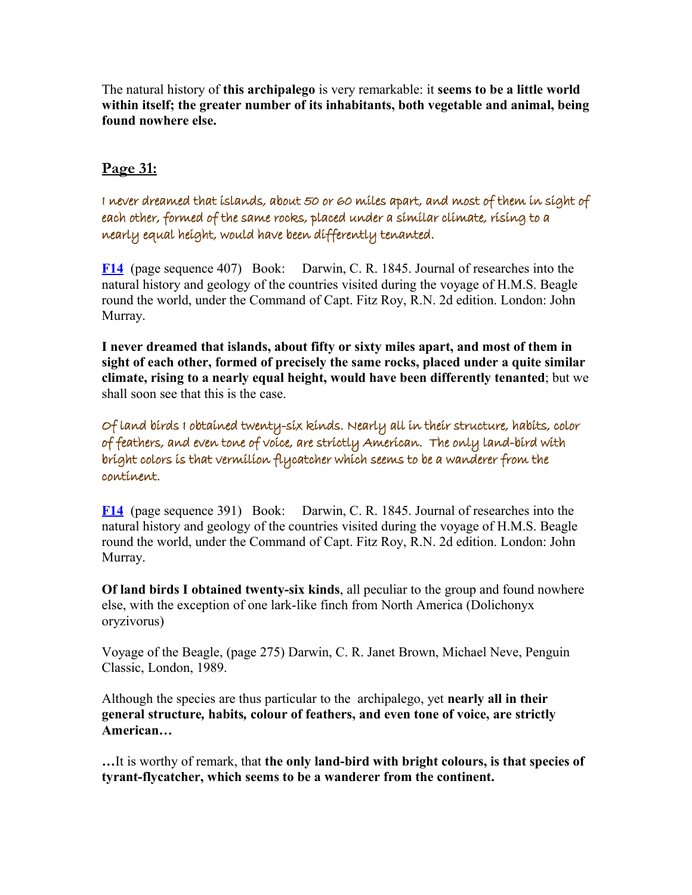The natural history of **this archipalego** is very remarkable: it **seems to be a little world within itself; the greater number of its inhabitants, both vegetable and animal, being found nowhere else.**

## Page 31:

*I never dreamed that islands, about 50 or 60 miles apart, and most of them in sight of each other, formed of the same rocks, placed under a similar climate, rising to a nearly equal height, would have been differently tenanted.*

**F14** (page sequence 407) Book: Darwin, C. R. 1845. Journal of researches into the natural history and geology of the countries visited during the voyage of H.M.S. Beagle round the world, under the Command of Capt. Fitz Roy, R.N. 2d edition. London: John Murray.

**I never dreamed that islands, about fifty or sixty miles apart, and most of them in sight of each other, formed of precisely the same rocks, placed under a quite similar climate, rising to a nearly equal height, would have been differently tenanted**; but we shall soon see that this is the case.

*Of land birds I obtained twenty-six kinds. Nearly all in their structure, habits, color of feathers, and even tone of voice, are strictly American. The only land-bird with bright colors is that vermilion flycatcher which seems to be a wanderer from the continent.*

**F14** (page sequence 391) Book: Darwin, C. R. 1845. Journal of researches into the natural history and geology of the countries visited during the voyage of H.M.S. Beagle round the world, under the Command of Capt. Fitz Roy, R.N. 2d edition. London: John Murray.

**Of land birds I obtained twenty-six kinds**, all peculiar to the group and found nowhere else, with the exception of one lark-like finch from North America (Dolichonyx oryzivorus)

Voyage of the Beagle, (page 275) Darwin, C. R. Janet Brown, Michael Neve, Penguin Classic, London, 1989.

Although the species are thus particular to the archipalego, yet **nearly all in their general structure, habits, colour of feathers, and even tone of voice, are strictly American…**

**…**It is worthy of remark, that **the only land-bird with bright colours, is that species of tyrant-flycatcher, which seems to be a wanderer from the continent.**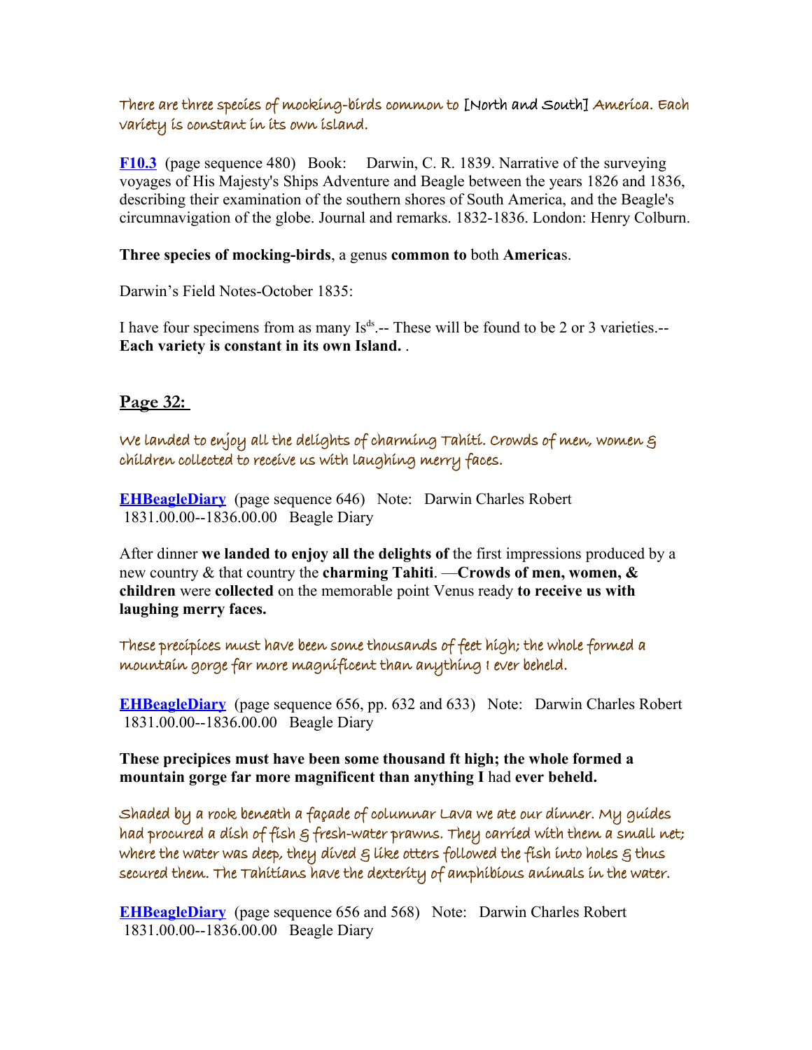*There are three species of mocking-birds common to* [North and South] *America. Each variety is constant in its own island.*

**[F10.3](F10.3)** (page sequence 480) Book: Darwin, C. R. 1839. Narrative of the surveying voyages of His Majesty's Ships Adventure and Beagle between the years 1826 and 1836, describing their examination of the southern shores of South America, and the Beagle's circumnavigation of the globe. Journal and remarks. 1832-1836. London: Henry Colburn.

**Three species of mocking-birds**, a genus **common to** both **America**s.

Darwin's Field Notes-October 1835:

I have four specimens from as many Is[ds].-- These will be found to be 2 or 3 varieties.-- **Each variety is constant in its own Island.** .

## Page 32:

*We landed to enjoy all the delights of charming Tahiti. Crowds of men, women & children collected to receive us with laughing merry faces.*

**[EHBeagleDiary](EHBeagleDiary)** (page sequence 646) Note: Darwin Charles Robert 1831.00.00--1836.00.00 Beagle Diary

After dinner **we landed to enjoy all the delights of** the first impressions produced by a new country & that country the **charming Tahiti**. —**Crowds of men, women, & children** were **collected** on the memorable point Venus ready **to receive us with laughing merry faces.**

*These precipices must have been some thousands of feet high; the whole formed a mountain gorge far more magnificent than anything I ever beheld.*

**[EHBeagleDiary](EHBeagleDiary)** (page sequence 656, pp. 632 and 633) Note: Darwin Charles Robert 1831.00.00--1836.00.00 Beagle Diary

**These precipices must have been some thousand ft high; the whole formed a mountain gorge far more magnificent than anything I** had **ever beheld.**

*Shaded by a rock beneath a façade of columnar Lava we ate our dinner. My guides had procured a dish of fish & fresh-water prawns. They carried with them a small net; where the water was deep, they dived & like otters followed the fish into holes & thus secured them. The Tahitians have the dexterity of amphibious animals in the water.*

**[EHBeagleDiary](EHBeagleDiary)** (page sequence 656 and 568) Note: Darwin Charles Robert 1831.00.00--1836.00.00 Beagle Diary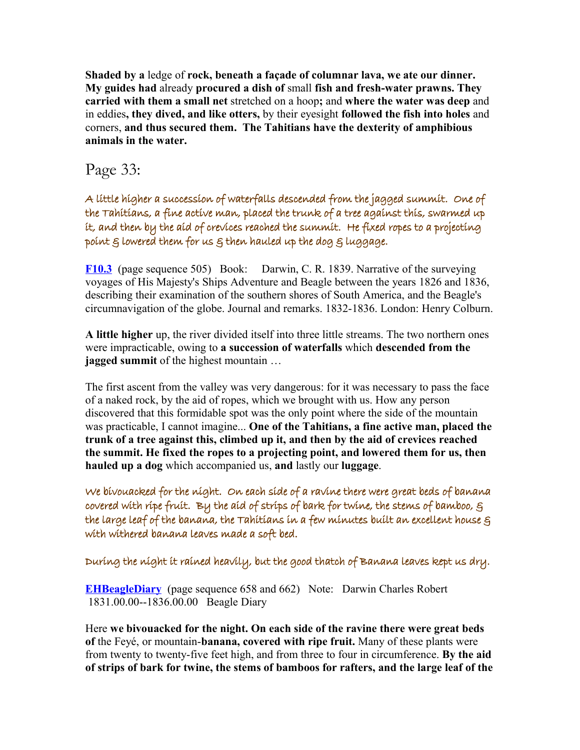**Shaded by a** ledge of **rock, beneath a façade of columnar lava, we ate our dinner. My guides had** already **procured a dish of** small **fish and fresh-water prawns. They carried with them a small net** stretched on a hoop**;** and **where the water was deep** and in eddies**, they dived, and like otters,** by their eyesight **followed the fish into holes** and corners, **and thus secured them. The Tahitians have the dexterity of amphibious animals in the water.**

# Page 33:

A little higher a succession of waterfalls descended from the jagged summit. One of the Tahitians, a fine active man, placed the trunk of a tree against this, swarmed up it, and then by the aid of crevices reached the summit. He fixed ropes to a projecting point & lowered them for us & then hauled up the dog & luggage.

**F10.3** (page sequence 505) Book: Darwin, C. R. 1839. Narrative of the surveying voyages of His Majesty's Ships Adventure and Beagle between the years 1826 and 1836, describing their examination of the southern shores of South America, and the Beagle's circumnavigation of the globe. Journal and remarks. 1832-1836. London: Henry Colburn.

**A little higher** up, the river divided itself into three little streams. The two northern ones were impracticable, owing to **a succession of waterfalls** which **descended from the jagged summit** of the highest mountain …

The first ascent from the valley was very dangerous: for it was necessary to pass the face of a naked rock, by the aid of ropes, which we brought with us. How any person discovered that this formidable spot was the only point where the side of the mountain was practicable, I cannot imagine... **One of the Tahitians, a fine active man, placed the trunk of a tree against this, climbed up it, and then by the aid of crevices reached the summit. He fixed the ropes to a projecting point, and lowered them for us, then hauled up a dog** which accompanied us, **and** lastly our **luggage**.

We bivouacked for the night. On each side of a ravine there were great beds of banana covered with ripe fruit. By the aid of strips of bark for twine, the stems of bamboo, & the large leaf of the banana, the Tahitians in a few minutes built an excellent house & with withered banana leaves made a soft bed.

During the night it rained heavily, but the good thatch of Banana leaves kept us dry.

**EHBeagleDiary** (page sequence 658 and 662) Note: Darwin Charles Robert 1831.00.00--1836.00.00 Beagle Diary

Here **we bivouacked for the night. On each side of the ravine there were great beds of** the Feyé, or mountain-**banana, covered with ripe fruit.** Many of these plants were from twenty to twenty-five feet high, and from three to four in circumference. **By the aid of strips of bark for twine, the stems of bamboos for rafters, and the large leaf of the**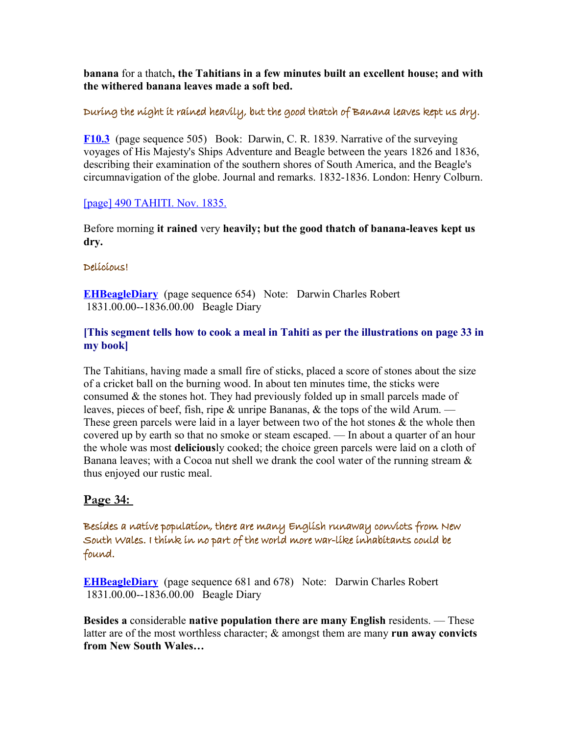**banana** for a thatch**, the Tahitians in a few minutes built an excellent house; and with the withered banana leaves made a soft bed.**

During the night it rained heavily, but the good thatch of Banana leaves kept us dry.

**F10.3** (page sequence 505) Book: Darwin, C. R. 1839. Narrative of the surveying voyages of His Majesty's Ships Adventure and Beagle between the years 1826 and 1836, describing their examination of the southern shores of South America, and the Beagle's circumnavigation of the globe. Journal and remarks. 1832-1836. London: Henry Colburn.

[page] 490 TAHITI. Nov. 1835.

Before morning **it rained** very **heavily; but the good thatch of banana-leaves kept us dry.**

Delicious!

**EHBeagleDiary** (page sequence 654) Note: Darwin Charles Robert 1831.00.00--1836.00.00 Beagle Diary

**[This segment tells how to cook a meal in Tahiti as per the illustrations on page 33 in my book]**

The Tahitians, having made a small fire of sticks, placed a score of stones about the size of a cricket ball on the burning wood. In about ten minutes time, the sticks were consumed & the stones hot. They had previously folded up in small parcels made of leaves, pieces of beef, fish, ripe & unripe Bananas, & the tops of the wild Arum. — These green parcels were laid in a layer between two of the hot stones & the whole then covered up by earth so that no smoke or steam escaped. — In about a quarter of an hour the whole was most **delicious**ly cooked; the choice green parcels were laid on a cloth of Banana leaves; with a Cocoa nut shell we drank the cool water of the running stream & thus enjoyed our rustic meal.

## Page 34:

Besides a native population, there are many English runaway convicts from New South Wales. I think in no part of the world more war-like inhabitants could be found.

**EHBeagleDiary** (page sequence 681 and 678) Note: Darwin Charles Robert 1831.00.00--1836.00.00 Beagle Diary

**Besides a** considerable **native population there are many English** residents. — These latter are of the most worthless character; & amongst them are many **run away convicts from New South Wales…**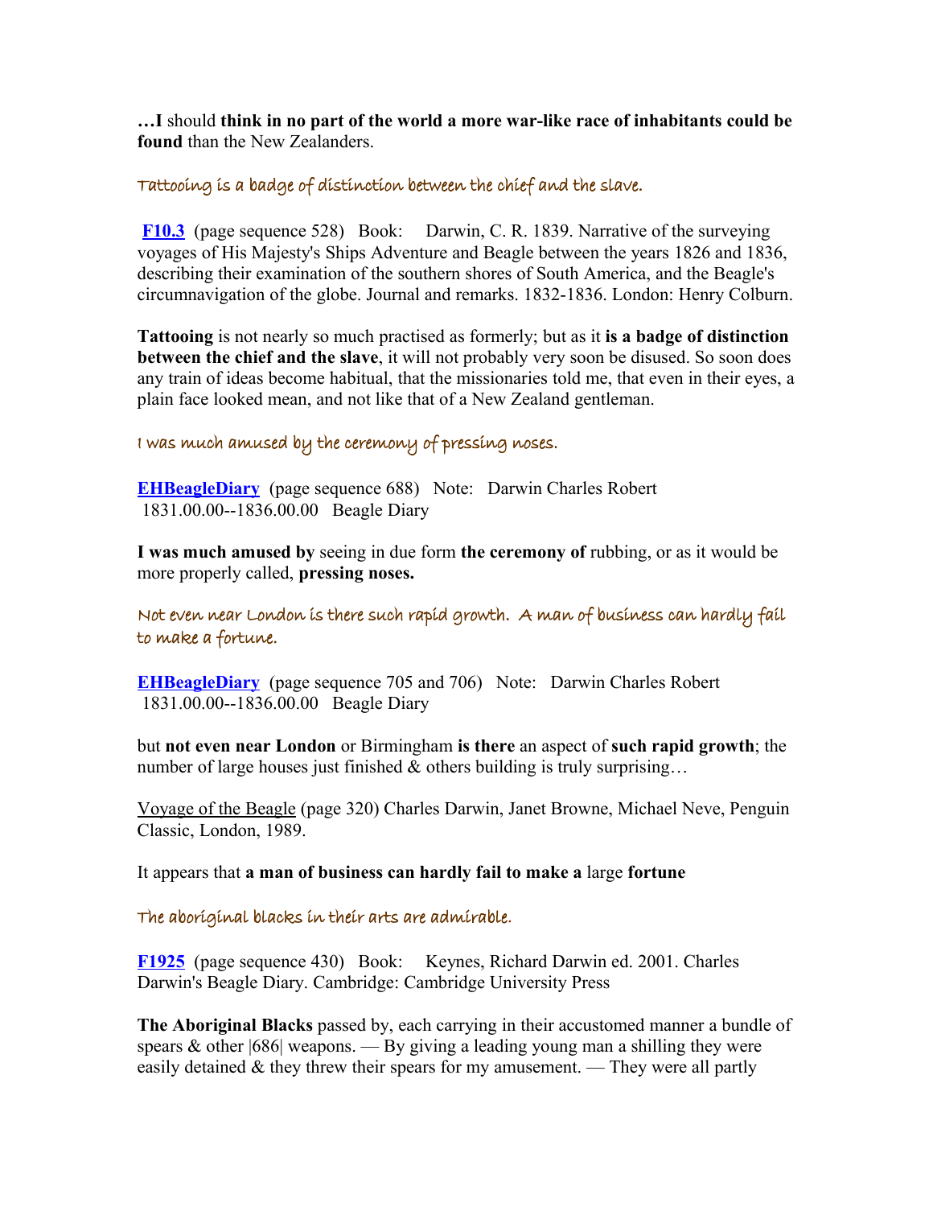**…I** should **think in no part of the world a more war-like race of inhabitants could be found** than the New Zealanders.

*Tattooing is a badge of distinction between the chief and the slave.*

**F10.3** (page sequence 528) Book: Darwin, C. R. 1839. Narrative of the surveying voyages of His Majesty's Ships Adventure and Beagle between the years 1826 and 1836, describing their examination of the southern shores of South America, and the Beagle's circumnavigation of the globe. Journal and remarks. 1832-1836. London: Henry Colburn.

**Tattooing** is not nearly so much practised as formerly; but as it **is a badge of distinction between the chief and the slave**, it will not probably very soon be disused. So soon does any train of ideas become habitual, that the missionaries told me, that even in their eyes, a plain face looked mean, and not like that of a New Zealand gentleman.

*I was much amused by the ceremony of pressing noses.*

**EHBeagleDiary** (page sequence 688) Note: Darwin Charles Robert 1831.00.00--1836.00.00 Beagle Diary

**I was much amused by** seeing in due form **the ceremony of** rubbing, or as it would be more properly called, **pressing noses.**

*Not even near London is there such rapid growth. A man of business can hardly fail to make a fortune.*

**EHBeagleDiary** (page sequence 705 and 706) Note: Darwin Charles Robert 1831.00.00--1836.00.00 Beagle Diary

but **not even near London** or Birmingham **is there** an aspect of **such rapid growth**; the number of large houses just finished & others building is truly surprising…

Voyage of the Beagle (page 320) Charles Darwin, Janet Browne, Michael Neve, Penguin Classic, London, 1989.

It appears that **a man of business can hardly fail to make a** large **fortune**

*The aboriginal blacks in their arts are admirable.*

**F1925** (page sequence 430) Book: Keynes, Richard Darwin ed. 2001. Charles Darwin's Beagle Diary. Cambridge: Cambridge University Press

**The Aboriginal Blacks** passed by, each carrying in their accustomed manner a bundle of spears & other |686| weapons. — By giving a leading young man a shilling they were easily detained & they threw their spears for my amusement. — They were all partly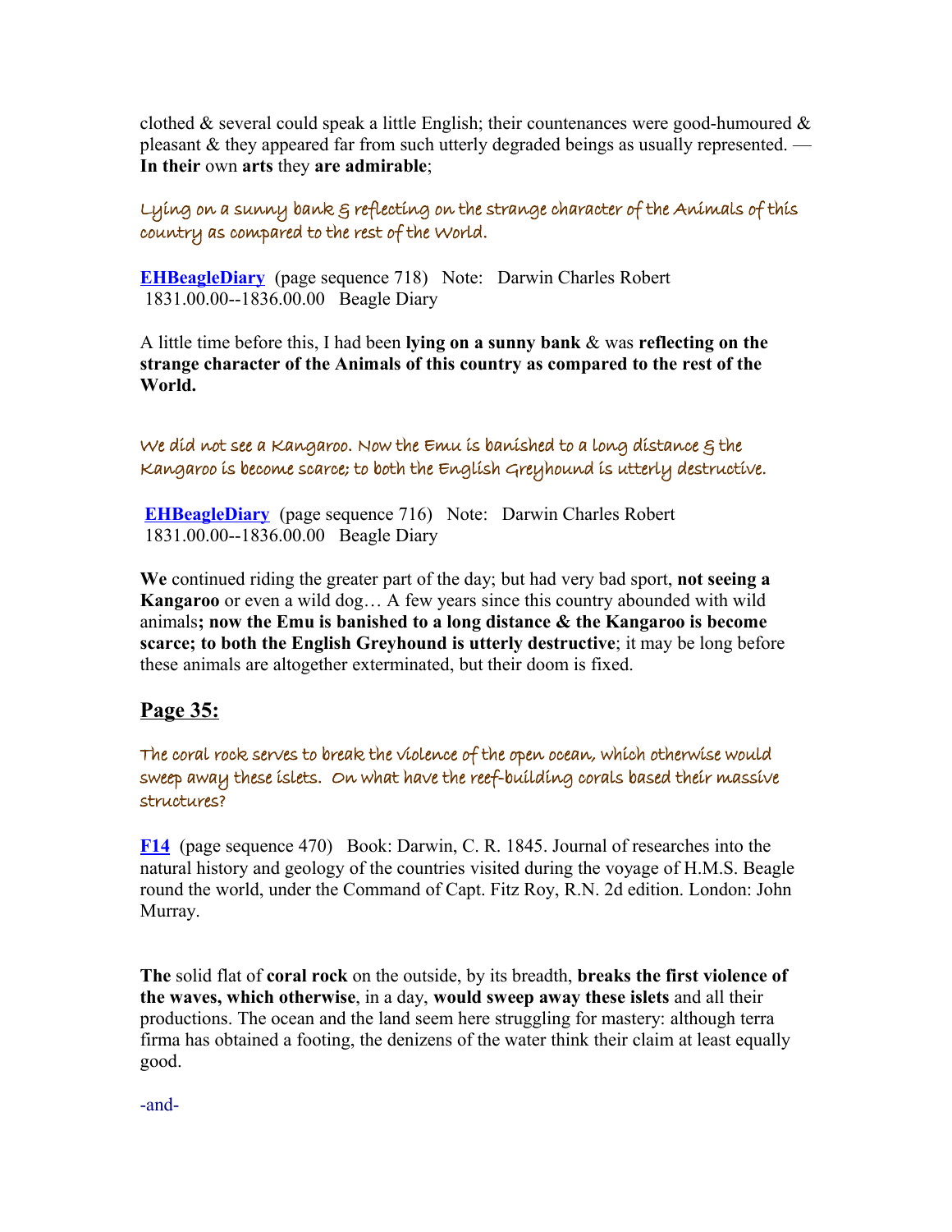clothed & several could speak a little English; their countenances were good-humoured & pleasant & they appeared far from such utterly degraded beings as usually represented. — **In their** own **arts** they **are admirable**;

*Lying on a sunny bank & reflecting on the strange character of the Animals of this country as compared to the rest of the World.*

**EHBeagleDiary** (page sequence 718) Note: Darwin Charles Robert 1831.00.00--1836.00.00 Beagle Diary

A little time before this, I had been **lying on a sunny bank** & was **reflecting on the strange character of the Animals of this country as compared to the rest of the World.**

*We did not see a Kangaroo. Now the Emu is banished to a long distance & the Kangaroo is become scarce; to both the English Greyhound is utterly destructive.*

**EHBeagleDiary** (page sequence 716) Note: Darwin Charles Robert 1831.00.00--1836.00.00 Beagle Diary

**We** continued riding the greater part of the day; but had very bad sport, **not seeing a Kangaroo** or even a wild dog… A few years since this country abounded with wild animals**; now the Emu is banished to a long distance & the Kangaroo is become scarce; to both the English Greyhound is utterly destructive**; it may be long before these animals are altogether exterminated, but their doom is fixed.

## Page 35:

*The coral rock serves to break the violence of the open ocean, which otherwise would sweep away these islets. On what have the reef-building corals based their massive structures?*

**F14** (page sequence 470) Book: Darwin, C. R. 1845. Journal of researches into the natural history and geology of the countries visited during the voyage of H.M.S. Beagle round the world, under the Command of Capt. Fitz Roy, R.N. 2d edition. London: John Murray.

**The** solid flat of **coral rock** on the outside, by its breadth, **breaks the first violence of the waves, which otherwise**, in a day, **would sweep away these islets** and all their productions. The ocean and the land seem here struggling for mastery: although terra firma has obtained a footing, the denizens of the water think their claim at least equally good.

-and-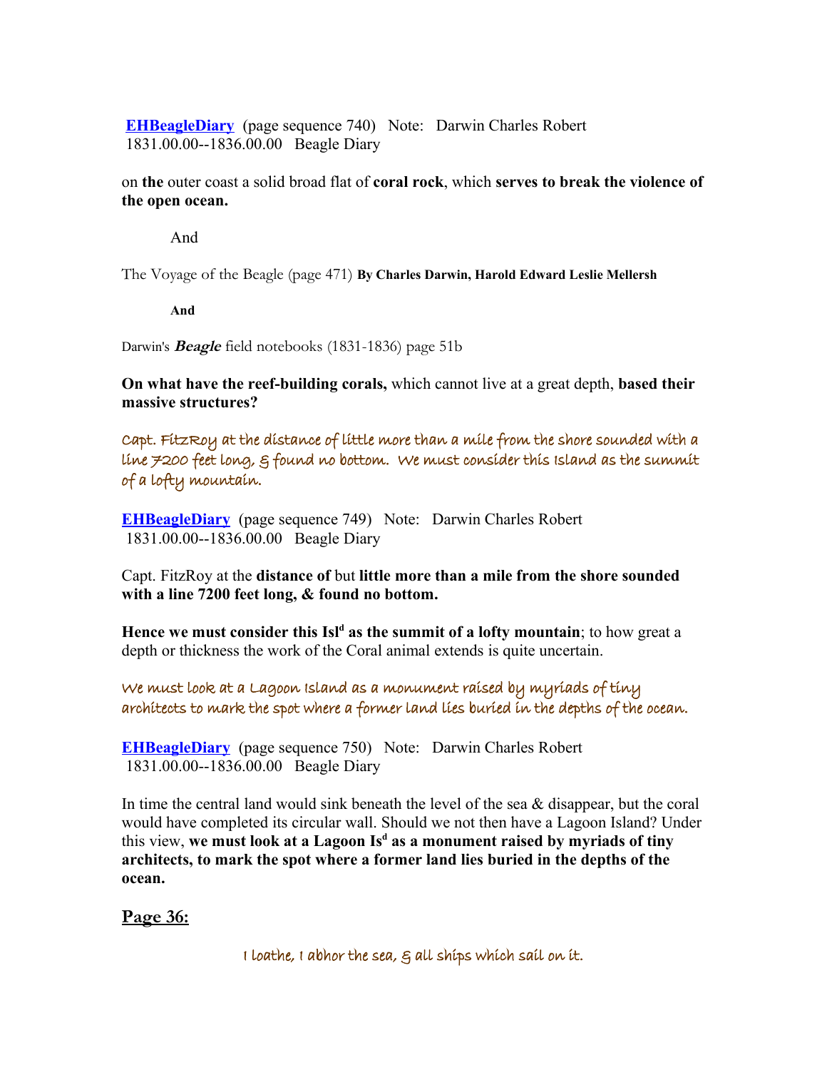**[EHBeagleDiary](#)** (page sequence 740) Note: Darwin Charles Robert 1831.00.00--1836.00.00 Beagle Diary

on **the** outer coast a solid broad flat of **coral rock**, which **serves to break the violence of the open ocean.**

And

The Voyage of the Beagle (page 471) **By Charles Darwin, Harold Edward Leslie Mellersh**

**And**

Darwin's ***Beagle*** field notebooks (1831-1836) page 51b

**On what have the reef-building corals,** which cannot live at a great depth, **based their massive structures?**

Capt. FitzRoy at the distance of little more than a mile from the shore sounded with a line 7200 feet long, & found no bottom. We must consider this Island as the summit of a lofty mountain.

**[EHBeagleDiary](#)** (page sequence 749) Note: Darwin Charles Robert 1831.00.00--1836.00.00 Beagle Diary

Capt. FitzRoy at the **distance of** but **little more than a mile from the shore sounded with a line 7200 feet long, & found no bottom.**

**Hence we must consider this Isl[d] as the summit of a lofty mountain**; to how great a depth or thickness the work of the Coral animal extends is quite uncertain.

We must look at a Lagoon Island as a monument raised by myriads of tiny architects to mark the spot where a former land lies buried in the depths of the ocean.

**[EHBeagleDiary](#)** (page sequence 750) Note: Darwin Charles Robert 1831.00.00--1836.00.00 Beagle Diary

In time the central land would sink beneath the level of the sea & disappear, but the coral would have completed its circular wall. Should we not then have a Lagoon Island? Under this view, **we must look at a Lagoon Is[d] as a monument raised by myriads of tiny architects, to mark the spot where a former land lies buried in the depths of the ocean.**

## Page 36:

I loathe, I abhor the sea, & all ships which sail on it.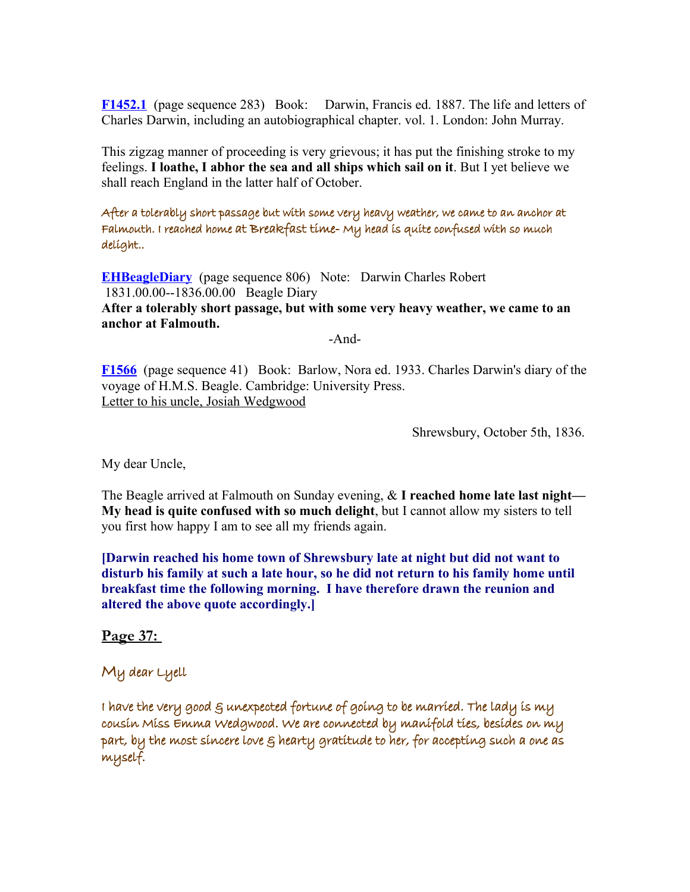**F1452.1** (page sequence 283) Book: Darwin, Francis ed. 1887. The life and letters of Charles Darwin, including an autobiographical chapter. vol. 1. London: John Murray.

This zigzag manner of proceeding is very grievous; it has put the finishing stroke to my feelings. **I loathe, I abhor the sea and all ships which sail on it**. But I yet believe we shall reach England in the latter half of October.

After a tolerably short passage but with some very heavy weather, we came to an anchor at Falmouth. I reached home at Breakfast time- My head is quite confused with so much delight..

**EHBeagleDiary** (page sequence 806) Note: Darwin Charles Robert 1831.00.00--1836.00.00 Beagle Diary

**After a tolerably short passage, but with some very heavy weather, we came to an anchor at Falmouth.**

-And-

**F1566** (page sequence 41) Book: Barlow, Nora ed. 1933. Charles Darwin's diary of the voyage of H.M.S. Beagle. Cambridge: University Press.

Letter to his uncle, Josiah Wedgwood

Shrewsbury, October 5th, 1836.

My dear Uncle,

The Beagle arrived at Falmouth on Sunday evening, & **I reached home late last night—My head is quite confused with so much delight**, but I cannot allow my sisters to tell you first how happy I am to see all my friends again.

**[Darwin reached his home town of Shrewsbury late at night but did not want to disturb his family at such a late hour, so he did not return to his family home until breakfast time the following morning. I have therefore drawn the reunion and altered the above quote accordingly.]**

## Page 37:

My dear Lyell

I have the very good & unexpected fortune of going to be married. The lady is my cousin Miss Emma Wedgwood. We are connected by manifold ties, besides on my part, by the most sincere love & hearty gratitude to her, for accepting such a one as myself.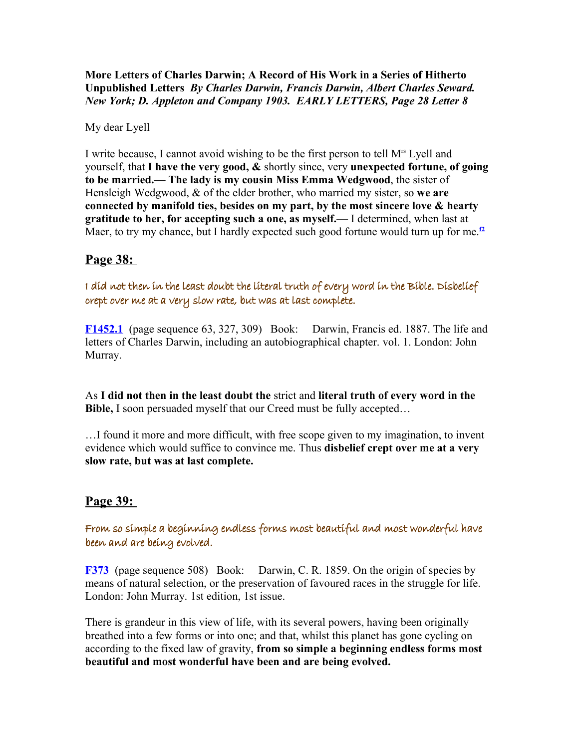**More Letters of Charles Darwin; A Record of His Work in a Series of Hitherto Unpublished Letters** ***By Charles Darwin, Francis Darwin, Albert Charles Seward. New York; D. Appleton and Company 1903. EARLY LETTERS, Page 28 Letter 8***

My dear Lyell

I write because, I cannot avoid wishing to be the first person to tell Mrs Lyell and yourself, that **I have the very good, &** shortly since, very **unexpected fortune, of going to be married.— The lady is my cousin Miss Emma Wedgwood**, the sister of Hensleigh Wedgwood, & of the elder brother, who married my sister, so **we are connected by manifold ties, besides on my part, by the most sincere love & hearty gratitude to her, for accepting such a one, as myself.**— I determined, when last at Maer, to try my chance, but I hardly expected such good fortune would turn up for me.[f2]

## Page 38:

I did not then in the least doubt the literal truth of every word in the Bible. Disbelief crept over me at a very slow rate, but was at last complete.

**F1452.1** (page sequence 63, 327, 309) Book: Darwin, Francis ed. 1887. The life and letters of Charles Darwin, including an autobiographical chapter. vol. 1. London: John Murray.

As **I did not then in the least doubt the** strict and **literal truth of every word in the Bible,** I soon persuaded myself that our Creed must be fully accepted…

…I found it more and more difficult, with free scope given to my imagination, to invent evidence which would suffice to convince me. Thus **disbelief crept over me at a very slow rate, but was at last complete.**

## Page 39:

From so simple a beginning endless forms most beautiful and most wonderful have been and are being evolved.

**F373** (page sequence 508) Book: Darwin, C. R. 1859. On the origin of species by means of natural selection, or the preservation of favoured races in the struggle for life. London: John Murray. 1st edition, 1st issue.

There is grandeur in this view of life, with its several powers, having been originally breathed into a few forms or into one; and that, whilst this planet has gone cycling on according to the fixed law of gravity, **from so simple a beginning endless forms most beautiful and most wonderful have been and are being evolved.**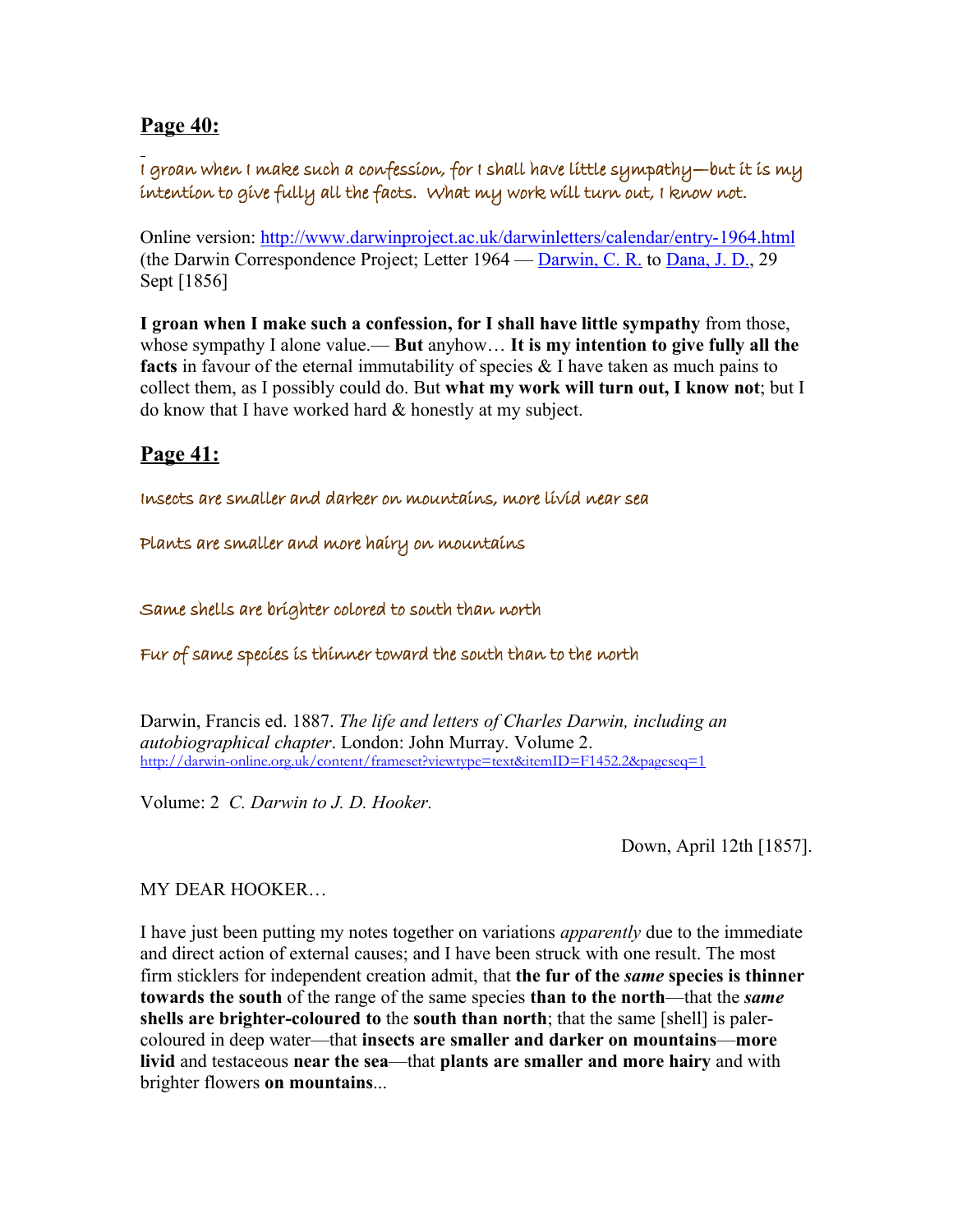## Page 40:

I groan when I make such a confession, for I shall have little sympathy—but it is my intention to give fully all the facts.  What my work will turn out, I know not.

Online version: http://www.darwinproject.ac.uk/darwinletters/calendar/entry-1964.html (the Darwin Correspondence Project; Letter 1964 — Darwin, C. R. to Dana, J. D., 29 Sept [1856]

**I groan when I make such a confession, for I shall have little sympathy** from those, whose sympathy I alone value.— **But** anyhow… **It is my intention to give fully all the facts** in favour of the eternal immutability of species & I have taken as much pains to collect them, as I possibly could do. But **what my work will turn out, I know not**; but I do know that I have worked hard & honestly at my subject.

## Page 41:

Insects are smaller and darker on mountains, more livid near sea

Plants are smaller and more hairy on mountains

Same shells are brighter colored to south than north

Fur of same species is thinner toward the south than to the north

Darwin, Francis ed. 1887. *The life and letters of Charles Darwin, including an autobiographical chapter*. London: John Murray. Volume 2.
http://darwin-online.org.uk/content/frameset?viewtype=text&itemID=F1452.2&pageseq=1

Volume: 2  *C. Darwin to J. D. Hooker.*

Down, April 12th [1857].

MY DEAR HOOKER…

I have just been putting my notes together on variations *apparently* due to the immediate and direct action of external causes; and I have been struck with one result. The most firm sticklers for independent creation admit, that **the fur of the *same* species is thinner towards the south** of the range of the same species **than to the north**—that the ***same* shells are brighter-coloured to** the **south than north**; that the same [shell] is paler-coloured in deep water—that **insects are smaller and darker on mountains**—**more livid** and testaceous **near the sea**—that **plants are smaller and more hairy** and with brighter flowers **on mountains**...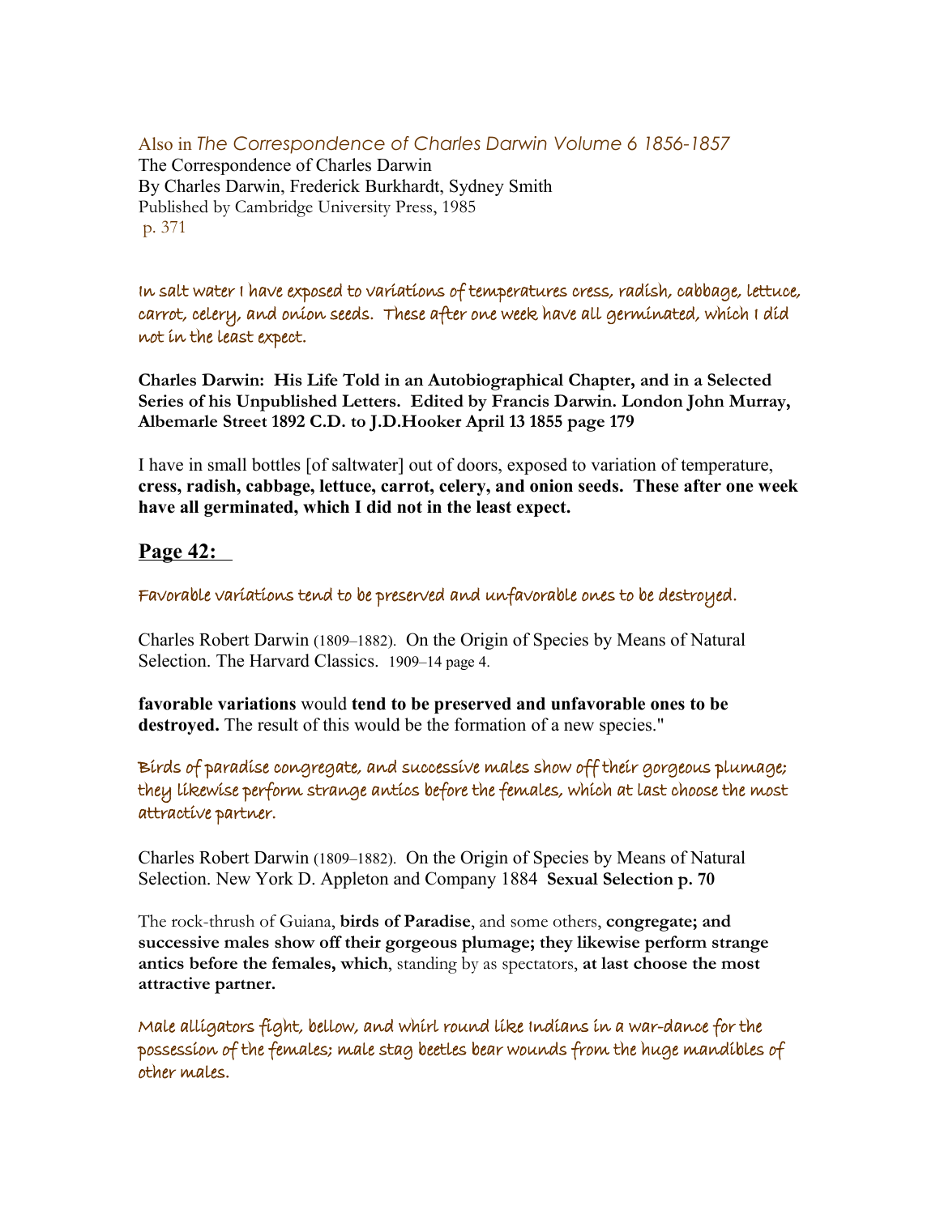Also in *The Correspondence of Charles Darwin Volume 6 1856-1857*
The Correspondence of Charles Darwin
By Charles Darwin, Frederick Burkhardt, Sydney Smith
Published by Cambridge University Press, 1985
p. 371

In salt water I have exposed to variations of temperatures cress, radish, cabbage, lettuce, carrot, celery, and onion seeds. These after one week have all germinated, which I did not in the least expect.

**Charles Darwin: His Life Told in an Autobiographical Chapter, and in a Selected Series of his Unpublished Letters. Edited by Francis Darwin. London John Murray, Albemarle Street 1892 C.D. to J.D.Hooker April 13 1855 page 179**

I have in small bottles [of saltwater] out of doors, exposed to variation of temperature, **cress, radish, cabbage, lettuce, carrot, celery, and onion seeds. These after one week have all germinated, which I did not in the least expect.**

## Page 42:

Favorable variations tend to be preserved and unfavorable ones to be destroyed.

Charles Robert Darwin (1809–1882). On the Origin of Species by Means of Natural Selection. The Harvard Classics. 1909–14 page 4.

**favorable variations** would **tend to be preserved and unfavorable ones to be destroyed.** The result of this would be the formation of a new species."

Birds of paradise congregate, and successive males show off their gorgeous plumage; they likewise perform strange antics before the females, which at last choose the most attractive partner.

Charles Robert Darwin (1809–1882). On the Origin of Species by Means of Natural Selection. New York D. Appleton and Company 1884 **Sexual Selection p. 70**

The rock-thrush of Guiana, **birds of Paradise**, and some others, **congregate; and successive males show off their gorgeous plumage; they likewise perform strange antics before the females, which**, standing by as spectators, **at last choose the most attractive partner.**

Male alligators fight, bellow, and whirl round like Indians in a war-dance for the possession of the females; male stag beetles bear wounds from the huge mandibles of other males.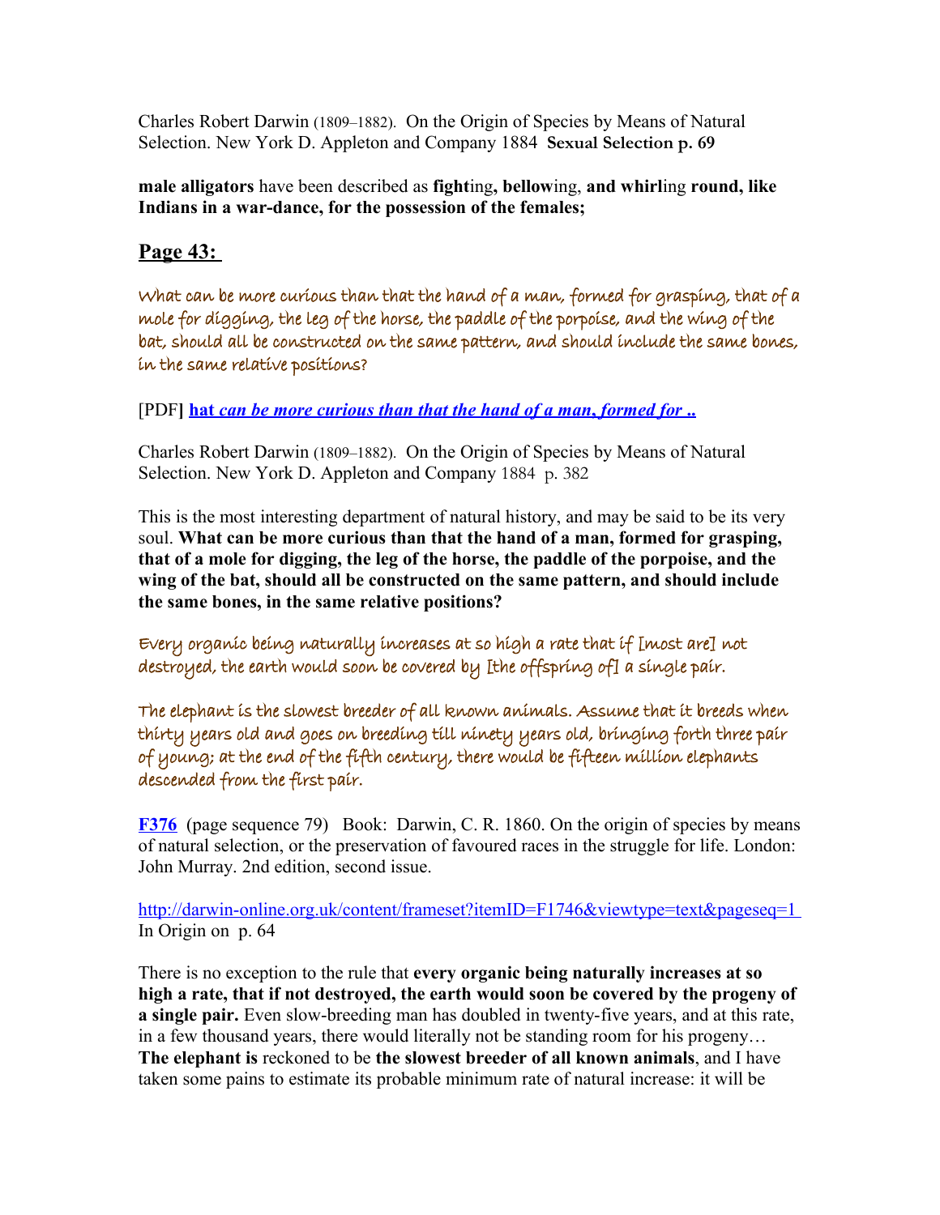Charles Robert Darwin (1809–1882). On the Origin of Species by Means of Natural Selection. New York D. Appleton and Company 1884 **Sexual Selection p. 69**

**male alligators** have been described as **fight**ing**, bellow**ing, **and whirl**ing **round, like Indians in a war-dance, for the possession of the females;**

## Page 43:

What can be more curious than that the hand of a man, formed for grasping, that of a mole for digging, the leg of the horse, the paddle of the porpoise, and the wing of the bat, should all be constructed on the same pattern, and should include the same bones, in the same relative positions?

[PDF**]** **hat** ***can be more curious than that the hand of a man, formed for ..***

Charles Robert Darwin (1809–1882). On the Origin of Species by Means of Natural Selection. New York D. Appleton and Company 1884 p. 382

This is the most interesting department of natural history, and may be said to be its very soul. **What can be more curious than that the hand of a man, formed for grasping, that of a mole for digging, the leg of the horse, the paddle of the porpoise, and the wing of the bat, should all be constructed on the same pattern, and should include the same bones, in the same relative positions?**

Every organic being naturally increases at so high a rate that if [most are] not destroyed, the earth would soon be covered by [the offspring of] a single pair.

The elephant is the slowest breeder of all known animals. Assume that it breeds when thirty years old and goes on breeding till ninety years old, bringing forth three pair of young; at the end of the fifth century, there would be fifteen million elephants descended from the first pair.

**F376** (page sequence 79) Book: Darwin, C. R. 1860. On the origin of species by means of natural selection, or the preservation of favoured races in the struggle for life. London: John Murray. 2nd edition, second issue.

http://darwin-online.org.uk/content/frameset?itemID=F1746&viewtype=text&pageseq=1
In Origin on p. 64

There is no exception to the rule that **every organic being naturally increases at so high a rate, that if not destroyed, the earth would soon be covered by the progeny of a single pair.** Even slow-breeding man has doubled in twenty-five years, and at this rate, in a few thousand years, there would literally not be standing room for his progeny… **The elephant is** reckoned to be **the slowest breeder of all known animals**, and I have taken some pains to estimate its probable minimum rate of natural increase: it will be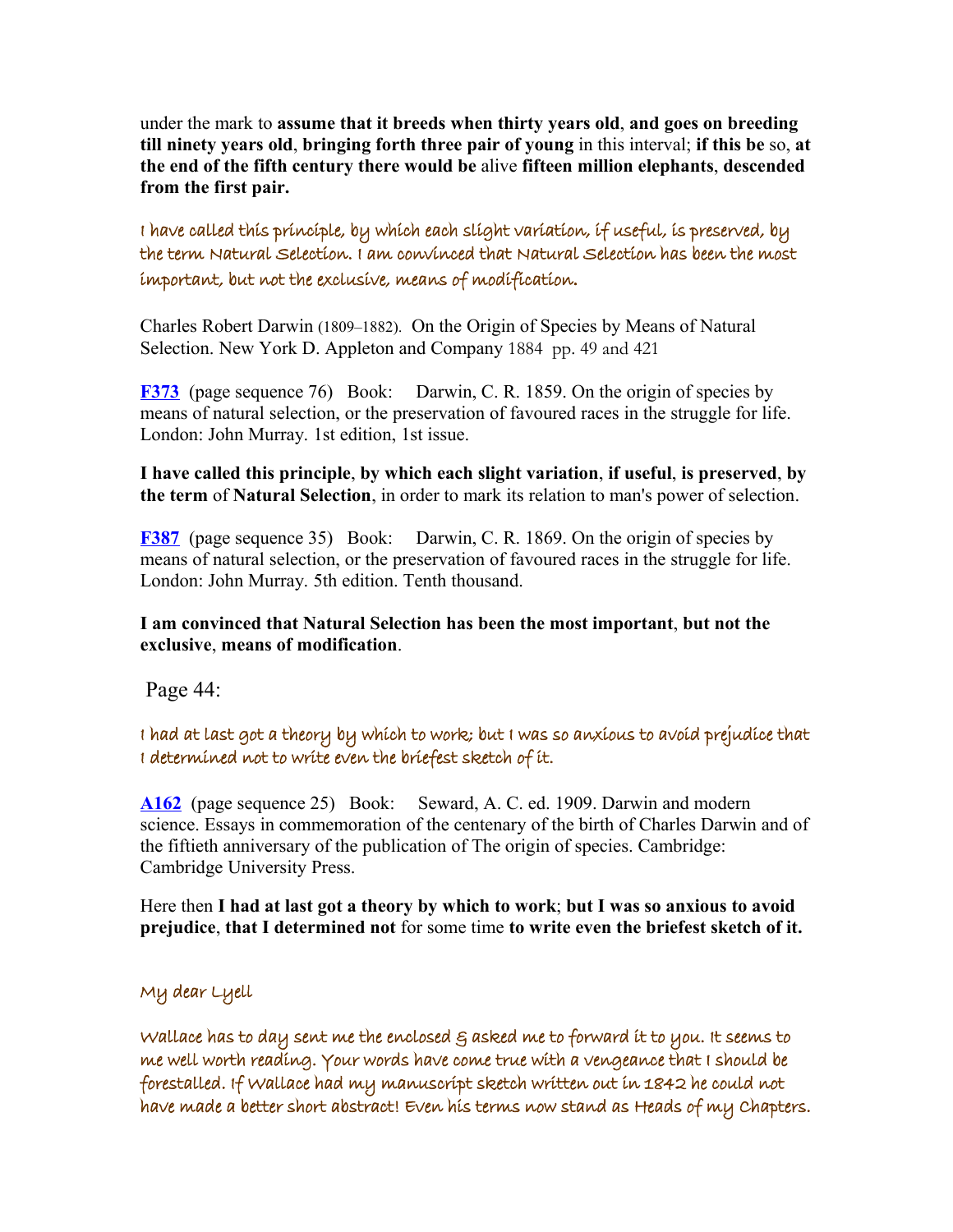under the mark to **assume that it breeds when thirty years old**, **and goes on breeding till ninety years old**, **bringing forth three pair of young** in this interval; **if this be** so, **at the end of the fifth century there would be** alive **fifteen million elephants**, **descended from the first pair.**

*I have called this principle, by which each slight variation, if useful, is preserved, by the term Natural Selection. I am convinced that Natural Selection has been the most important, but not the exclusive, means of modification.*

Charles Robert Darwin (1809–1882). On the Origin of Species by Means of Natural Selection. New York D. Appleton and Company 1884 pp. 49 and 421

**F373** (page sequence 76) Book: Darwin, C. R. 1859. On the origin of species by means of natural selection, or the preservation of favoured races in the struggle for life. London: John Murray. 1st edition, 1st issue.

**I have called this principle**, **by which each slight variation**, **if useful**, **is preserved**, **by the term** of **Natural Selection**, in order to mark its relation to man's power of selection.

**F387** (page sequence 35) Book: Darwin, C. R. 1869. On the origin of species by means of natural selection, or the preservation of favoured races in the struggle for life. London: John Murray. 5th edition. Tenth thousand.

**I am convinced that Natural Selection has been the most important**, **but not the exclusive**, **means of modification**.

Page 44:

*I had at last got a theory by which to work; but I was so anxious to avoid prejudice that I determined not to write even the briefest sketch of it.*

**A162** (page sequence 25) Book: Seward, A. C. ed. 1909. Darwin and modern science. Essays in commemoration of the centenary of the birth of Charles Darwin and of the fiftieth anniversary of the publication of The origin of species. Cambridge: Cambridge University Press.

Here then **I had at last got a theory by which to work**; **but I was so anxious to avoid prejudice**, **that I determined not** for some time **to write even the briefest sketch of it.**

*My dear Lyell*

*Wallace has to day sent me the enclosed & asked me to forward it to you. It seems to me well worth reading. Your words have come true with a vengeance that I should be forestalled. If Wallace had my manuscript sketch written out in 1842 he could not have made a better short abstract! Even his terms now stand as Heads of my Chapters.*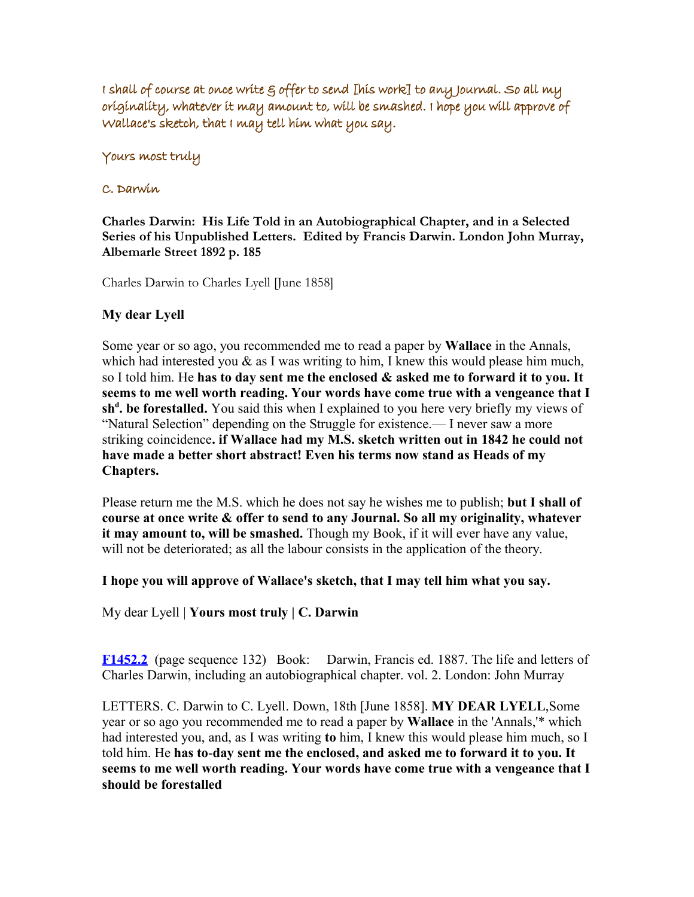I shall of course at once write & offer to send [his work] to any Journal. So all my originality, whatever it may amount to, will be smashed. I hope you will approve of Wallace's sketch, that I may tell him what you say.

Yours most truly

C. Darwin

**Charles Darwin: His Life Told in an Autobiographical Chapter, and in a Selected Series of his Unpublished Letters. Edited by Francis Darwin. London John Murray, Albemarle Street 1892 p. 185**

Charles Darwin to Charles Lyell [June 1858]

**My dear Lyell**

Some year or so ago, you recommended me to read a paper by **Wallace** in the Annals, which had interested you & as I was writing to him, I knew this would please him much, so I told him. He **has to day sent me the enclosed & asked me to forward it to you. It seems to me well worth reading. Your words have come true with a vengeance that I sh[d]. be forestalled.** You said this when I explained to you here very briefly my views of "Natural Selection" depending on the Struggle for existence.— I never saw a more striking coincidence**. if Wallace had my M.S. sketch written out in 1842 he could not have made a better short abstract! Even his terms now stand as Heads of my Chapters.**

Please return me the M.S. which he does not say he wishes me to publish; **but I shall of course at once write & offer to send to any Journal. So all my originality, whatever it may amount to, will be smashed.** Though my Book, if it will ever have any value, will not be deteriorated; as all the labour consists in the application of the theory.

**I hope you will approve of Wallace's sketch, that I may tell him what you say.**

My dear Lyell | **Yours most truly | C. Darwin**

**F1452.2** (page sequence 132) Book: Darwin, Francis ed. 1887. The life and letters of Charles Darwin, including an autobiographical chapter. vol. 2. London: John Murray

LETTERS. C. Darwin to C. Lyell. Down, 18th [June 1858]. **MY DEAR LYELL**,Some year or so ago you recommended me to read a paper by **Wallace** in the 'Annals,'* which had interested you, and, as I was writing **to** him, I knew this would please him much, so I told him. He **has to-day sent me the enclosed, and asked me to forward it to you. It seems to me well worth reading. Your words have come true with a vengeance that I should be forestalled**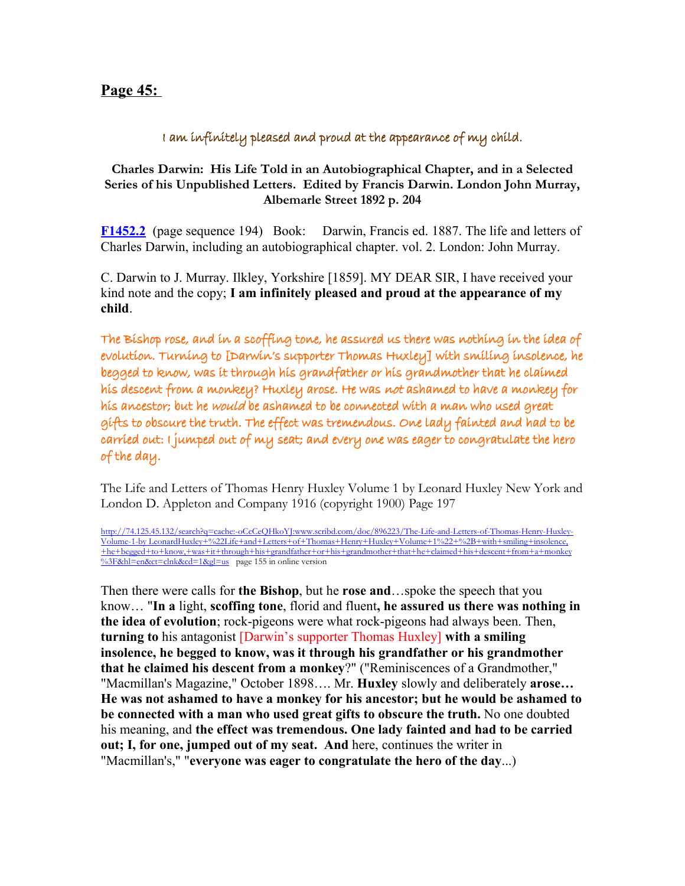## **Page 45:**

I am infinitely pleased and proud at the appearance of my child.

**Charles Darwin: His Life Told in an Autobiographical Chapter, and in a Selected Series of his Unpublished Letters. Edited by Francis Darwin. London John Murray, Albemarle Street 1892 p. 204**

**F1452.2** (page sequence 194) Book: Darwin, Francis ed. 1887. The life and letters of Charles Darwin, including an autobiographical chapter. vol. 2. London: John Murray.

C. Darwin to J. Murray. Ilkley, Yorkshire [1859]. MY DEAR SIR, I have received your kind note and the copy; **I am infinitely pleased and proud at the appearance of my child**.

The Bishop rose, and in a scoffing tone, he assured us there was nothing in the idea of evolution. Turning to [Darwin's supporter Thomas Huxley] with smiling insolence, he begged to know, was it through his grandfather or his grandmother that he claimed his descent from a monkey? Huxley arose. He was *not* ashamed to have a monkey for his ancestor; but he *would* be ashamed to be connected with a man who used great gifts to obscure the truth. The effect was tremendous. One lady fainted and had to be carried out: I jumped out of my seat; and every one was eager to congratulate the hero of the day.

The Life and Letters of Thomas Henry Huxley Volume 1 by Leonard Huxley New York and London D. Appleton and Company 1916 (copyright 1900) Page 197

http://74.125.45.132/search?q=cache:-oCcCeQHkoYJ:www.scribd.com/doc/896223/The-Life-and-Letters-of-Thomas-Henry-Huxley-Volume-1-by LeonardHuxley+%22Life+and+Letters+of+Thomas+Henry+Huxley+Volume+1%22+%2B+with+smiling+insolence,+he+begged+to+know,+was+it+through+his+grandfather+or+his+grandmother+that+he+claimed+his+descent+from+a+monkey%3F&hl=en&ct=clnk&cd=1&gl=us page 155 in online version

Then there were calls for **the Bishop**, but he **rose and**…spoke the speech that you know… "**In a** light, **scoffing tone**, florid and fluent**, he assured us there was nothing in the idea of evolution**; rock-pigeons were what rock-pigeons had always been. Then, **turning to** his antagonist [Darwin's supporter Thomas Huxley] **with a smiling insolence, he begged to know, was it through his grandfather or his grandmother that he claimed his descent from a monkey**?" ("Reminiscences of a Grandmother," "Macmillan's Magazine," October 1898…. Mr. **Huxley** slowly and deliberately **arose… He was not ashamed to have a monkey for his ancestor; but he would be ashamed to be connected with a man who used great gifts to obscure the truth.** No one doubted his meaning, and **the effect was tremendous. One lady fainted and had to be carried out; I, for one, jumped out of my seat. And** here, continues the writer in "Macmillan's," "**everyone was eager to congratulate the hero of the day**...)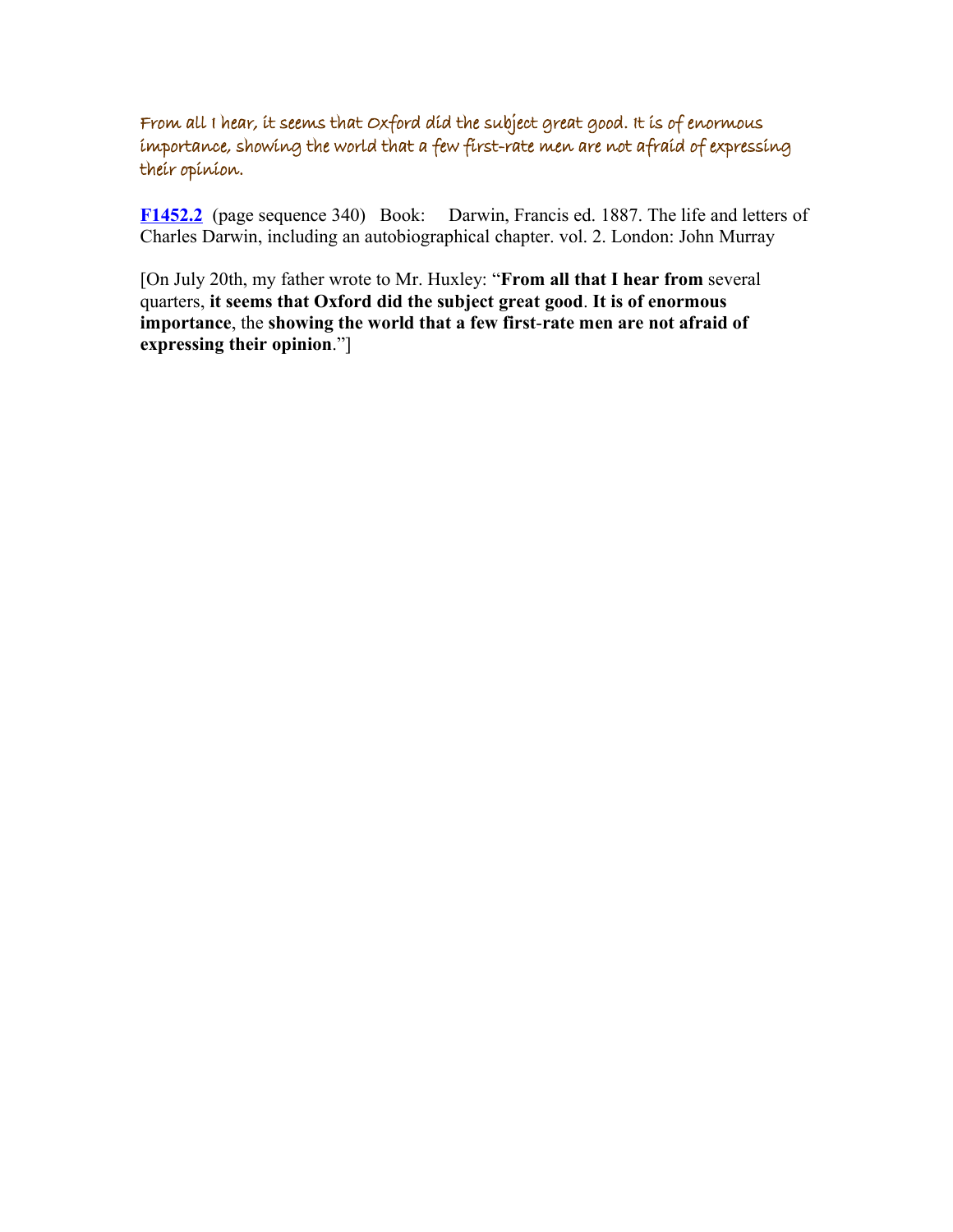From all I hear, it seems that Oxford did the subject great good. It is of enormous importance, showing the world that a few first-rate men are not afraid of expressing their opinion.

**F1452.2** (page sequence 340) Book: Darwin, Francis ed. 1887. The life and letters of Charles Darwin, including an autobiographical chapter. vol. 2. London: John Murray

[On July 20th, my father wrote to Mr. Huxley: "**From all that I hear from** several quarters, **it seems that Oxford did the subject great good**. **It is of enormous importance**, the **showing the world that a few first-rate men are not afraid of expressing their opinion**."]